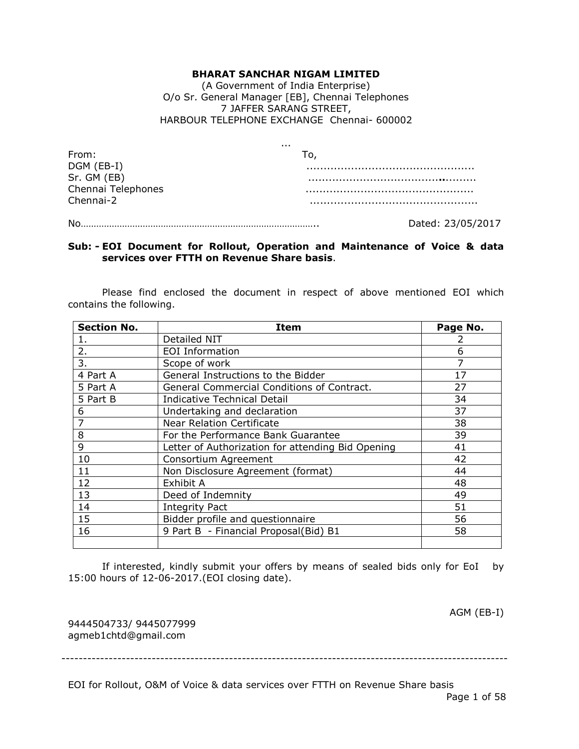**BHARAT SANCHAR NIGAM LIMITED**

(A Government of India Enterprise)
O/o Sr. General Manager [EB], Chennai Telephones
7 JAFFER SARANG STREET,
HARBOUR TELEPHONE EXCHANGE Chennai- 600002

...

From:
DGM (EB-I)
Sr. GM (EB)
Chennai Telephones
Chennai-2

To,
................................................
................................................
................................................
................................................

No………………………………………………………………………………….. Dated: 23/05/2017

**Sub: - EOI Document for Rollout, Operation and Maintenance of Voice & data services over FTTH on Revenue Share basis**.

Please find enclosed the document in respect of above mentioned EOI which contains the following.

| Section No. | Item | Page No. |
|---|---|---|
| 1. | Detailed NIT | 2 |
| 2. | EOI Information | 6 |
| 3. | Scope of work | 7 |
| 4 Part A | General Instructions to the Bidder | 17 |
| 5 Part A | General Commercial Conditions of Contract. | 27 |
| 5 Part B | Indicative Technical Detail | 34 |
| 6 | Undertaking and declaration | 37 |
| 7 | Near Relation Certificate | 38 |
| 8 | For the Performance Bank Guarantee | 39 |
| 9 | Letter of Authorization for attending Bid Opening | 41 |
| 10 | Consortium Agreement | 42 |
| 11 | Non Disclosure Agreement (format) | 44 |
| 12 | Exhibit A | 48 |
| 13 | Deed of Indemnity | 49 |
| 14 | Integrity Pact | 51 |
| 15 | Bidder profile and questionnaire | 56 |
| 16 | 9 Part B - Financial Proposal(Bid) B1 | 58 |
| | | |

If interested, kindly submit your offers by means of sealed bids only for EoI by 15:00 hours of 12-06-2017.(EOI closing date).

AGM (EB-I)

9444504733/ 9445077999
agmeb1chtd@gmail.com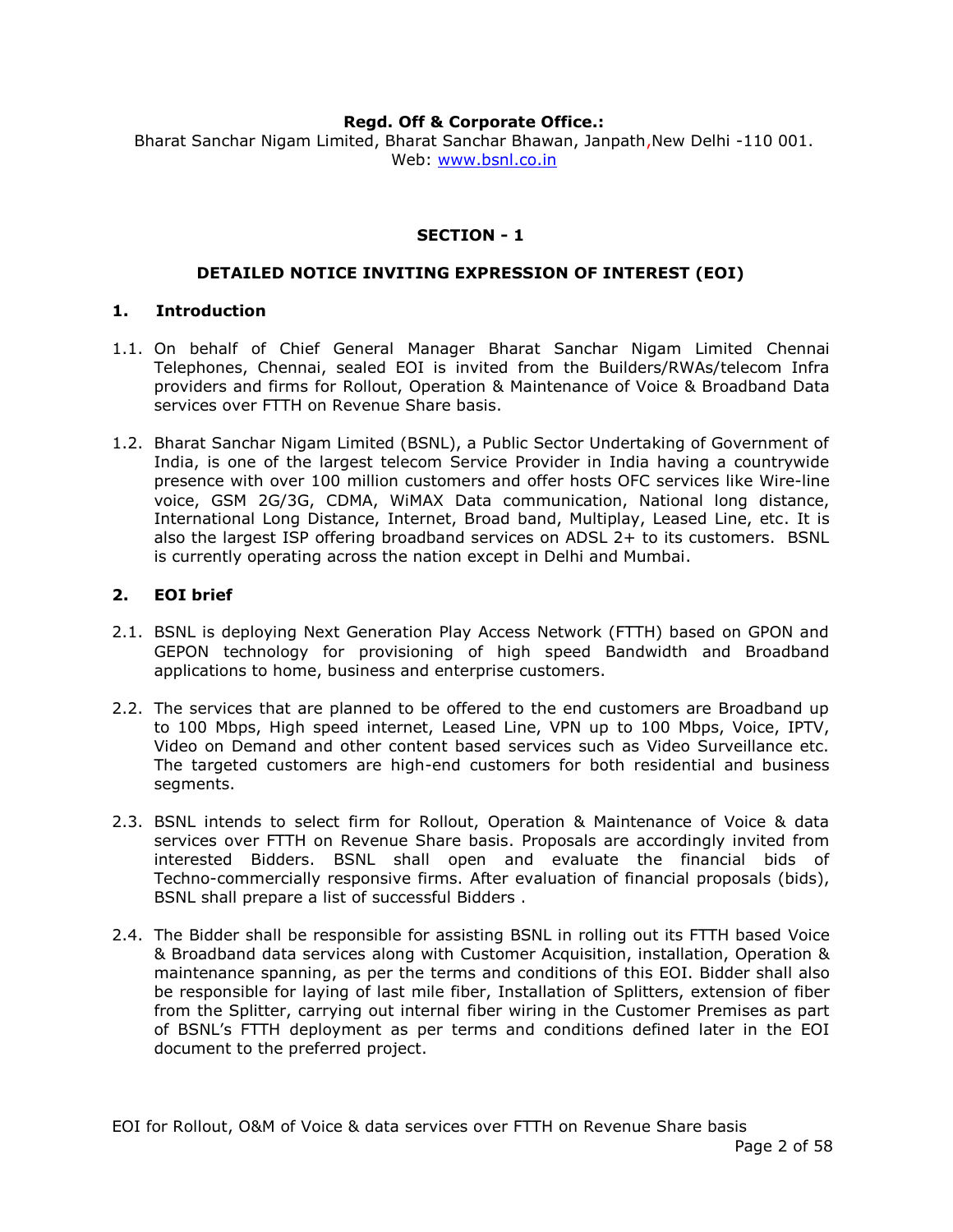**Regd. Off & Corporate Office.:**

Bharat Sanchar Nigam Limited, Bharat Sanchar Bhawan, Janpath,New Delhi -110 001.
Web: www.bsnl.co.in

## SECTION - 1

## DETAILED NOTICE INVITING EXPRESSION OF INTEREST (EOI)

### 1. Introduction

1.1. On behalf of Chief General Manager Bharat Sanchar Nigam Limited Chennai Telephones, Chennai, sealed EOI is invited from the Builders/RWAs/telecom Infra providers and firms for Rollout, Operation & Maintenance of Voice & Broadband Data services over FTTH on Revenue Share basis.

1.2. Bharat Sanchar Nigam Limited (BSNL), a Public Sector Undertaking of Government of India, is one of the largest telecom Service Provider in India having a countrywide presence with over 100 million customers and offer hosts OFC services like Wire-line voice, GSM 2G/3G, CDMA, WiMAX Data communication, National long distance, International Long Distance, Internet, Broad band, Multiplay, Leased Line, etc. It is also the largest ISP offering broadband services on ADSL 2+ to its customers. BSNL is currently operating across the nation except in Delhi and Mumbai.

### 2. EOI brief

2.1. BSNL is deploying Next Generation Play Access Network (FTTH) based on GPON and GEPON technology for provisioning of high speed Bandwidth and Broadband applications to home, business and enterprise customers.

2.2. The services that are planned to be offered to the end customers are Broadband up to 100 Mbps, High speed internet, Leased Line, VPN up to 100 Mbps, Voice, IPTV, Video on Demand and other content based services such as Video Surveillance etc. The targeted customers are high-end customers for both residential and business segments.

2.3. BSNL intends to select firm for Rollout, Operation & Maintenance of Voice & data services over FTTH on Revenue Share basis. Proposals are accordingly invited from interested Bidders. BSNL shall open and evaluate the financial bids of Techno-commercially responsive firms. After evaluation of financial proposals (bids), BSNL shall prepare a list of successful Bidders .

2.4. The Bidder shall be responsible for assisting BSNL in rolling out its FTTH based Voice & Broadband data services along with Customer Acquisition, installation, Operation & maintenance spanning, as per the terms and conditions of this EOI. Bidder shall also be responsible for laying of last mile fiber, Installation of Splitters, extension of fiber from the Splitter, carrying out internal fiber wiring in the Customer Premises as part of BSNL's FTTH deployment as per terms and conditions defined later in the EOI document to the preferred project.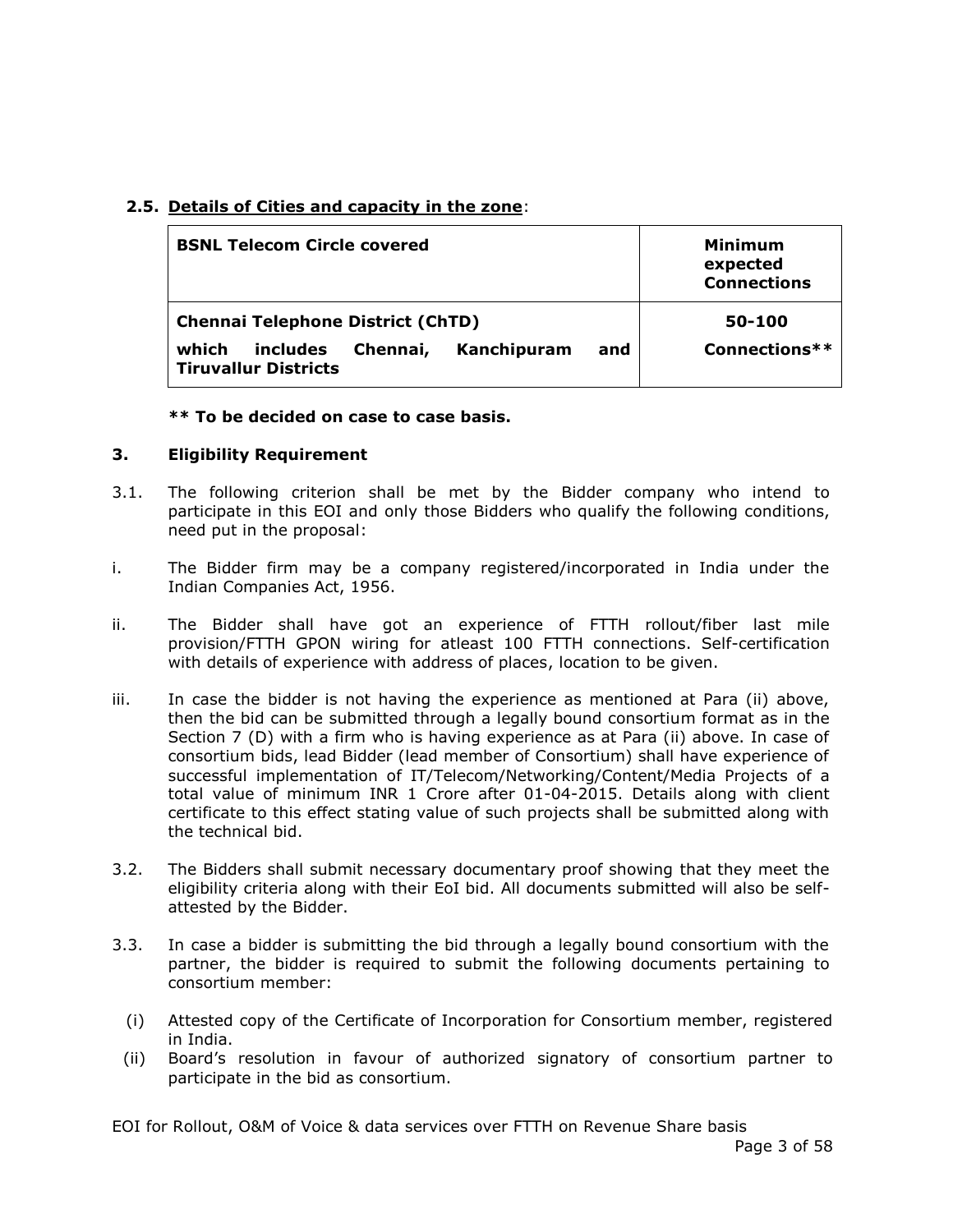### 2.5. Details of Cities and capacity in the zone:

| **BSNL Telecom Circle covered** | **Minimum expected Connections** |
|---|---|
| **Chennai Telephone District (ChTD)** **which includes Chennai, Kanchipuram and Tiruvallur Districts** | **50-100 Connections**\*\* |

**\*\* To be decided on case to case basis.**

### 3. Eligibility Requirement

3.1. The following criterion shall be met by the Bidder company who intend to participate in this EOI and only those Bidders who qualify the following conditions, need put in the proposal:

i. The Bidder firm may be a company registered/incorporated in India under the Indian Companies Act, 1956.

ii. The Bidder shall have got an experience of FTTH rollout/fiber last mile provision/FTTH GPON wiring for atleast 100 FTTH connections. Self-certification with details of experience with address of places, location to be given.

iii. In case the bidder is not having the experience as mentioned at Para (ii) above, then the bid can be submitted through a legally bound consortium format as in the Section 7 (D) with a firm who is having experience as at Para (ii) above. In case of consortium bids, lead Bidder (lead member of Consortium) shall have experience of successful implementation of IT/Telecom/Networking/Content/Media Projects of a total value of minimum INR 1 Crore after 01-04-2015. Details along with client certificate to this effect stating value of such projects shall be submitted along with the technical bid.

3.2. The Bidders shall submit necessary documentary proof showing that they meet the eligibility criteria along with their EoI bid. All documents submitted will also be self-attested by the Bidder.

3.3. In case a bidder is submitting the bid through a legally bound consortium with the partner, the bidder is required to submit the following documents pertaining to consortium member:

(i) Attested copy of the Certificate of Incorporation for Consortium member, registered in India.

(ii) Board's resolution in favour of authorized signatory of consortium partner to participate in the bid as consortium.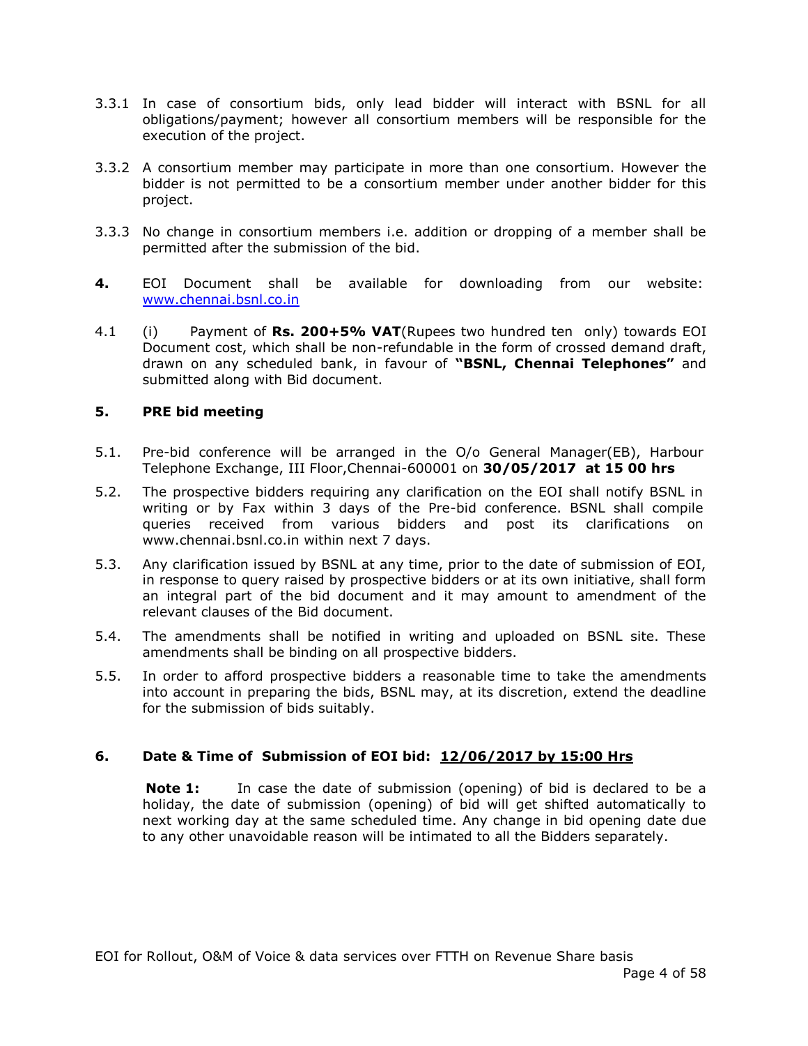3.3.1 In case of consortium bids, only lead bidder will interact with BSNL for all obligations/payment; however all consortium members will be responsible for the execution of the project.

3.3.2 A consortium member may participate in more than one consortium. However the bidder is not permitted to be a consortium member under another bidder for this project.

3.3.3 No change in consortium members i.e. addition or dropping of a member shall be permitted after the submission of the bid.

**4.** EOI Document shall be available for downloading from our website: [www.chennai.bsnl.co.in](www.chennai.bsnl.co.in)

4.1 (i) Payment of **Rs. 200+5% VAT**(Rupees two hundred ten only) towards EOI Document cost, which shall be non-refundable in the form of crossed demand draft, drawn on any scheduled bank, in favour of **"BSNL, Chennai Telephones"** and submitted along with Bid document.

## 5. PRE bid meeting

5.1. Pre-bid conference will be arranged in the O/o General Manager(EB), Harbour Telephone Exchange, III Floor,Chennai-600001 on **30/05/2017 at 15 00 hrs**

5.2. The prospective bidders requiring any clarification on the EOI shall notify BSNL in writing or by Fax within 3 days of the Pre-bid conference. BSNL shall compile queries received from various bidders and post its clarifications on www.chennai.bsnl.co.in within next 7 days.

5.3. Any clarification issued by BSNL at any time, prior to the date of submission of EOI, in response to query raised by prospective bidders or at its own initiative, shall form an integral part of the bid document and it may amount to amendment of the relevant clauses of the Bid document.

5.4. The amendments shall be notified in writing and uploaded on BSNL site. These amendments shall be binding on all prospective bidders.

5.5. In order to afford prospective bidders a reasonable time to take the amendments into account in preparing the bids, BSNL may, at its discretion, extend the deadline for the submission of bids suitably.

## 6. Date & Time of Submission of EOI bid: <u>12/06/2017 by 15:00 Hrs</u>

**Note 1:** In case the date of submission (opening) of bid is declared to be a holiday, the date of submission (opening) of bid will get shifted automatically to next working day at the same scheduled time. Any change in bid opening date due to any other unavoidable reason will be intimated to all the Bidders separately.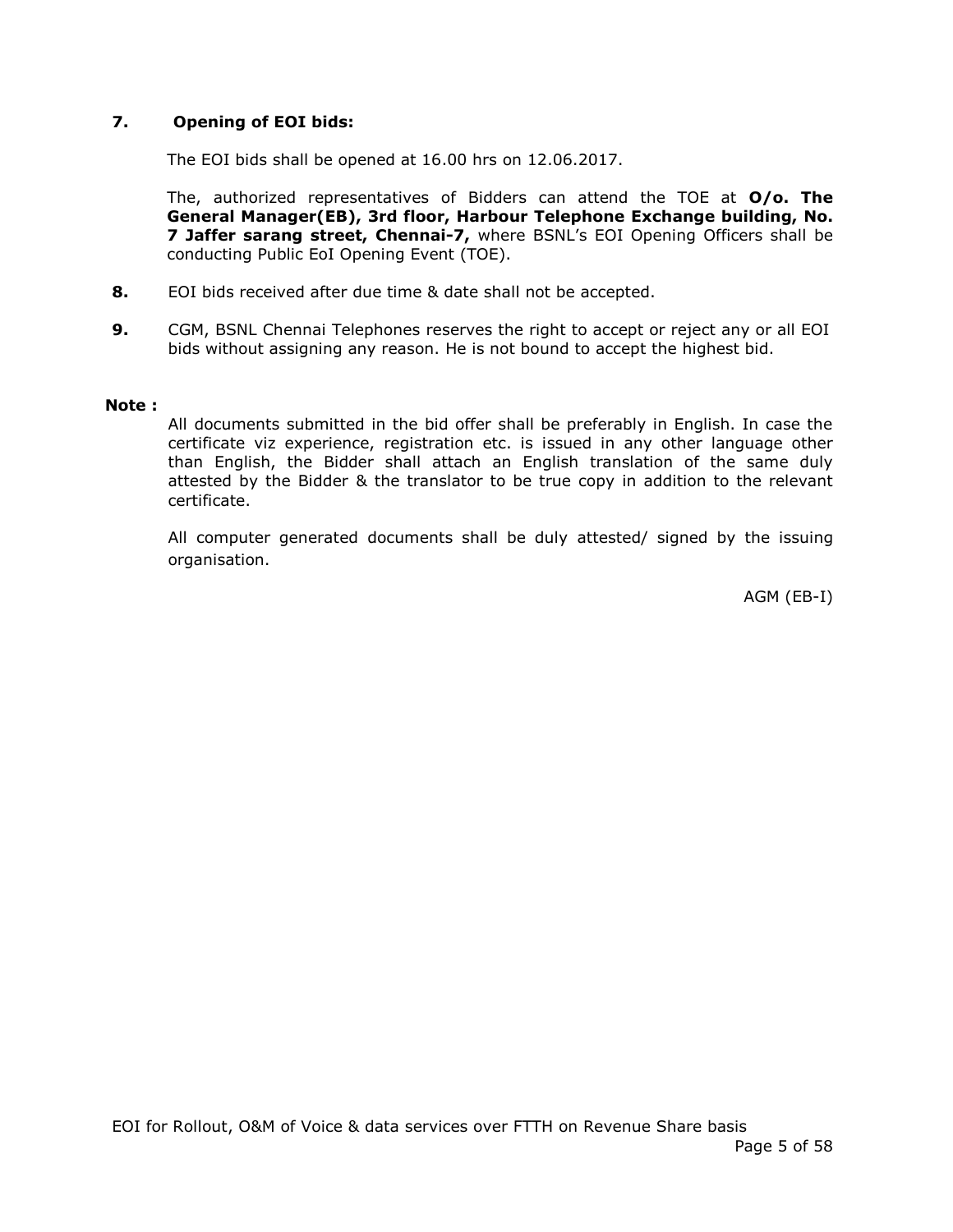**7. Opening of EOI bids:**

The EOI bids shall be opened at 16.00 hrs on 12.06.2017.

The, authorized representatives of Bidders can attend the TOE at **O/o. The General Manager(EB), 3rd floor, Harbour Telephone Exchange building, No. 7 Jaffer sarang street, Chennai-7,** where BSNL's EOI Opening Officers shall be conducting Public EoI Opening Event (TOE).

**8.** EOI bids received after due time & date shall not be accepted.

**9.** CGM, BSNL Chennai Telephones reserves the right to accept or reject any or all EOI bids without assigning any reason. He is not bound to accept the highest bid.

**Note :**

All documents submitted in the bid offer shall be preferably in English. In case the certificate viz experience, registration etc. is issued in any other language other than English, the Bidder shall attach an English translation of the same duly attested by the Bidder & the translator to be true copy in addition to the relevant certificate.

All computer generated documents shall be duly attested/ signed by the issuing organisation.

AGM (EB-I)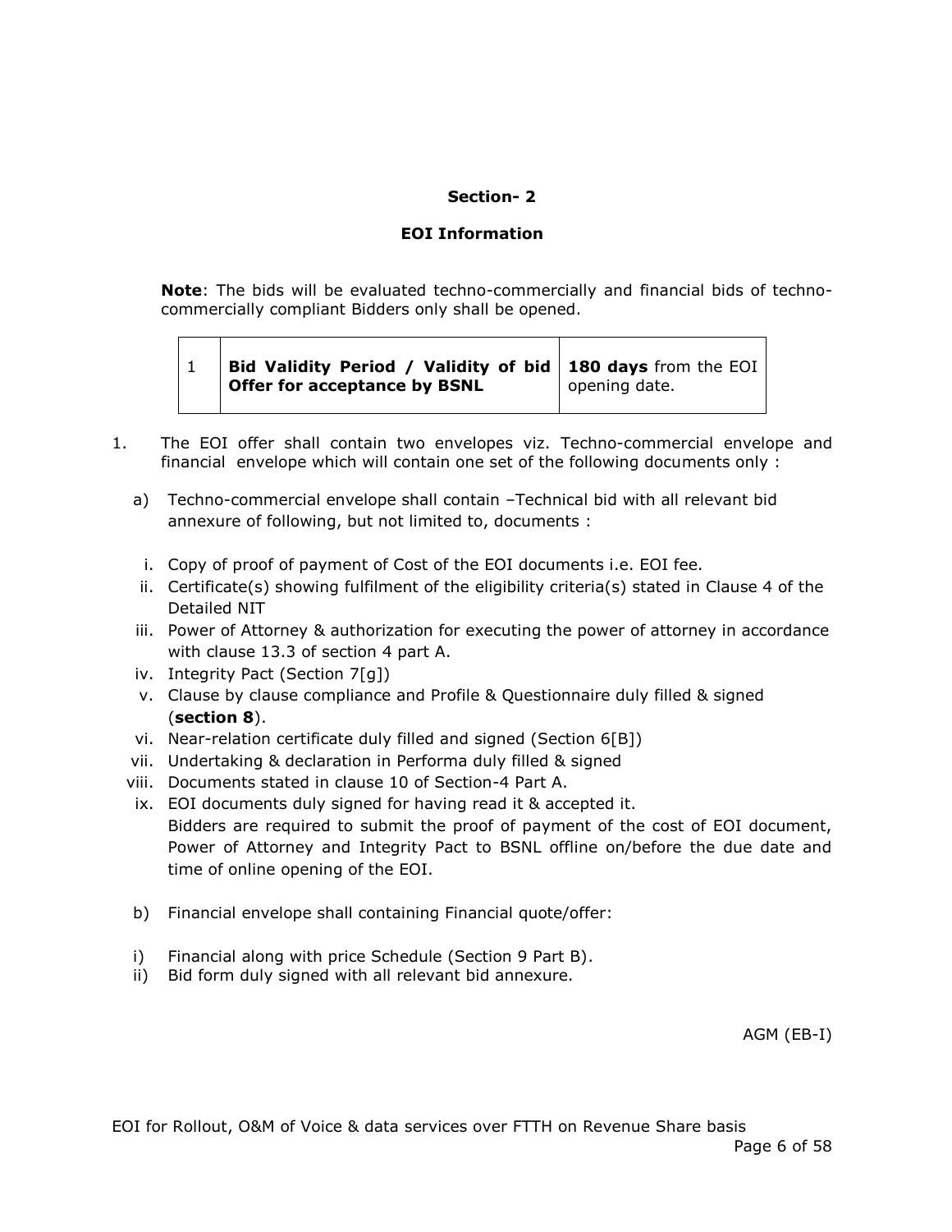## Section- 2

## EOI Information

**Note**: The bids will be evaluated techno-commercially and financial bids of techno-commercially compliant Bidders only shall be opened.

| 1 | **Bid Validity Period / Validity of bid Offer for acceptance by BSNL** | **180 days** from the EOI opening date. |
|---|---|---|

1. The EOI offer shall contain two envelopes viz. Techno-commercial envelope and financial envelope which will contain one set of the following documents only :

   a) Techno-commercial envelope shall contain –Technical bid with all relevant bid annexure of following, but not limited to, documents :

      i. Copy of proof of payment of Cost of the EOI documents i.e. EOI fee.
      ii. Certificate(s) showing fulfilment of the eligibility criteria(s) stated in Clause 4 of the Detailed NIT
      iii. Power of Attorney & authorization for executing the power of attorney in accordance with clause 13.3 of section 4 part A.
      iv. Integrity Pact (Section 7[g])
      v. Clause by clause compliance and Profile & Questionnaire duly filled & signed (**section 8**).
      vi. Near-relation certificate duly filled and signed (Section 6[B])
      vii. Undertaking & declaration in Performa duly filled & signed
      viii. Documents stated in clause 10 of Section-4 Part A.
      ix. EOI documents duly signed for having read it & accepted it.

      Bidders are required to submit the proof of payment of the cost of EOI document, Power of Attorney and Integrity Pact to BSNL offline on/before the due date and time of online opening of the EOI.

   b) Financial envelope shall containing Financial quote/offer:

      i) Financial along with price Schedule (Section 9 Part B).
      ii) Bid form duly signed with all relevant bid annexure.

AGM (EB-I)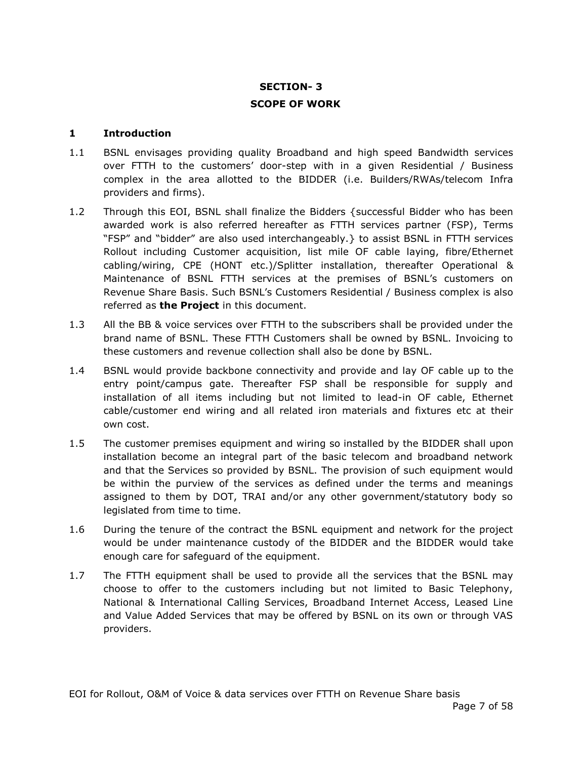# SECTION- 3
## SCOPE OF WORK

### 1 Introduction

1.1 BSNL envisages providing quality Broadband and high speed Bandwidth services over FTTH to the customers' door-step with in a given Residential / Business complex in the area allotted to the BIDDER (i.e. Builders/RWAs/telecom Infra providers and firms).

1.2 Through this EOI, BSNL shall finalize the Bidders {successful Bidder who has been awarded work is also referred hereafter as FTTH services partner (FSP), Terms "FSP" and "bidder" are also used interchangeably.} to assist BSNL in FTTH services Rollout including Customer acquisition, list mile OF cable laying, fibre/Ethernet cabling/wiring, CPE (HONT etc.)/Splitter installation, thereafter Operational & Maintenance of BSNL FTTH services at the premises of BSNL's customers on Revenue Share Basis. Such BSNL's Customers Residential / Business complex is also referred as **the Project** in this document.

1.3 All the BB & voice services over FTTH to the subscribers shall be provided under the brand name of BSNL. These FTTH Customers shall be owned by BSNL. Invoicing to these customers and revenue collection shall also be done by BSNL.

1.4 BSNL would provide backbone connectivity and provide and lay OF cable up to the entry point/campus gate. Thereafter FSP shall be responsible for supply and installation of all items including but not limited to lead-in OF cable, Ethernet cable/customer end wiring and all related iron materials and fixtures etc at their own cost.

1.5 The customer premises equipment and wiring so installed by the BIDDER shall upon installation become an integral part of the basic telecom and broadband network and that the Services so provided by BSNL. The provision of such equipment would be within the purview of the services as defined under the terms and meanings assigned to them by DOT, TRAI and/or any other government/statutory body so legislated from time to time.

1.6 During the tenure of the contract the BSNL equipment and network for the project would be under maintenance custody of the BIDDER and the BIDDER would take enough care for safeguard of the equipment.

1.7 The FTTH equipment shall be used to provide all the services that the BSNL may choose to offer to the customers including but not limited to Basic Telephony, National & International Calling Services, Broadband Internet Access, Leased Line and Value Added Services that may be offered by BSNL on its own or through VAS providers.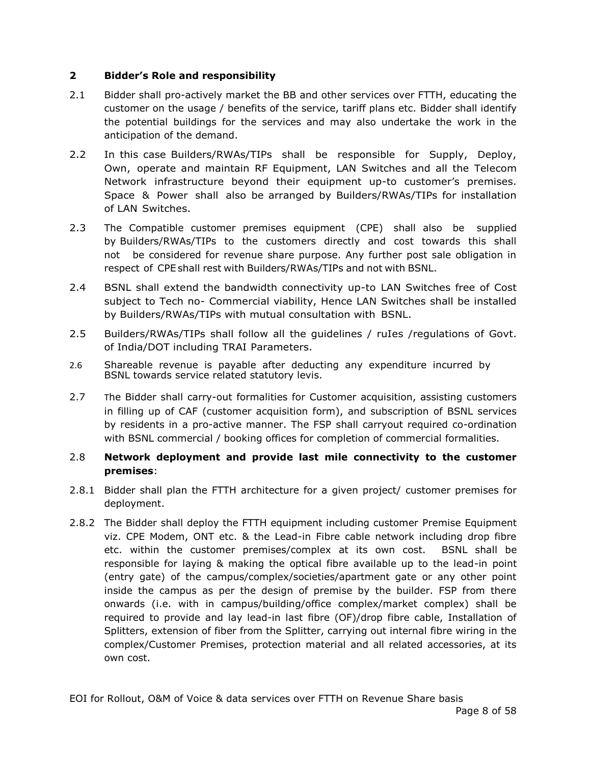## 2 Bidder's Role and responsibility

2.1 Bidder shall pro-actively market the BB and other services over FTTH, educating the customer on the usage / benefits of the service, tariff plans etc. Bidder shall identify the potential buildings for the services and may also undertake the work in the anticipation of the demand.

2.2 In this case Builders/RWAs/TIPs shall be responsible for Supply, Deploy, Own, operate and maintain RF Equipment, LAN Switches and all the Telecom Network infrastructure beyond their equipment up-to customer's premises. Space & Power shall also be arranged by Builders/RWAs/TIPs for installation of LAN Switches.

2.3 The Compatible customer premises equipment (CPE) shall also be supplied by Builders/RWAs/TIPs to the customers directly and cost towards this shall not be considered for revenue share purpose. Any further post sale obligation in respect of CPE shall rest with Builders/RWAs/TIPs and not with BSNL.

2.4 BSNL shall extend the bandwidth connectivity up-to LAN Switches free of Cost subject to Tech no- Commercial viability, Hence LAN Switches shall be installed by Builders/RWAs/TIPs with mutual consultation with BSNL.

2.5 Builders/RWAs/TIPs shall follow all the guidelines / ruIes /regulations of Govt. of India/DOT including TRAI Parameters.

2.6 Shareable revenue is payable after deducting any expenditure incurred by BSNL towards service related statutory levis.

2.7 The Bidder shall carry-out formalities for Customer acquisition, assisting customers in filling up of CAF (customer acquisition form), and subscription of BSNL services by residents in a pro-active manner. The FSP shall carryout required co-ordination with BSNL commercial / booking offices for completion of commercial formalities.

2.8 **Network deployment and provide last mile connectivity to the customer premises**:

2.8.1 Bidder shall plan the FTTH architecture for a given project/ customer premises for deployment.

2.8.2 The Bidder shall deploy the FTTH equipment including customer Premise Equipment viz. CPE Modem, ONT etc. & the Lead-in Fibre cable network including drop fibre etc. within the customer premises/complex at its own cost. BSNL shall be responsible for laying & making the optical fibre available up to the lead-in point (entry gate) of the campus/complex/societies/apartment gate or any other point inside the campus as per the design of premise by the builder. FSP from there onwards (i.e. with in campus/building/office complex/market complex) shall be required to provide and lay lead-in last fibre (OF)/drop fibre cable, Installation of Splitters, extension of fiber from the Splitter, carrying out internal fibre wiring in the complex/Customer Premises, protection material and all related accessories, at its own cost.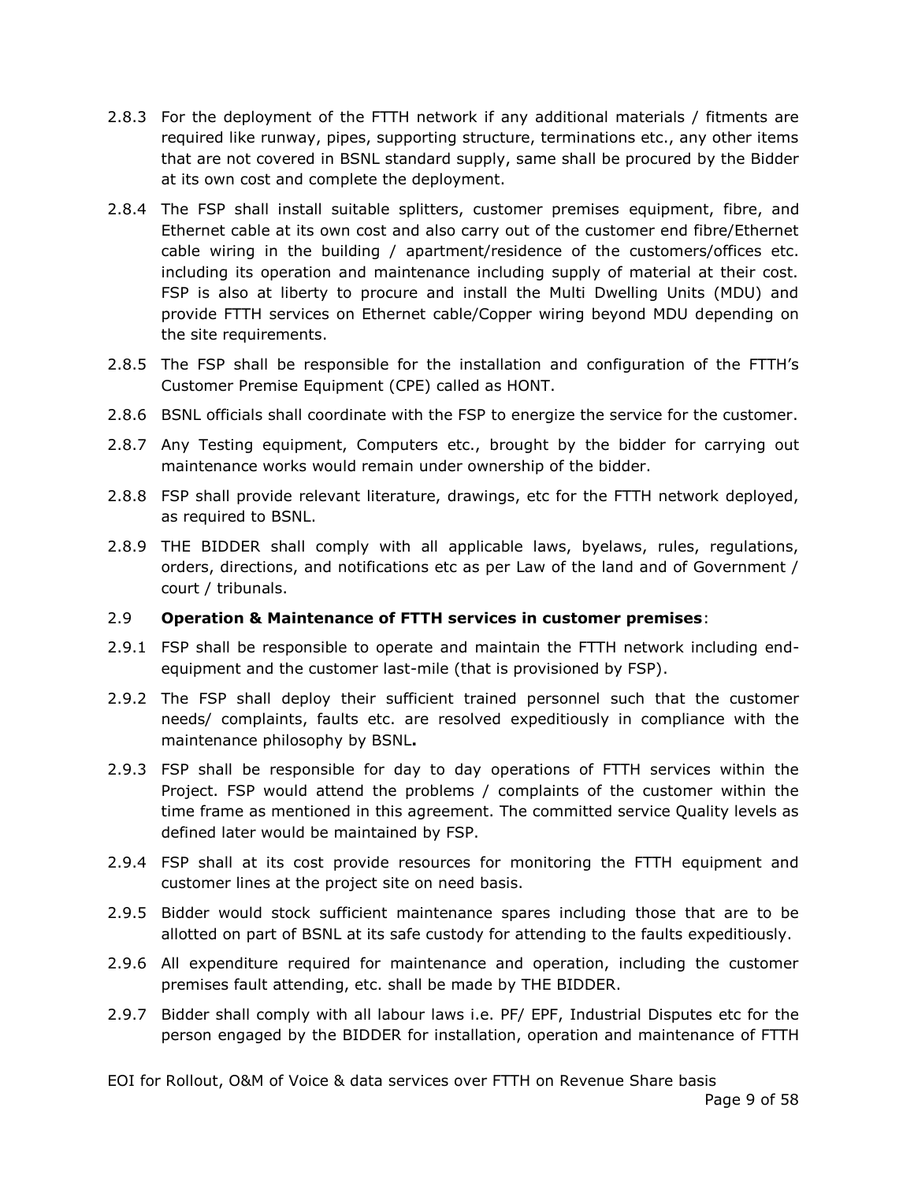2.8.3 For the deployment of the FTTH network if any additional materials / fitments are required like runway, pipes, supporting structure, terminations etc., any other items that are not covered in BSNL standard supply, same shall be procured by the Bidder at its own cost and complete the deployment.

2.8.4 The FSP shall install suitable splitters, customer premises equipment, fibre, and Ethernet cable at its own cost and also carry out of the customer end fibre/Ethernet cable wiring in the building / apartment/residence of the customers/offices etc. including its operation and maintenance including supply of material at their cost. FSP is also at liberty to procure and install the Multi Dwelling Units (MDU) and provide FTTH services on Ethernet cable/Copper wiring beyond MDU depending on the site requirements.

2.8.5 The FSP shall be responsible for the installation and configuration of the FTTH's Customer Premise Equipment (CPE) called as HONT.

2.8.6 BSNL officials shall coordinate with the FSP to energize the service for the customer.

2.8.7 Any Testing equipment, Computers etc., brought by the bidder for carrying out maintenance works would remain under ownership of the bidder.

2.8.8 FSP shall provide relevant literature, drawings, etc for the FTTH network deployed, as required to BSNL.

2.8.9 THE BIDDER shall comply with all applicable laws, byelaws, rules, regulations, orders, directions, and notifications etc as per Law of the land and of Government / court / tribunals.

2.9 **Operation & Maintenance of FTTH services in customer premises**:

2.9.1 FSP shall be responsible to operate and maintain the FTTH network including end-equipment and the customer last-mile (that is provisioned by FSP).

2.9.2 The FSP shall deploy their sufficient trained personnel such that the customer needs/ complaints, faults etc. are resolved expeditiously in compliance with the maintenance philosophy by BSNL**.**

2.9.3 FSP shall be responsible for day to day operations of FTTH services within the Project. FSP would attend the problems / complaints of the customer within the time frame as mentioned in this agreement. The committed service Quality levels as defined later would be maintained by FSP.

2.9.4 FSP shall at its cost provide resources for monitoring the FTTH equipment and customer lines at the project site on need basis.

2.9.5 Bidder would stock sufficient maintenance spares including those that are to be allotted on part of BSNL at its safe custody for attending to the faults expeditiously.

2.9.6 All expenditure required for maintenance and operation, including the customer premises fault attending, etc. shall be made by THE BIDDER.

2.9.7 Bidder shall comply with all labour laws i.e. PF/ EPF, Industrial Disputes etc for the person engaged by the BIDDER for installation, operation and maintenance of FTTH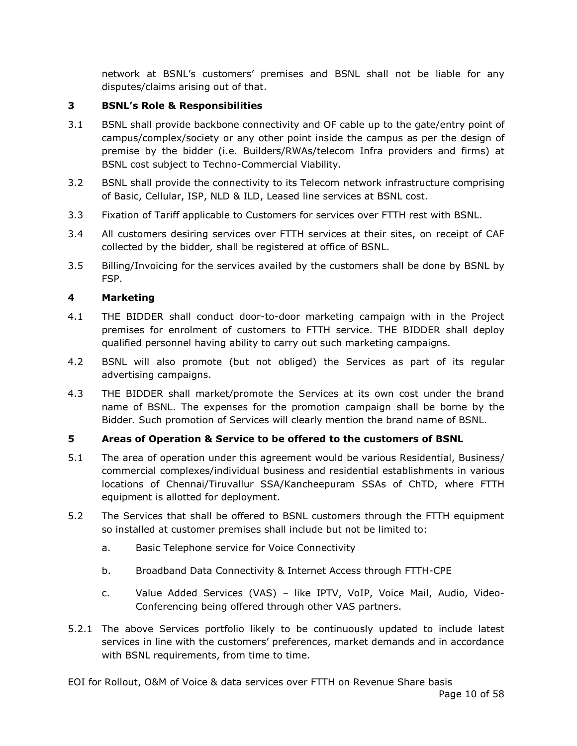network at BSNL's customers' premises and BSNL shall not be liable for any disputes/claims arising out of that.

## 3 BSNL's Role & Responsibilities

3.1 BSNL shall provide backbone connectivity and OF cable up to the gate/entry point of campus/complex/society or any other point inside the campus as per the design of premise by the bidder (i.e. Builders/RWAs/telecom Infra providers and firms) at BSNL cost subject to Techno-Commercial Viability.

3.2 BSNL shall provide the connectivity to its Telecom network infrastructure comprising of Basic, Cellular, ISP, NLD & ILD, Leased line services at BSNL cost.

3.3 Fixation of Tariff applicable to Customers for services over FTTH rest with BSNL.

3.4 All customers desiring services over FTTH services at their sites, on receipt of CAF collected by the bidder, shall be registered at office of BSNL.

3.5 Billing/Invoicing for the services availed by the customers shall be done by BSNL by FSP.

## 4 Marketing

4.1 THE BIDDER shall conduct door-to-door marketing campaign with in the Project premises for enrolment of customers to FTTH service. THE BIDDER shall deploy qualified personnel having ability to carry out such marketing campaigns.

4.2 BSNL will also promote (but not obliged) the Services as part of its regular advertising campaigns.

4.3 THE BIDDER shall market/promote the Services at its own cost under the brand name of BSNL. The expenses for the promotion campaign shall be borne by the Bidder. Such promotion of Services will clearly mention the brand name of BSNL.

## 5 Areas of Operation & Service to be offered to the customers of BSNL

5.1 The area of operation under this agreement would be various Residential, Business/ commercial complexes/individual business and residential establishments in various locations of Chennai/Tiruvallur SSA/Kancheepuram SSAs of ChTD, where FTTH equipment is allotted for deployment.

5.2 The Services that shall be offered to BSNL customers through the FTTH equipment so installed at customer premises shall include but not be limited to:

a. Basic Telephone service for Voice Connectivity

b. Broadband Data Connectivity & Internet Access through FTTH-CPE

c. Value Added Services (VAS) – like IPTV, VoIP, Voice Mail, Audio, Video-Conferencing being offered through other VAS partners.

5.2.1 The above Services portfolio likely to be continuously updated to include latest services in line with the customers' preferences, market demands and in accordance with BSNL requirements, from time to time.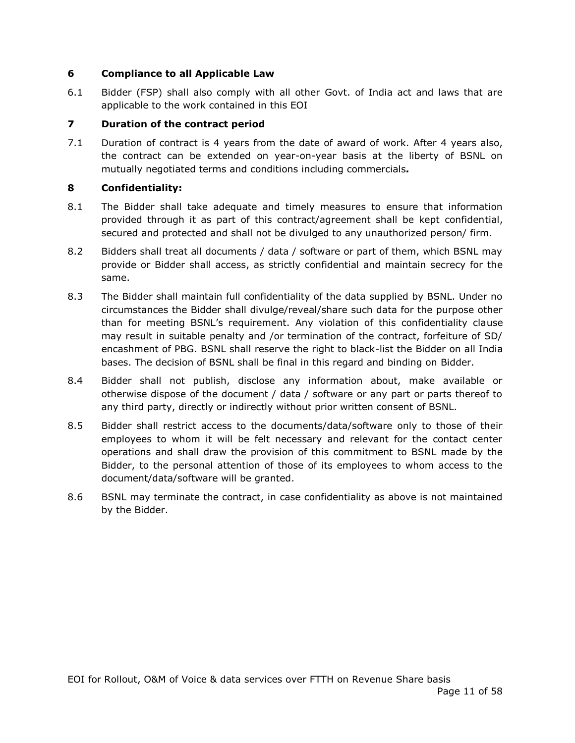## 6 Compliance to all Applicable Law

6.1 Bidder (FSP) shall also comply with all other Govt. of India act and laws that are applicable to the work contained in this EOI

## 7 Duration of the contract period

7.1 Duration of contract is 4 years from the date of award of work. After 4 years also, the contract can be extended on year-on-year basis at the liberty of BSNL on mutually negotiated terms and conditions including commercials*.*

## 8 Confidentiality:

8.1 The Bidder shall take adequate and timely measures to ensure that information provided through it as part of this contract/agreement shall be kept confidential, secured and protected and shall not be divulged to any unauthorized person/ firm.

8.2 Bidders shall treat all documents / data / software or part of them, which BSNL may provide or Bidder shall access, as strictly confidential and maintain secrecy for the same.

8.3 The Bidder shall maintain full confidentiality of the data supplied by BSNL. Under no circumstances the Bidder shall divulge/reveal/share such data for the purpose other than for meeting BSNL's requirement. Any violation of this confidentiality clause may result in suitable penalty and /or termination of the contract, forfeiture of SD/ encashment of PBG. BSNL shall reserve the right to black-list the Bidder on all India bases. The decision of BSNL shall be final in this regard and binding on Bidder.

8.4 Bidder shall not publish, disclose any information about, make available or otherwise dispose of the document / data / software or any part or parts thereof to any third party, directly or indirectly without prior written consent of BSNL.

8.5 Bidder shall restrict access to the documents/data/software only to those of their employees to whom it will be felt necessary and relevant for the contact center operations and shall draw the provision of this commitment to BSNL made by the Bidder, to the personal attention of those of its employees to whom access to the document/data/software will be granted.

8.6 BSNL may terminate the contract, in case confidentiality as above is not maintained by the Bidder.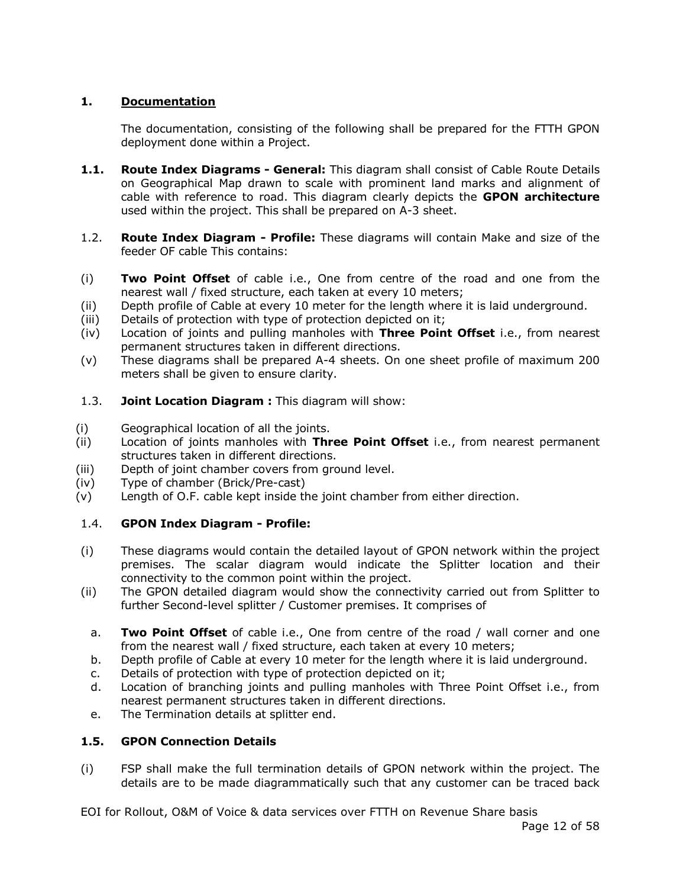## 1. <u>Documentation</u>

The documentation, consisting of the following shall be prepared for the FTTH GPON deployment done within a Project.

**1.1. Route Index Diagrams - General:** This diagram shall consist of Cable Route Details on Geographical Map drawn to scale with prominent land marks and alignment of cable with reference to road. This diagram clearly depicts the **GPON architecture** used within the project. This shall be prepared on A-3 sheet.

1.2. **Route Index Diagram - Profile:** These diagrams will contain Make and size of the feeder OF cable This contains:

(i) **Two Point Offset** of cable i.e., One from centre of the road and one from the nearest wall / fixed structure, each taken at every 10 meters;
(ii) Depth profile of Cable at every 10 meter for the length where it is laid underground.
(iii) Details of protection with type of protection depicted on it;
(iv) Location of joints and pulling manholes with **Three Point Offset** i.e., from nearest permanent structures taken in different directions.
(v) These diagrams shall be prepared A-4 sheets. On one sheet profile of maximum 200 meters shall be given to ensure clarity.

1.3. **Joint Location Diagram :** This diagram will show:

(i) Geographical location of all the joints.
(ii) Location of joints manholes with **Three Point Offset** i.e., from nearest permanent structures taken in different directions.
(iii) Depth of joint chamber covers from ground level.
(iv) Type of chamber (Brick/Pre-cast)
(v) Length of O.F. cable kept inside the joint chamber from either direction.

1.4. **GPON Index Diagram - Profile:**

(i) These diagrams would contain the detailed layout of GPON network within the project premises. The scalar diagram would indicate the Splitter location and their connectivity to the common point within the project.
(ii) The GPON detailed diagram would show the connectivity carried out from Splitter to further Second-level splitter / Customer premises. It comprises of

a. **Two Point Offset** of cable i.e., One from centre of the road / wall corner and one from the nearest wall / fixed structure, each taken at every 10 meters;
b. Depth profile of Cable at every 10 meter for the length where it is laid underground.
c. Details of protection with type of protection depicted on it;
d. Location of branching joints and pulling manholes with Three Point Offset i.e., from nearest permanent structures taken in different directions.
e. The Termination details at splitter end.

**1.5. GPON Connection Details**

(i) FSP shall make the full termination details of GPON network within the project. The details are to be made diagrammatically such that any customer can be traced back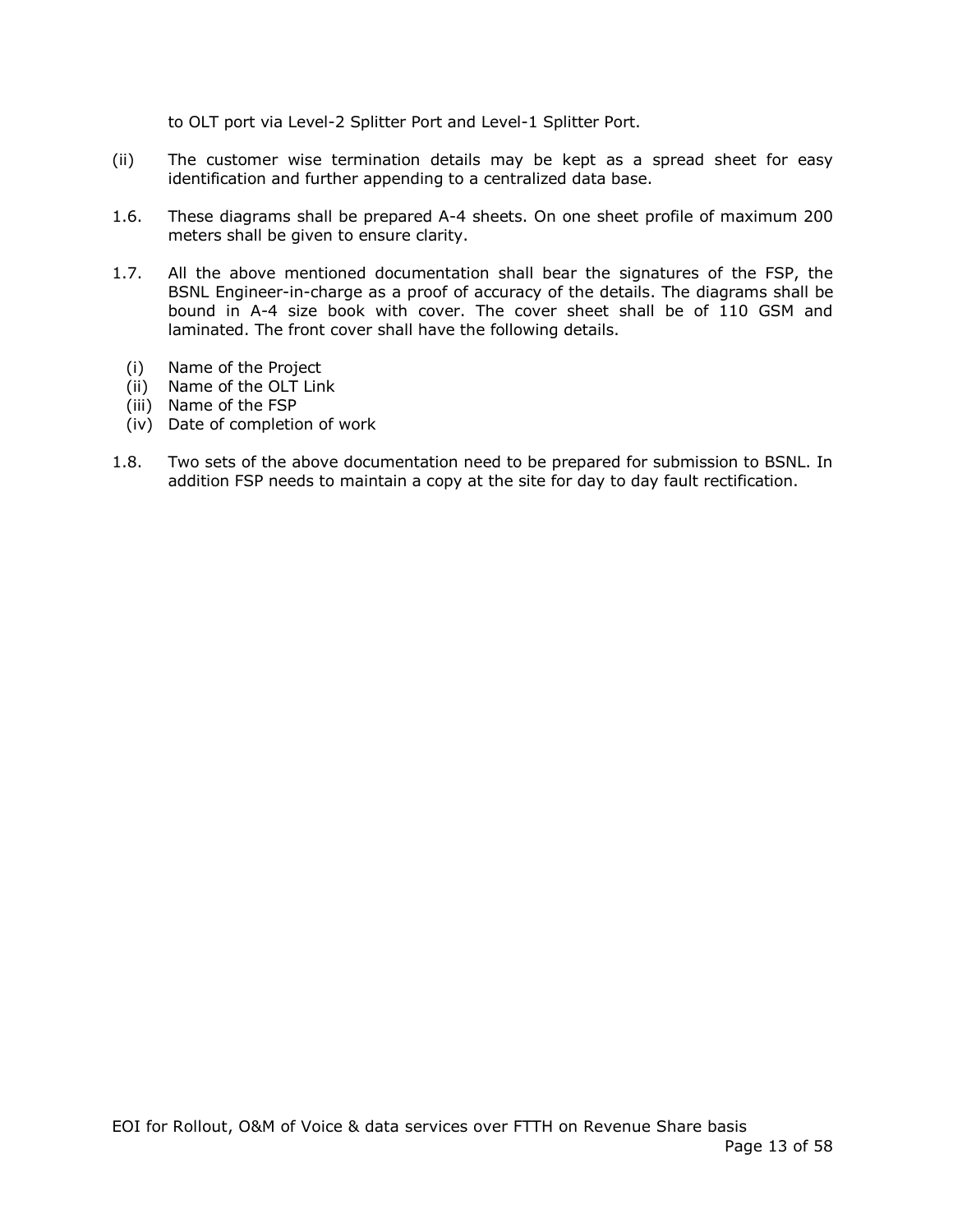to OLT port via Level-2 Splitter Port and Level-1 Splitter Port.

(ii) The customer wise termination details may be kept as a spread sheet for easy identification and further appending to a centralized data base.

1.6. These diagrams shall be prepared A-4 sheets. On one sheet profile of maximum 200 meters shall be given to ensure clarity.

1.7. All the above mentioned documentation shall bear the signatures of the FSP, the BSNL Engineer-in-charge as a proof of accuracy of the details. The diagrams shall be bound in A-4 size book with cover. The cover sheet shall be of 110 GSM and laminated. The front cover shall have the following details.

(i) Name of the Project
(ii) Name of the OLT Link
(iii) Name of the FSP
(iv) Date of completion of work

1.8. Two sets of the above documentation need to be prepared for submission to BSNL. In addition FSP needs to maintain a copy at the site for day to day fault rectification.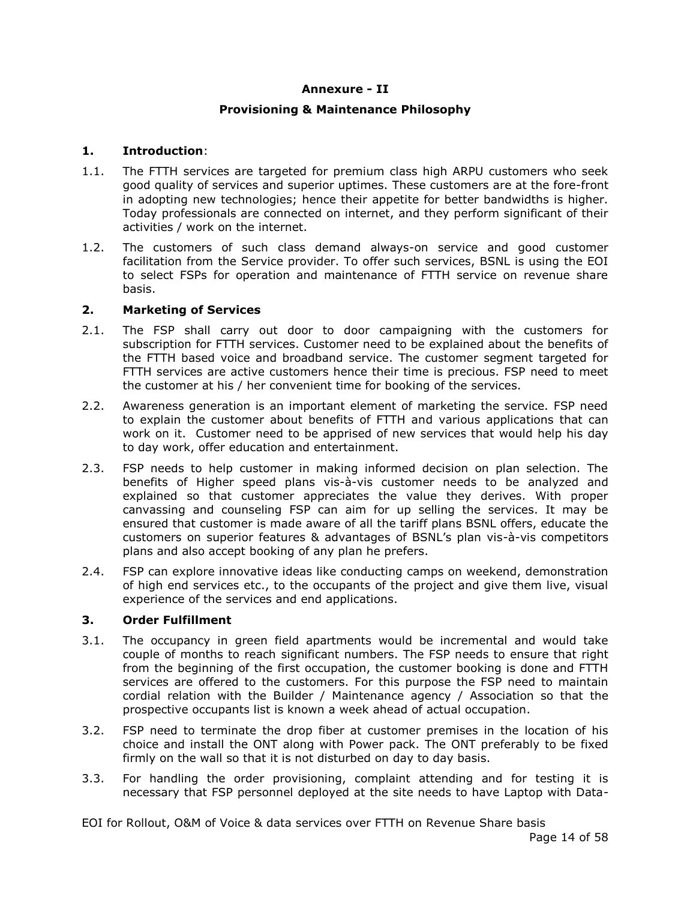**Annexure - II**

**Provisioning & Maintenance Philosophy**

**1. Introduction**:

1.1. The FTTH services are targeted for premium class high ARPU customers who seek good quality of services and superior uptimes. These customers are at the fore-front in adopting new technologies; hence their appetite for better bandwidths is higher. Today professionals are connected on internet, and they perform significant of their activities / work on the internet.

1.2. The customers of such class demand always-on service and good customer facilitation from the Service provider. To offer such services, BSNL is using the EOI to select FSPs for operation and maintenance of FTTH service on revenue share basis.

**2. Marketing of Services**

2.1. The FSP shall carry out door to door campaigning with the customers for subscription for FTTH services. Customer need to be explained about the benefits of the FTTH based voice and broadband service. The customer segment targeted for FTTH services are active customers hence their time is precious. FSP need to meet the customer at his / her convenient time for booking of the services.

2.2. Awareness generation is an important element of marketing the service. FSP need to explain the customer about benefits of FTTH and various applications that can work on it. Customer need to be apprised of new services that would help his day to day work, offer education and entertainment.

2.3. FSP needs to help customer in making informed decision on plan selection. The benefits of Higher speed plans vis-à-vis customer needs to be analyzed and explained so that customer appreciates the value they derives. With proper canvassing and counseling FSP can aim for up selling the services. It may be ensured that customer is made aware of all the tariff plans BSNL offers, educate the customers on superior features & advantages of BSNL's plan vis-à-vis competitors plans and also accept booking of any plan he prefers.

2.4. FSP can explore innovative ideas like conducting camps on weekend, demonstration of high end services etc., to the occupants of the project and give them live, visual experience of the services and end applications.

**3. Order Fulfillment**

3.1. The occupancy in green field apartments would be incremental and would take couple of months to reach significant numbers. The FSP needs to ensure that right from the beginning of the first occupation, the customer booking is done and FTTH services are offered to the customers. For this purpose the FSP need to maintain cordial relation with the Builder / Maintenance agency / Association so that the prospective occupants list is known a week ahead of actual occupation.

3.2. FSP need to terminate the drop fiber at customer premises in the location of his choice and install the ONT along with Power pack. The ONT preferably to be fixed firmly on the wall so that it is not disturbed on day to day basis.

3.3. For handling the order provisioning, complaint attending and for testing it is necessary that FSP personnel deployed at the site needs to have Laptop with Data-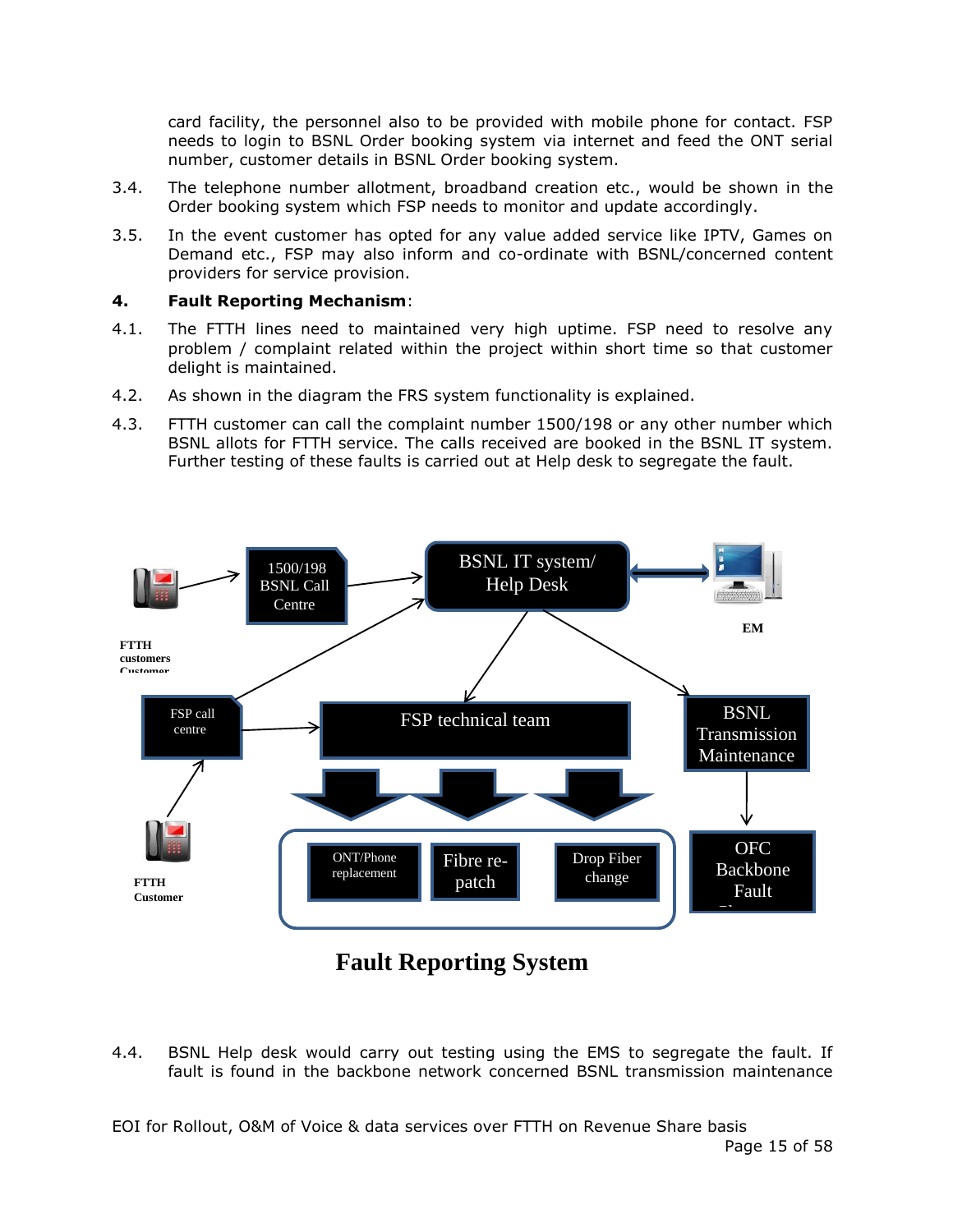card facility, the personnel also to be provided with mobile phone for contact. FSP needs to login to BSNL Order booking system via internet and feed the ONT serial number, customer details in BSNL Order booking system.

3.4. The telephone number allotment, broadband creation etc., would be shown in the Order booking system which FSP needs to monitor and update accordingly.

3.5. In the event customer has opted for any value added service like IPTV, Games on Demand etc., FSP may also inform and co-ordinate with BSNL/concerned content providers for service provision.

## 4. Fault Reporting Mechanism:

4.1. The FTTH lines need to maintained very high uptime. FSP need to resolve any problem / complaint related within the project within short time so that customer delight is maintained.

4.2. As shown in the diagram the FRS system functionality is explained.

4.3. FTTH customer can call the complaint number 1500/198 or any other number which BSNL allots for FTTH service. The calls received are booked in the BSNL IT system. Further testing of these faults is carried out at Help desk to segregate the fault.

1500/198 BSNL Call Centre

BSNL IT system/ Help Desk

EM

FTTH customers

FSP call centre

FSP technical team

BSNL Transmission Maintenance

ONT/Phone replacement

Fibre re-patch

Drop Fiber change

OFC Backbone Fault

FTTH Customer

**Fault Reporting System**

4.4. BSNL Help desk would carry out testing using the EMS to segregate the fault. If fault is found in the backbone network concerned BSNL transmission maintenance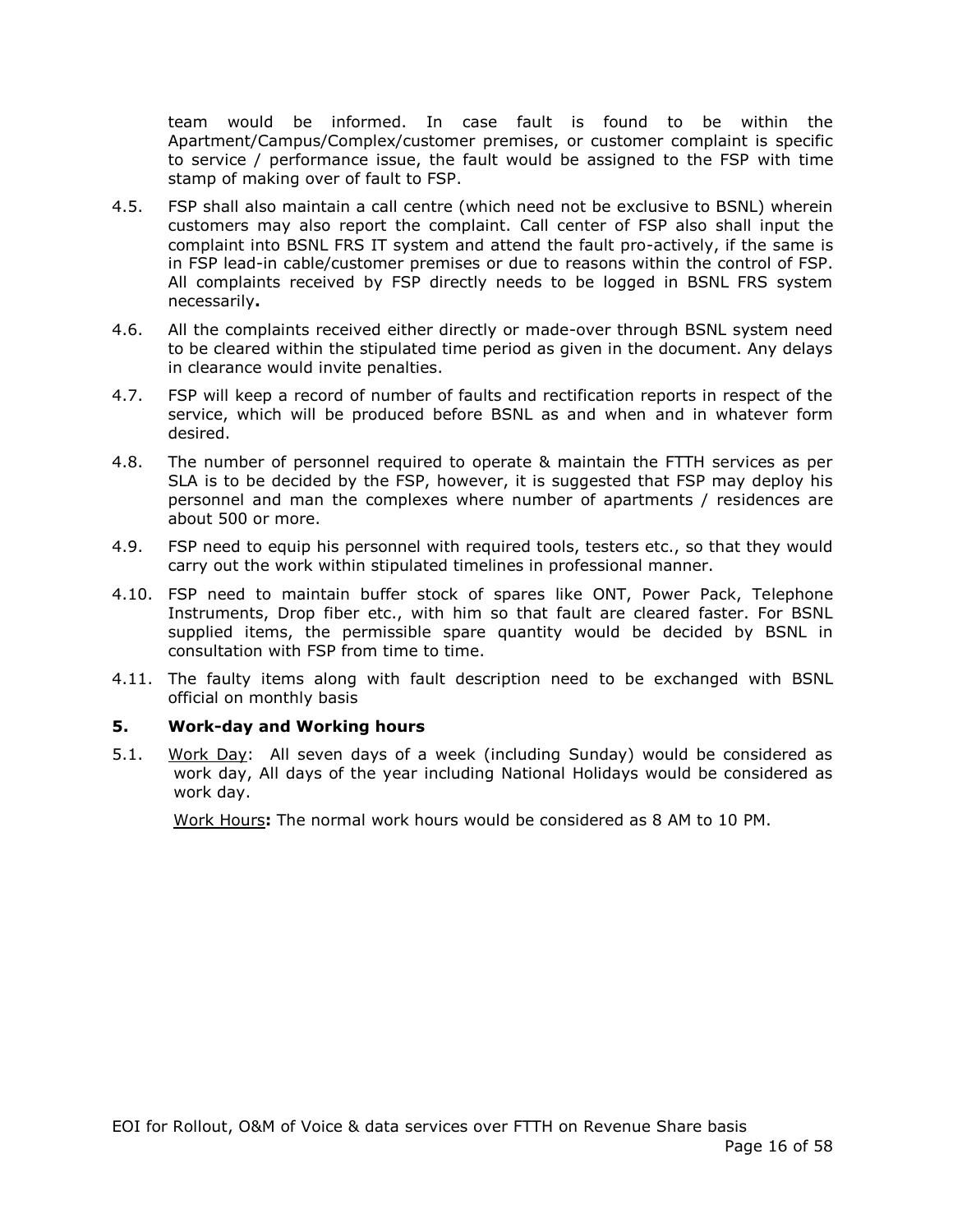team would be informed. In case fault is found to be within the Apartment/Campus/Complex/customer premises, or customer complaint is specific to service / performance issue, the fault would be assigned to the FSP with time stamp of making over of fault to FSP.

4.5. FSP shall also maintain a call centre (which need not be exclusive to BSNL) wherein customers may also report the complaint. Call center of FSP also shall input the complaint into BSNL FRS IT system and attend the fault pro-actively, if the same is in FSP lead-in cable/customer premises or due to reasons within the control of FSP. All complaints received by FSP directly needs to be logged in BSNL FRS system necessarily**.**

4.6. All the complaints received either directly or made-over through BSNL system need to be cleared within the stipulated time period as given in the document. Any delays in clearance would invite penalties.

4.7. FSP will keep a record of number of faults and rectification reports in respect of the service, which will be produced before BSNL as and when and in whatever form desired.

4.8. The number of personnel required to operate & maintain the FTTH services as per SLA is to be decided by the FSP, however, it is suggested that FSP may deploy his personnel and man the complexes where number of apartments / residences are about 500 or more.

4.9. FSP need to equip his personnel with required tools, testers etc., so that they would carry out the work within stipulated timelines in professional manner.

4.10. FSP need to maintain buffer stock of spares like ONT, Power Pack, Telephone Instruments, Drop fiber etc., with him so that fault are cleared faster. For BSNL supplied items, the permissible spare quantity would be decided by BSNL in consultation with FSP from time to time.

4.11. The faulty items along with fault description need to be exchanged with BSNL official on monthly basis

## 5. Work-day and Working hours

5.1. Work Day: All seven days of a week (including Sunday) would be considered as work day, All days of the year including National Holidays would be considered as work day.

Work Hours**:** The normal work hours would be considered as 8 AM to 10 PM.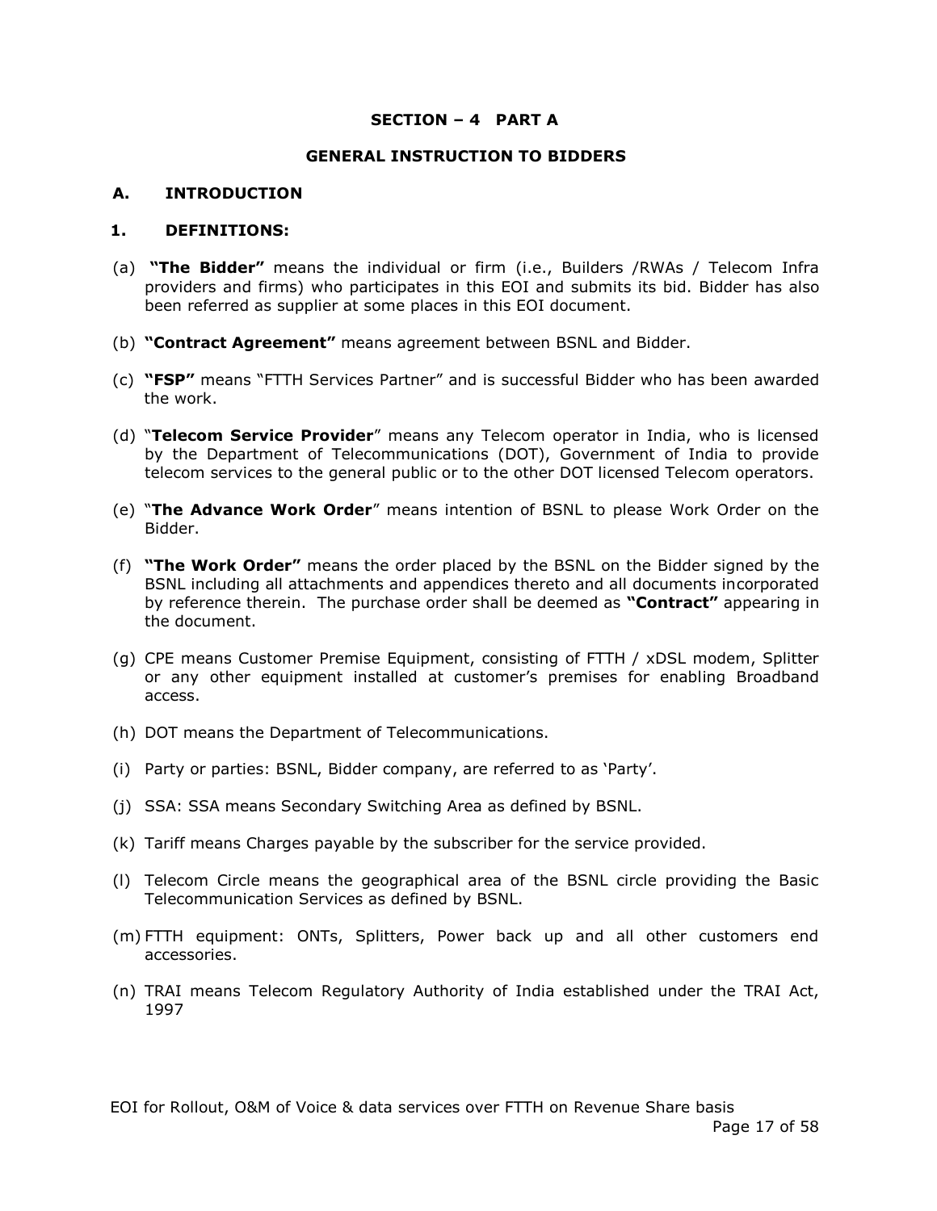## SECTION – 4 PART A

## GENERAL INSTRUCTION TO BIDDERS

### A. INTRODUCTION

### 1. DEFINITIONS:

(a) **"The Bidder"** means the individual or firm (i.e., Builders /RWAs / Telecom Infra providers and firms) who participates in this EOI and submits its bid. Bidder has also been referred as supplier at some places in this EOI document.

(b) **"Contract Agreement"** means agreement between BSNL and Bidder.

(c) **"FSP"** means "FTTH Services Partner" and is successful Bidder who has been awarded the work.

(d) "**Telecom Service Provider**" means any Telecom operator in India, who is licensed by the Department of Telecommunications (DOT), Government of India to provide telecom services to the general public or to the other DOT licensed Telecom operators.

(e) "**The Advance Work Order**" means intention of BSNL to please Work Order on the Bidder.

(f) **"The Work Order"** means the order placed by the BSNL on the Bidder signed by the BSNL including all attachments and appendices thereto and all documents incorporated by reference therein. The purchase order shall be deemed as **"Contract"** appearing in the document.

(g) CPE means Customer Premise Equipment, consisting of FTTH / xDSL modem, Splitter or any other equipment installed at customer's premises for enabling Broadband access.

(h) DOT means the Department of Telecommunications.

(i) Party or parties: BSNL, Bidder company, are referred to as 'Party'.

(j) SSA: SSA means Secondary Switching Area as defined by BSNL.

(k) Tariff means Charges payable by the subscriber for the service provided.

(l) Telecom Circle means the geographical area of the BSNL circle providing the Basic Telecommunication Services as defined by BSNL.

(m) FTTH equipment: ONTs, Splitters, Power back up and all other customers end accessories.

(n) TRAI means Telecom Regulatory Authority of India established under the TRAI Act, 1997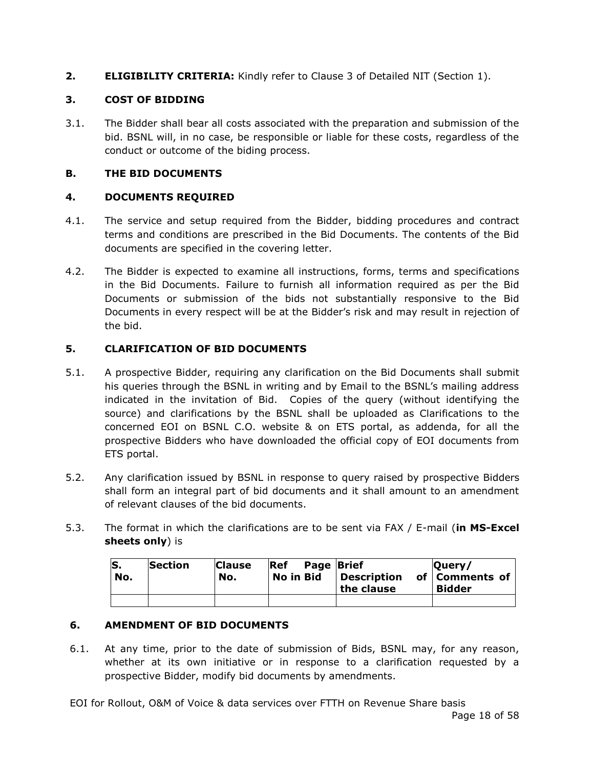**2. ELIGIBILITY CRITERIA:** Kindly refer to Clause 3 of Detailed NIT (Section 1).

## 3. COST OF BIDDING

3.1. The Bidder shall bear all costs associated with the preparation and submission of the bid. BSNL will, in no case, be responsible or liable for these costs, regardless of the conduct or outcome of the biding process.

## B. THE BID DOCUMENTS

## 4. DOCUMENTS REQUIRED

4.1. The service and setup required from the Bidder, bidding procedures and contract terms and conditions are prescribed in the Bid Documents. The contents of the Bid documents are specified in the covering letter.

4.2. The Bidder is expected to examine all instructions, forms, terms and specifications in the Bid Documents. Failure to furnish all information required as per the Bid Documents or submission of the bids not substantially responsive to the Bid Documents in every respect will be at the Bidder's risk and may result in rejection of the bid.

## 5. CLARIFICATION OF BID DOCUMENTS

5.1. A prospective Bidder, requiring any clarification on the Bid Documents shall submit his queries through the BSNL in writing and by Email to the BSNL's mailing address indicated in the invitation of Bid. Copies of the query (without identifying the source) and clarifications by the BSNL shall be uploaded as Clarifications to the concerned EOI on BSNL C.O. website & on ETS portal, as addenda, for all the prospective Bidders who have downloaded the official copy of EOI documents from ETS portal.

5.2. Any clarification issued by BSNL in response to query raised by prospective Bidders shall form an integral part of bid documents and it shall amount to an amendment of relevant clauses of the bid documents.

5.3. The format in which the clarifications are to be sent via FAX / E-mail (**in MS-Excel sheets only**) is

| S. No. | Section | Clause No. | Ref Page No in Bid | Brief Description of the clause | Query/ Comments of Bidder |
|---|---|---|---|---|---|
| | | | | | |

## 6. AMENDMENT OF BID DOCUMENTS

6.1. At any time, prior to the date of submission of Bids, BSNL may, for any reason, whether at its own initiative or in response to a clarification requested by a prospective Bidder, modify bid documents by amendments.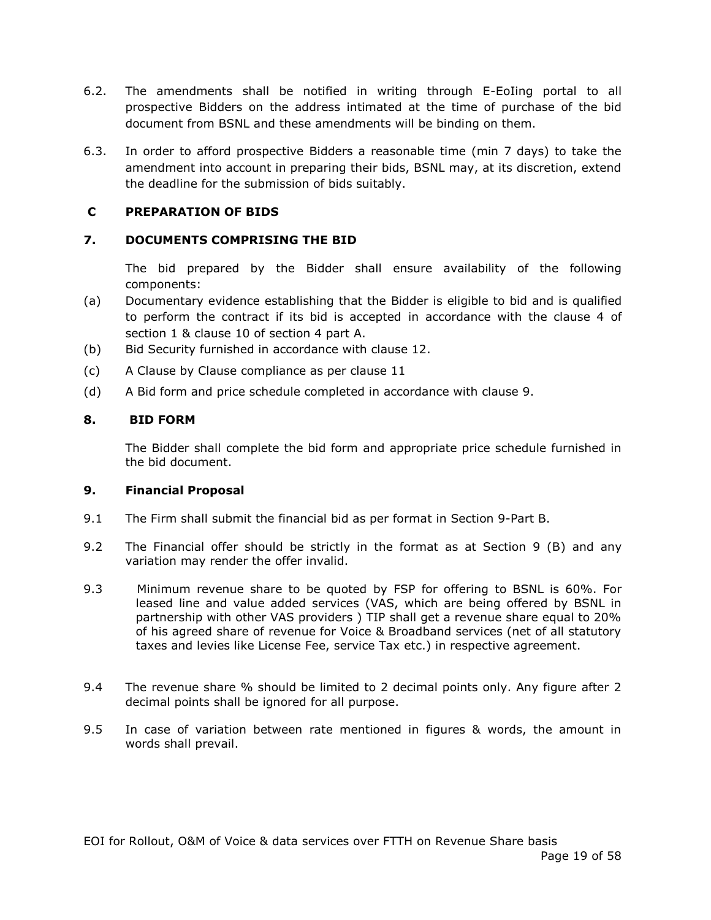6.2. The amendments shall be notified in writing through E-EoIing portal to all prospective Bidders on the address intimated at the time of purchase of the bid document from BSNL and these amendments will be binding on them.

6.3. In order to afford prospective Bidders a reasonable time (min 7 days) to take the amendment into account in preparing their bids, BSNL may, at its discretion, extend the deadline for the submission of bids suitably.

## C PREPARATION OF BIDS

### 7. DOCUMENTS COMPRISING THE BID

The bid prepared by the Bidder shall ensure availability of the following components:

(a) Documentary evidence establishing that the Bidder is eligible to bid and is qualified to perform the contract if its bid is accepted in accordance with the clause 4 of section 1 & clause 10 of section 4 part A.

(b) Bid Security furnished in accordance with clause 12.

(c) A Clause by Clause compliance as per clause 11

(d) A Bid form and price schedule completed in accordance with clause 9.

### 8. BID FORM

The Bidder shall complete the bid form and appropriate price schedule furnished in the bid document.

### 9. Financial Proposal

9.1 The Firm shall submit the financial bid as per format in Section 9-Part B.

9.2 The Financial offer should be strictly in the format as at Section 9 (B) and any variation may render the offer invalid.

9.3 Minimum revenue share to be quoted by FSP for offering to BSNL is 60%. For leased line and value added services (VAS, which are being offered by BSNL in partnership with other VAS providers ) TIP shall get a revenue share equal to 20% of his agreed share of revenue for Voice & Broadband services (net of all statutory taxes and levies like License Fee, service Tax etc.) in respective agreement.

9.4 The revenue share % should be limited to 2 decimal points only. Any figure after 2 decimal points shall be ignored for all purpose.

9.5 In case of variation between rate mentioned in figures & words, the amount in words shall prevail.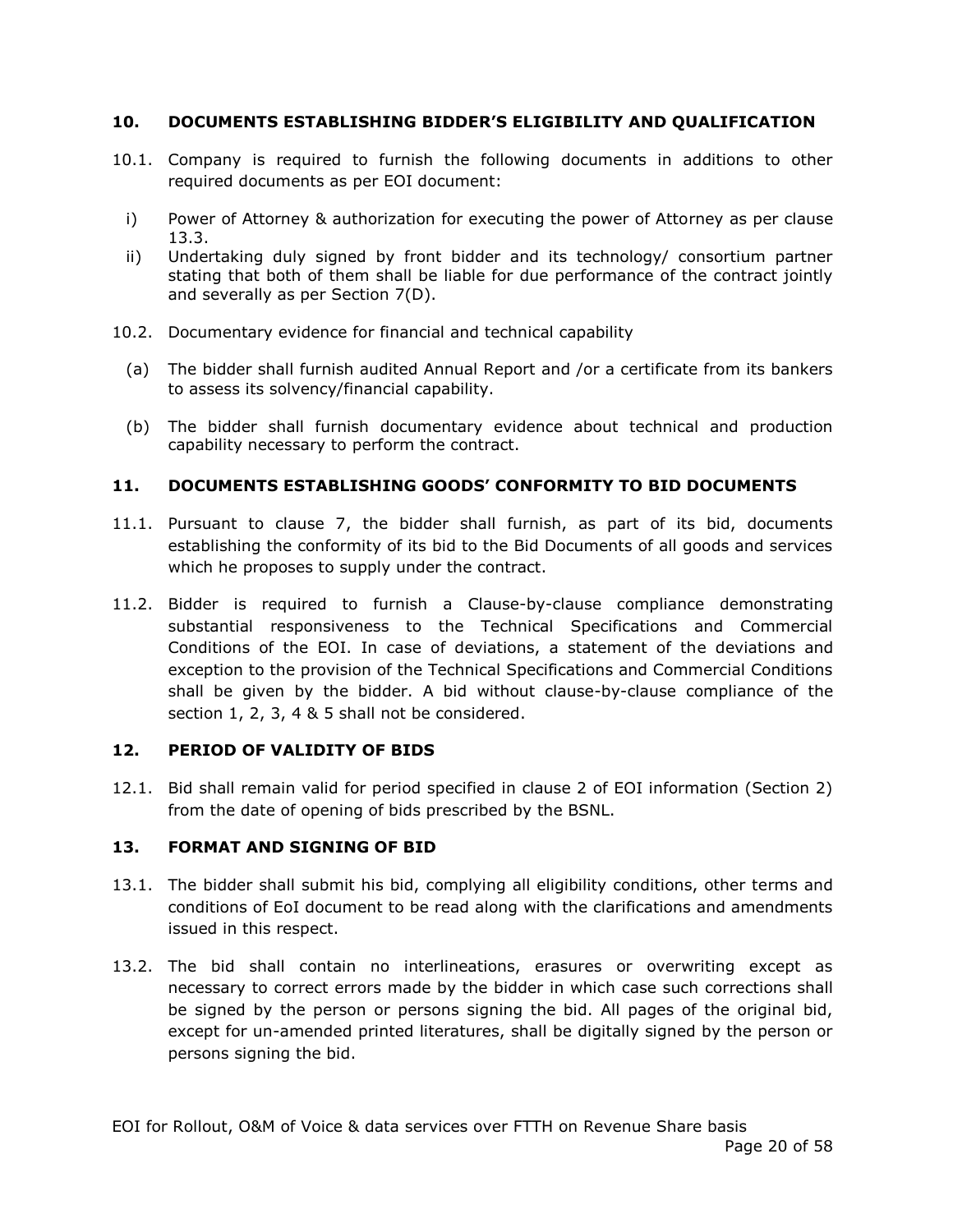## 10. DOCUMENTS ESTABLISHING BIDDER'S ELIGIBILITY AND QUALIFICATION

10.1. Company is required to furnish the following documents in additions to other required documents as per EOI document:

i) Power of Attorney & authorization for executing the power of Attorney as per clause 13.3.

ii) Undertaking duly signed by front bidder and its technology/ consortium partner stating that both of them shall be liable for due performance of the contract jointly and severally as per Section 7(D).

10.2. Documentary evidence for financial and technical capability

(a) The bidder shall furnish audited Annual Report and /or a certificate from its bankers to assess its solvency/financial capability.

(b) The bidder shall furnish documentary evidence about technical and production capability necessary to perform the contract.

## 11. DOCUMENTS ESTABLISHING GOODS' CONFORMITY TO BID DOCUMENTS

11.1. Pursuant to clause 7, the bidder shall furnish, as part of its bid, documents establishing the conformity of its bid to the Bid Documents of all goods and services which he proposes to supply under the contract.

11.2. Bidder is required to furnish a Clause-by-clause compliance demonstrating substantial responsiveness to the Technical Specifications and Commercial Conditions of the EOI. In case of deviations, a statement of the deviations and exception to the provision of the Technical Specifications and Commercial Conditions shall be given by the bidder. A bid without clause-by-clause compliance of the section 1, 2, 3, 4 & 5 shall not be considered.

## 12. PERIOD OF VALIDITY OF BIDS

12.1. Bid shall remain valid for period specified in clause 2 of EOI information (Section 2) from the date of opening of bids prescribed by the BSNL.

## 13. FORMAT AND SIGNING OF BID

13.1. The bidder shall submit his bid, complying all eligibility conditions, other terms and conditions of EoI document to be read along with the clarifications and amendments issued in this respect.

13.2. The bid shall contain no interlineations, erasures or overwriting except as necessary to correct errors made by the bidder in which case such corrections shall be signed by the person or persons signing the bid. All pages of the original bid, except for un-amended printed literatures, shall be digitally signed by the person or persons signing the bid.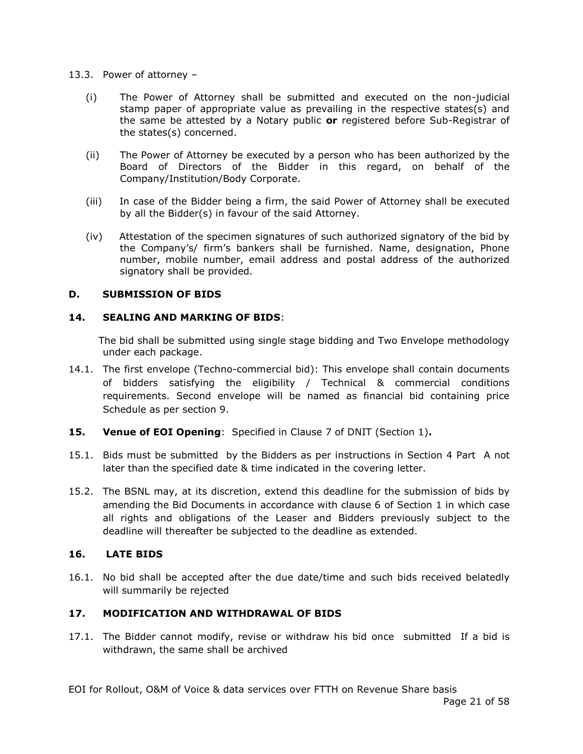13.3. Power of attorney –

(i) The Power of Attorney shall be submitted and executed on the non-judicial stamp paper of appropriate value as prevailing in the respective states(s) and the same be attested by a Notary public **or** registered before Sub-Registrar of the states(s) concerned.

(ii) The Power of Attorney be executed by a person who has been authorized by the Board of Directors of the Bidder in this regard, on behalf of the Company/Institution/Body Corporate.

(iii) In case of the Bidder being a firm, the said Power of Attorney shall be executed by all the Bidder(s) in favour of the said Attorney.

(iv) Attestation of the specimen signatures of such authorized signatory of the bid by the Company's/ firm's bankers shall be furnished. Name, designation, Phone number, mobile number, email address and postal address of the authorized signatory shall be provided.

## D. SUBMISSION OF BIDS

### 14. SEALING AND MARKING OF BIDS:

The bid shall be submitted using single stage bidding and Two Envelope methodology under each package.

14.1. The first envelope (Techno-commercial bid): This envelope shall contain documents of bidders satisfying the eligibility / Technical & commercial conditions requirements. Second envelope will be named as financial bid containing price Schedule as per section 9.

### 15. Venue of EOI Opening: Specified in Clause 7 of DNIT (Section 1).

15.1. Bids must be submitted by the Bidders as per instructions in Section 4 Part A not later than the specified date & time indicated in the covering letter.

15.2. The BSNL may, at its discretion, extend this deadline for the submission of bids by amending the Bid Documents in accordance with clause 6 of Section 1 in which case all rights and obligations of the Leaser and Bidders previously subject to the deadline will thereafter be subjected to the deadline as extended.

### 16. LATE BIDS

16.1. No bid shall be accepted after the due date/time and such bids received belatedly will summarily be rejected

### 17. MODIFICATION AND WITHDRAWAL OF BIDS

17.1. The Bidder cannot modify, revise or withdraw his bid once submitted If a bid is withdrawn, the same shall be archived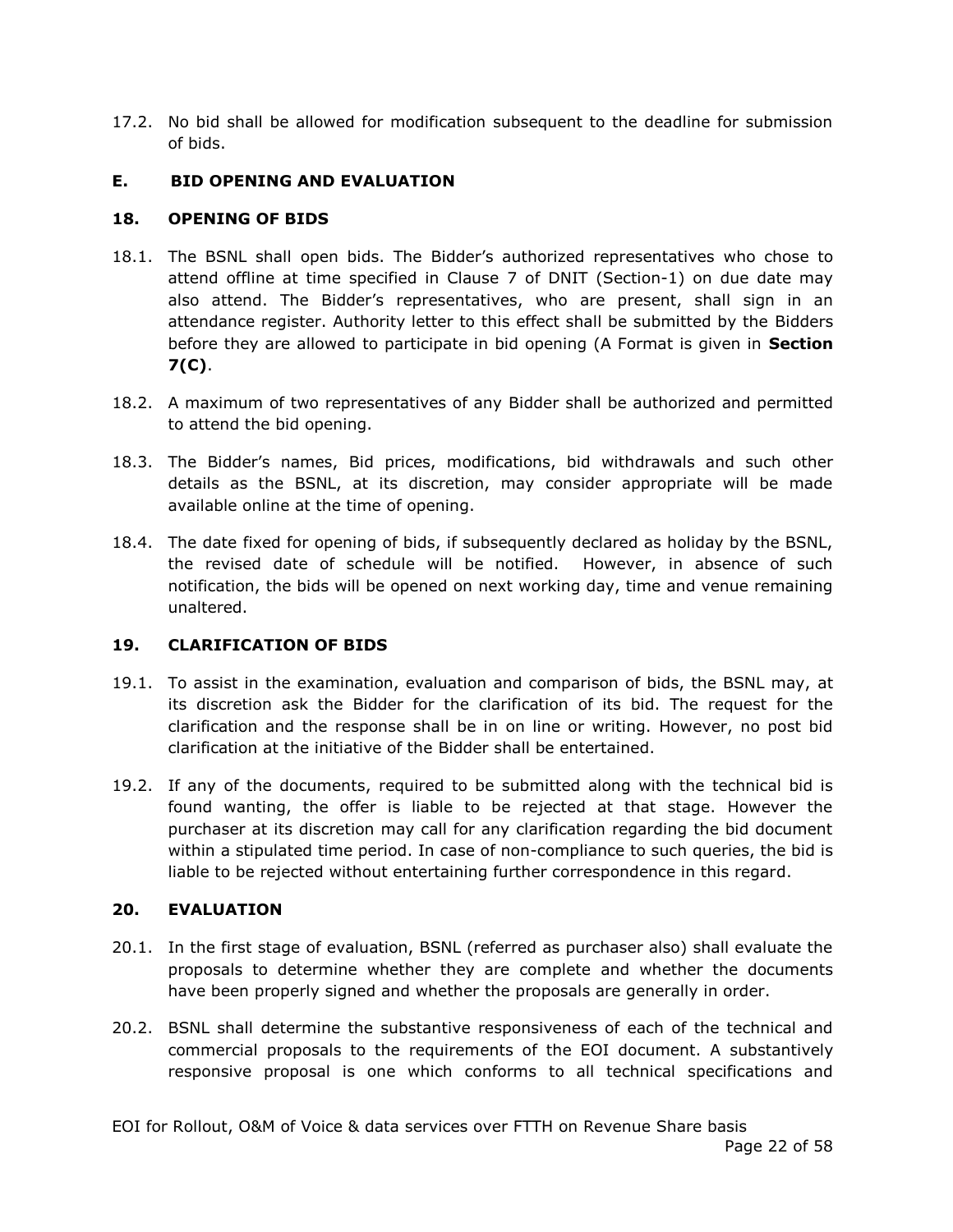17.2. No bid shall be allowed for modification subsequent to the deadline for submission of bids.

## E. BID OPENING AND EVALUATION

### 18. OPENING OF BIDS

18.1. The BSNL shall open bids. The Bidder's authorized representatives who chose to attend offline at time specified in Clause 7 of DNIT (Section-1) on due date may also attend. The Bidder's representatives, who are present, shall sign in an attendance register. Authority letter to this effect shall be submitted by the Bidders before they are allowed to participate in bid opening (A Format is given in **Section 7(C)**.

18.2. A maximum of two representatives of any Bidder shall be authorized and permitted to attend the bid opening.

18.3. The Bidder's names, Bid prices, modifications, bid withdrawals and such other details as the BSNL, at its discretion, may consider appropriate will be made available online at the time of opening.

18.4. The date fixed for opening of bids, if subsequently declared as holiday by the BSNL, the revised date of schedule will be notified. However, in absence of such notification, the bids will be opened on next working day, time and venue remaining unaltered.

### 19. CLARIFICATION OF BIDS

19.1. To assist in the examination, evaluation and comparison of bids, the BSNL may, at its discretion ask the Bidder for the clarification of its bid. The request for the clarification and the response shall be in on line or writing. However, no post bid clarification at the initiative of the Bidder shall be entertained.

19.2. If any of the documents, required to be submitted along with the technical bid is found wanting, the offer is liable to be rejected at that stage. However the purchaser at its discretion may call for any clarification regarding the bid document within a stipulated time period. In case of non-compliance to such queries, the bid is liable to be rejected without entertaining further correspondence in this regard.

### 20. EVALUATION

20.1. In the first stage of evaluation, BSNL (referred as purchaser also) shall evaluate the proposals to determine whether they are complete and whether the documents have been properly signed and whether the proposals are generally in order.

20.2. BSNL shall determine the substantive responsiveness of each of the technical and commercial proposals to the requirements of the EOI document. A substantively responsive proposal is one which conforms to all technical specifications and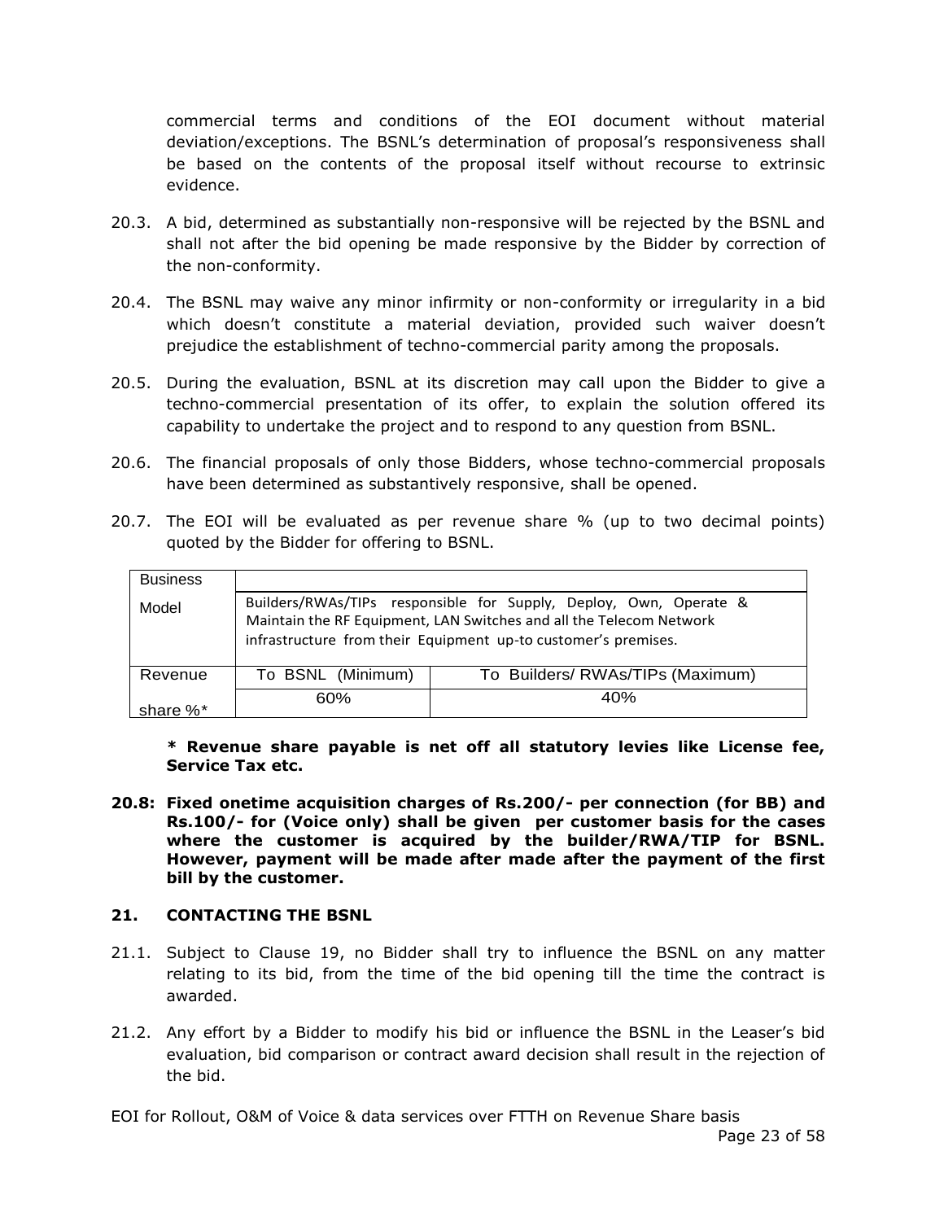commercial terms and conditions of the EOI document without material deviation/exceptions. The BSNL's determination of proposal's responsiveness shall be based on the contents of the proposal itself without recourse to extrinsic evidence.

20.3. A bid, determined as substantially non-responsive will be rejected by the BSNL and shall not after the bid opening be made responsive by the Bidder by correction of the non-conformity.

20.4. The BSNL may waive any minor infirmity or non-conformity or irregularity in a bid which doesn't constitute a material deviation, provided such waiver doesn't prejudice the establishment of techno-commercial parity among the proposals.

20.5. During the evaluation, BSNL at its discretion may call upon the Bidder to give a techno-commercial presentation of its offer, to explain the solution offered its capability to undertake the project and to respond to any question from BSNL.

20.6. The financial proposals of only those Bidders, whose techno-commercial proposals have been determined as substantively responsive, shall be opened.

20.7. The EOI will be evaluated as per revenue share % (up to two decimal points) quoted by the Bidder for offering to BSNL.

| Business Model | Builders/RWAs/TIPs responsible for Supply, Deploy, Own, Operate & Maintain the RF Equipment, LAN Switches and all the Telecom Network infrastructure from their Equipment up-to customer's premises. | |
|---|---|---|
| Revenue share %* | To BSNL (Minimum) | To Builders/ RWAs/TIPs (Maximum) |
| | 60% | 40% |

**\* Revenue share payable is net off all statutory levies like License fee, Service Tax etc.**

**20.8: Fixed onetime acquisition charges of Rs.200/- per connection (for BB) and Rs.100/- for (Voice only) shall be given per customer basis for the cases where the customer is acquired by the builder/RWA/TIP for BSNL. However, payment will be made after made after the payment of the first bill by the customer.**

## 21. CONTACTING THE BSNL

21.1. Subject to Clause 19, no Bidder shall try to influence the BSNL on any matter relating to its bid, from the time of the bid opening till the time the contract is awarded.

21.2. Any effort by a Bidder to modify his bid or influence the BSNL in the Leaser's bid evaluation, bid comparison or contract award decision shall result in the rejection of the bid.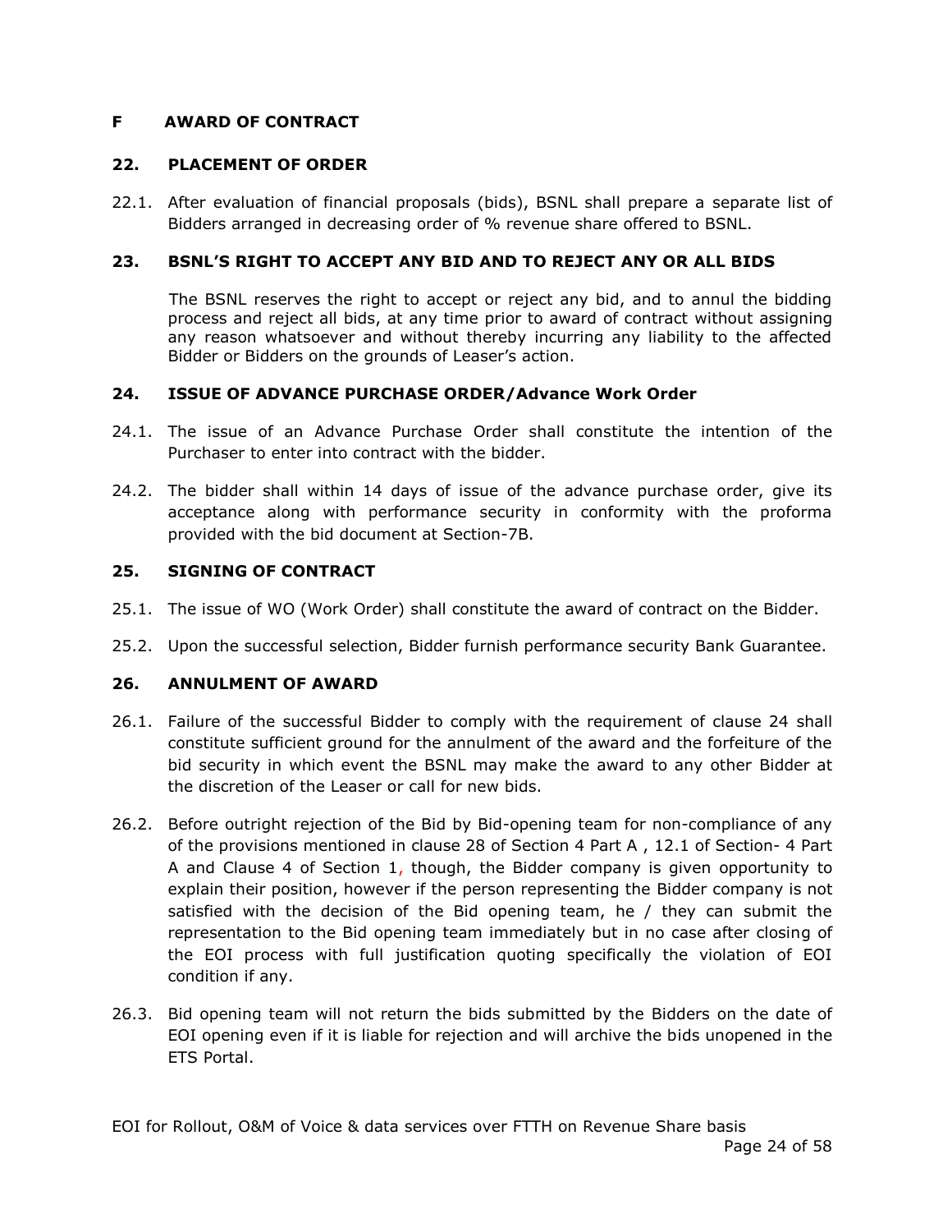## F AWARD OF CONTRACT

### 22. PLACEMENT OF ORDER

22.1. After evaluation of financial proposals (bids), BSNL shall prepare a separate list of Bidders arranged in decreasing order of % revenue share offered to BSNL.

### 23. BSNL'S RIGHT TO ACCEPT ANY BID AND TO REJECT ANY OR ALL BIDS

The BSNL reserves the right to accept or reject any bid, and to annul the bidding process and reject all bids, at any time prior to award of contract without assigning any reason whatsoever and without thereby incurring any liability to the affected Bidder or Bidders on the grounds of Leaser's action.

### 24. ISSUE OF ADVANCE PURCHASE ORDER/Advance Work Order

24.1. The issue of an Advance Purchase Order shall constitute the intention of the Purchaser to enter into contract with the bidder.

24.2. The bidder shall within 14 days of issue of the advance purchase order, give its acceptance along with performance security in conformity with the proforma provided with the bid document at Section-7B.

### 25. SIGNING OF CONTRACT

25.1. The issue of WO (Work Order) shall constitute the award of contract on the Bidder.

25.2. Upon the successful selection, Bidder furnish performance security Bank Guarantee.

### 26. ANNULMENT OF AWARD

26.1. Failure of the successful Bidder to comply with the requirement of clause 24 shall constitute sufficient ground for the annulment of the award and the forfeiture of the bid security in which event the BSNL may make the award to any other Bidder at the discretion of the Leaser or call for new bids.

26.2. Before outright rejection of the Bid by Bid-opening team for non-compliance of any of the provisions mentioned in clause 28 of Section 4 Part A , 12.1 of Section- 4 Part A and Clause 4 of Section 1, though, the Bidder company is given opportunity to explain their position, however if the person representing the Bidder company is not satisfied with the decision of the Bid opening team, he / they can submit the representation to the Bid opening team immediately but in no case after closing of the EOI process with full justification quoting specifically the violation of EOI condition if any.

26.3. Bid opening team will not return the bids submitted by the Bidders on the date of EOI opening even if it is liable for rejection and will archive the bids unopened in the ETS Portal.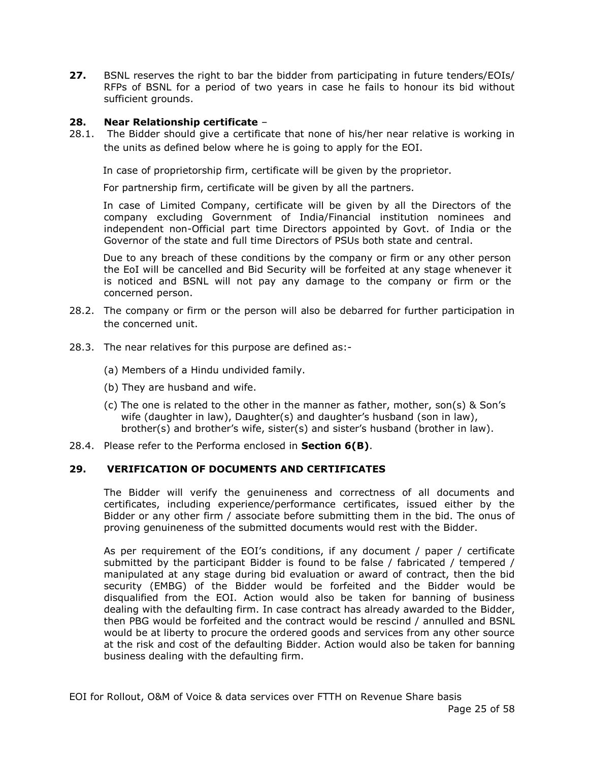**27.** BSNL reserves the right to bar the bidder from participating in future tenders/EOIs/ RFPs of BSNL for a period of two years in case he fails to honour its bid without sufficient grounds.

**28. Near Relationship certificate** –

28.1. The Bidder should give a certificate that none of his/her near relative is working in the units as defined below where he is going to apply for the EOI.

In case of proprietorship firm, certificate will be given by the proprietor.

For partnership firm, certificate will be given by all the partners.

In case of Limited Company, certificate will be given by all the Directors of the company excluding Government of India/Financial institution nominees and independent non-Official part time Directors appointed by Govt. of India or the Governor of the state and full time Directors of PSUs both state and central.

Due to any breach of these conditions by the company or firm or any other person the EoI will be cancelled and Bid Security will be forfeited at any stage whenever it is noticed and BSNL will not pay any damage to the company or firm or the concerned person.

28.2. The company or firm or the person will also be debarred for further participation in the concerned unit.

28.3. The near relatives for this purpose are defined as:-

(a) Members of a Hindu undivided family.

(b) They are husband and wife.

(c) The one is related to the other in the manner as father, mother, son(s) & Son's wife (daughter in law), Daughter(s) and daughter's husband (son in law), brother(s) and brother's wife, sister(s) and sister's husband (brother in law).

28.4. Please refer to the Performa enclosed in **Section 6(B)**.

**29. VERIFICATION OF DOCUMENTS AND CERTIFICATES**

The Bidder will verify the genuineness and correctness of all documents and certificates, including experience/performance certificates, issued either by the Bidder or any other firm / associate before submitting them in the bid. The onus of proving genuineness of the submitted documents would rest with the Bidder.

As per requirement of the EOI's conditions, if any document / paper / certificate submitted by the participant Bidder is found to be false / fabricated / tempered / manipulated at any stage during bid evaluation or award of contract, then the bid security (EMBG) of the Bidder would be forfeited and the Bidder would be disqualified from the EOI. Action would also be taken for banning of business dealing with the defaulting firm. In case contract has already awarded to the Bidder, then PBG would be forfeited and the contract would be rescind / annulled and BSNL would be at liberty to procure the ordered goods and services from any other source at the risk and cost of the defaulting Bidder. Action would also be taken for banning business dealing with the defaulting firm.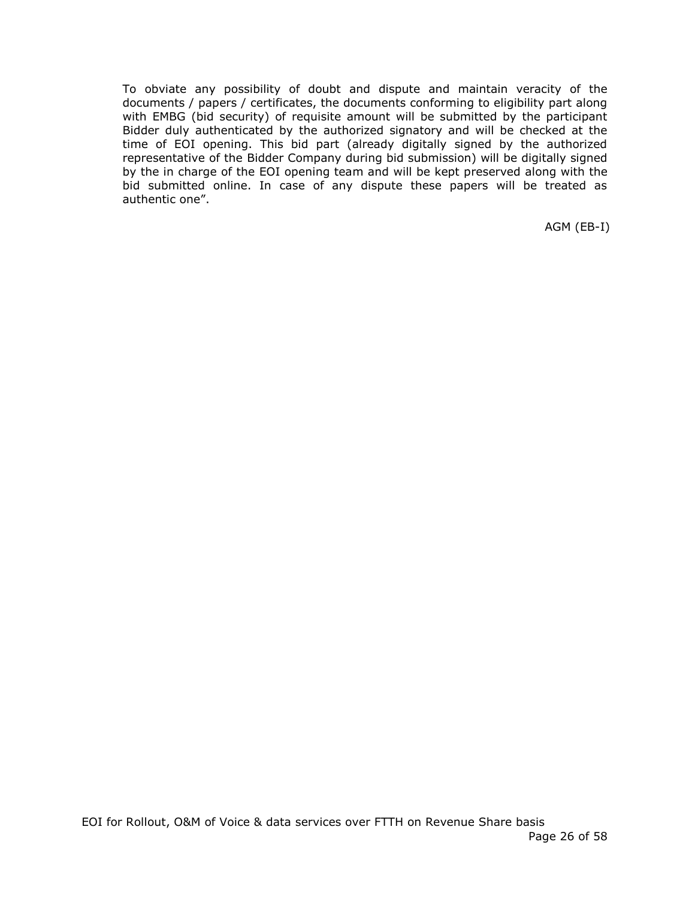To obviate any possibility of doubt and dispute and maintain veracity of the documents / papers / certificates, the documents conforming to eligibility part along with EMBG (bid security) of requisite amount will be submitted by the participant Bidder duly authenticated by the authorized signatory and will be checked at the time of EOI opening. This bid part (already digitally signed by the authorized representative of the Bidder Company during bid submission) will be digitally signed by the in charge of the EOI opening team and will be kept preserved along with the bid submitted online. In case of any dispute these papers will be treated as authentic one".

AGM (EB-I)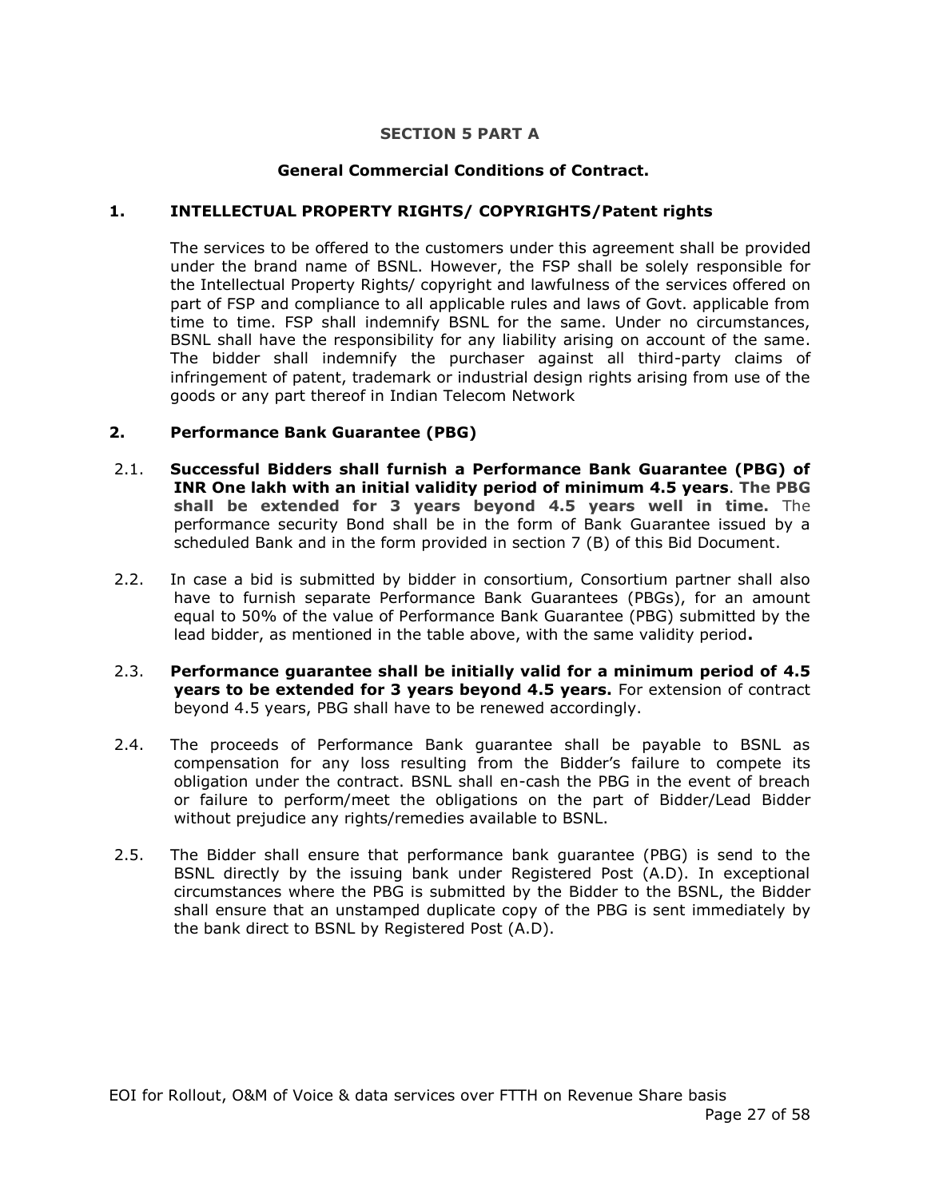## SECTION 5 PART A

### General Commercial Conditions of Contract.

### 1. INTELLECTUAL PROPERTY RIGHTS/ COPYRIGHTS/Patent rights

The services to be offered to the customers under this agreement shall be provided under the brand name of BSNL. However, the FSP shall be solely responsible for the Intellectual Property Rights/ copyright and lawfulness of the services offered on part of FSP and compliance to all applicable rules and laws of Govt. applicable from time to time. FSP shall indemnify BSNL for the same. Under no circumstances, BSNL shall have the responsibility for any liability arising on account of the same. The bidder shall indemnify the purchaser against all third-party claims of infringement of patent, trademark or industrial design rights arising from use of the goods or any part thereof in Indian Telecom Network

### 2. Performance Bank Guarantee (PBG)

2.1. **Successful Bidders shall furnish a Performance Bank Guarantee (PBG) of INR One lakh with an initial validity period of minimum 4.5 years**. **The PBG shall be extended for 3 years beyond 4.5 years well in time.** The performance security Bond shall be in the form of Bank Guarantee issued by a scheduled Bank and in the form provided in section 7 (B) of this Bid Document.

2.2. In case a bid is submitted by bidder in consortium, Consortium partner shall also have to furnish separate Performance Bank Guarantees (PBGs), for an amount equal to 50% of the value of Performance Bank Guarantee (PBG) submitted by the lead bidder, as mentioned in the table above, with the same validity period**.**

2.3. **Performance guarantee shall be initially valid for a minimum period of 4.5 years to be extended for 3 years beyond 4.5 years.** For extension of contract beyond 4.5 years, PBG shall have to be renewed accordingly.

2.4. The proceeds of Performance Bank guarantee shall be payable to BSNL as compensation for any loss resulting from the Bidder's failure to compete its obligation under the contract. BSNL shall en-cash the PBG in the event of breach or failure to perform/meet the obligations on the part of Bidder/Lead Bidder without prejudice any rights/remedies available to BSNL.

2.5. The Bidder shall ensure that performance bank guarantee (PBG) is send to the BSNL directly by the issuing bank under Registered Post (A.D). In exceptional circumstances where the PBG is submitted by the Bidder to the BSNL, the Bidder shall ensure that an unstamped duplicate copy of the PBG is sent immediately by the bank direct to BSNL by Registered Post (A.D).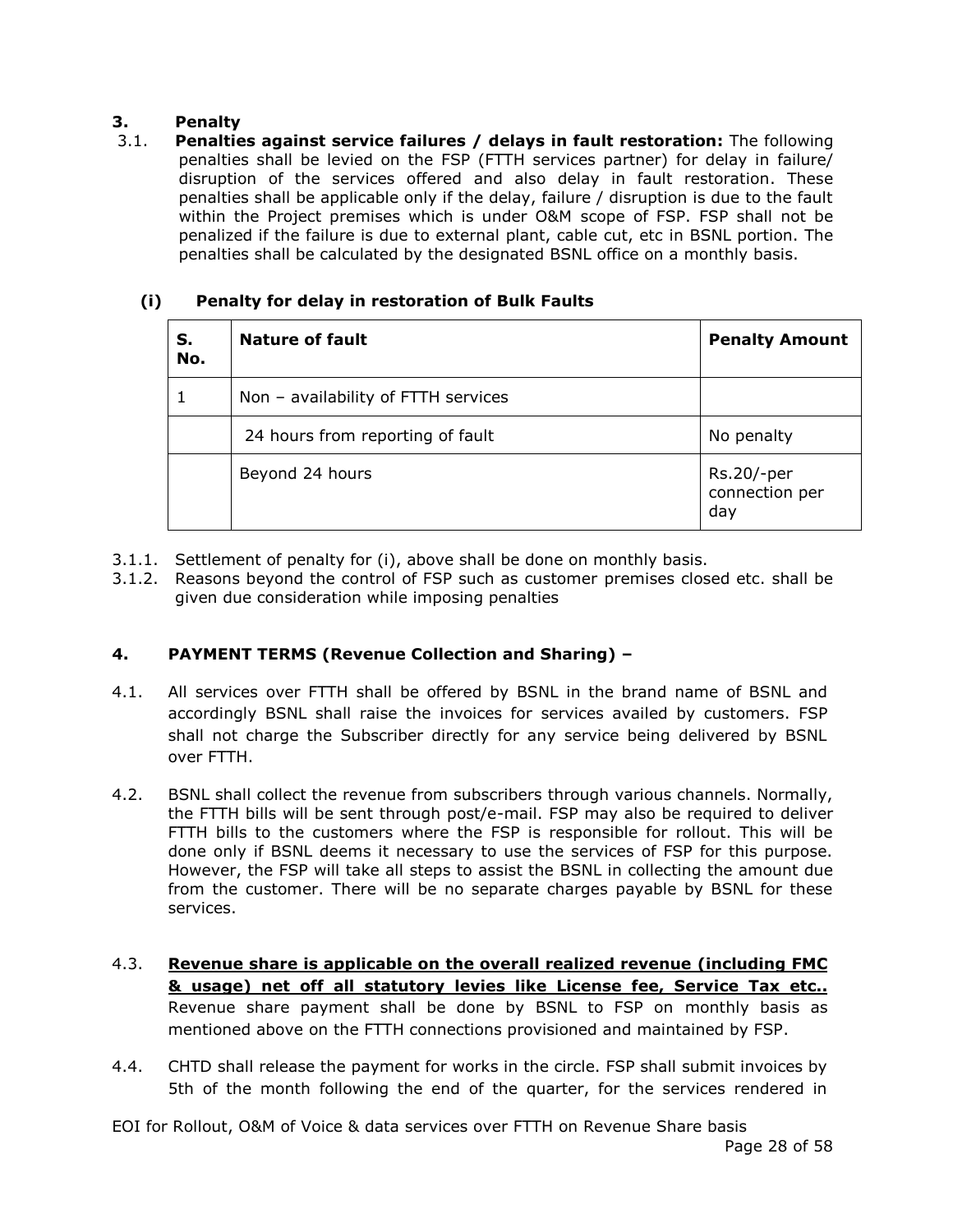## 3. Penalty

3.1. **Penalties against service failures / delays in fault restoration:** The following penalties shall be levied on the FSP (FTTH services partner) for delay in failure/ disruption of the services offered and also delay in fault restoration. These penalties shall be applicable only if the delay, failure / disruption is due to the fault within the Project premises which is under O&M scope of FSP. FSP shall not be penalized if the failure is due to external plant, cable cut, etc in BSNL portion. The penalties shall be calculated by the designated BSNL office on a monthly basis.

### (i) Penalty for delay in restoration of Bulk Faults

| S. No. | Nature of fault | Penalty Amount |
|---|---|---|
| 1 | Non – availability of FTTH services | |
| | 24 hours from reporting of fault | No penalty |
| | Beyond 24 hours | Rs.20/-per connection per day |

3.1.1. Settlement of penalty for (i), above shall be done on monthly basis.

3.1.2. Reasons beyond the control of FSP such as customer premises closed etc. shall be given due consideration while imposing penalties

## 4. PAYMENT TERMS (Revenue Collection and Sharing) –

4.1. All services over FTTH shall be offered by BSNL in the brand name of BSNL and accordingly BSNL shall raise the invoices for services availed by customers. FSP shall not charge the Subscriber directly for any service being delivered by BSNL over FTTH.

4.2. BSNL shall collect the revenue from subscribers through various channels. Normally, the FTTH bills will be sent through post/e-mail. FSP may also be required to deliver FTTH bills to the customers where the FSP is responsible for rollout. This will be done only if BSNL deems it necessary to use the services of FSP for this purpose. However, the FSP will take all steps to assist the BSNL in collecting the amount due from the customer. There will be no separate charges payable by BSNL for these services.

4.3. <u>**Revenue share is applicable on the overall realized revenue (including FMC & usage) net off all statutory levies like License fee, Service Tax etc..**</u> Revenue share payment shall be done by BSNL to FSP on monthly basis as mentioned above on the FTTH connections provisioned and maintained by FSP.

4.4. CHTD shall release the payment for works in the circle. FSP shall submit invoices by 5th of the month following the end of the quarter, for the services rendered in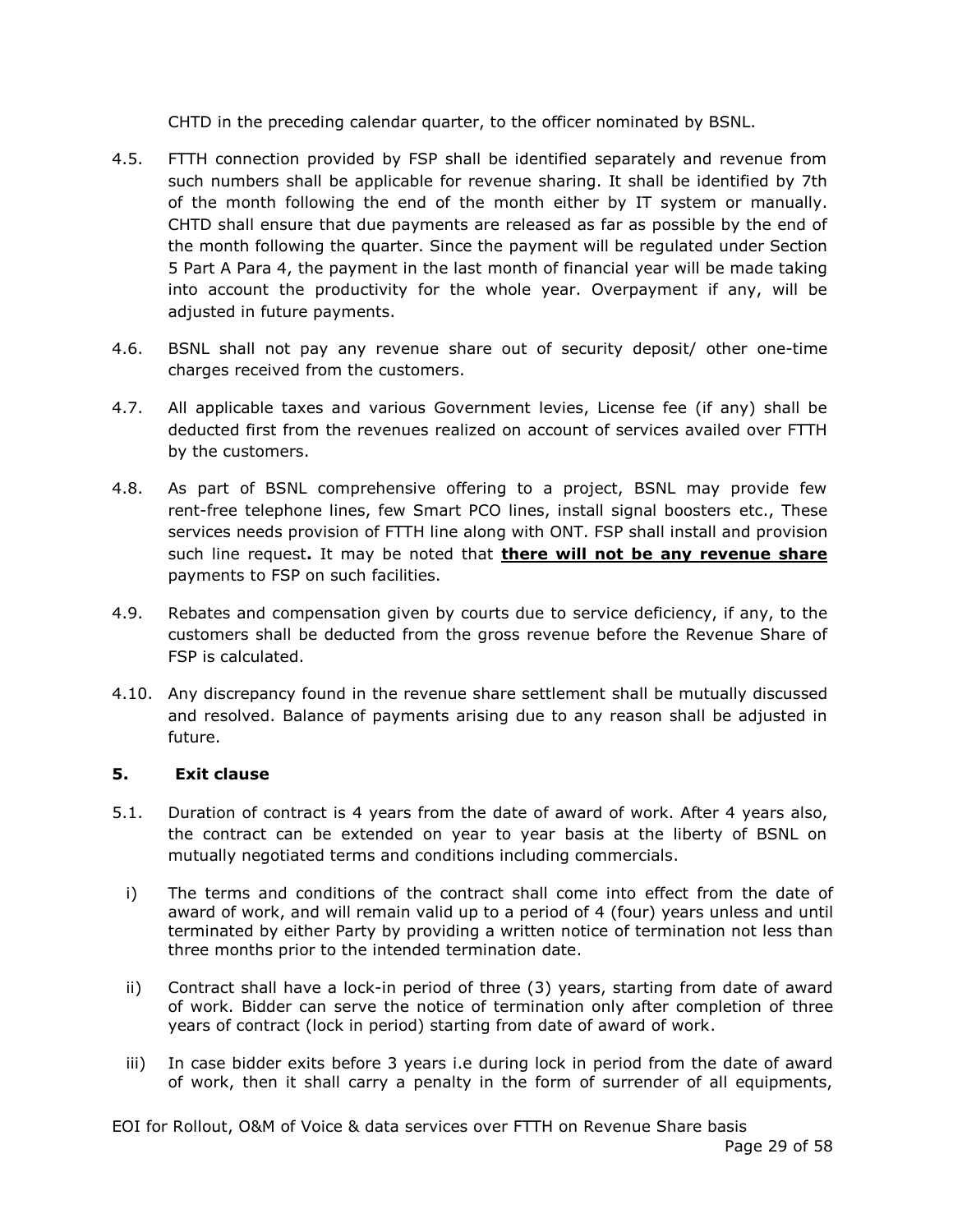CHTD in the preceding calendar quarter, to the officer nominated by BSNL.

4.5. FTTH connection provided by FSP shall be identified separately and revenue from such numbers shall be applicable for revenue sharing. It shall be identified by 7th of the month following the end of the month either by IT system or manually. CHTD shall ensure that due payments are released as far as possible by the end of the month following the quarter. Since the payment will be regulated under Section 5 Part A Para 4, the payment in the last month of financial year will be made taking into account the productivity for the whole year. Overpayment if any, will be adjusted in future payments.

4.6. BSNL shall not pay any revenue share out of security deposit/ other one-time charges received from the customers.

4.7. All applicable taxes and various Government levies, License fee (if any) shall be deducted first from the revenues realized on account of services availed over FTTH by the customers.

4.8. As part of BSNL comprehensive offering to a project, BSNL may provide few rent-free telephone lines, few Smart PCO lines, install signal boosters etc., These services needs provision of FTTH line along with ONT. FSP shall install and provision such line request**.** It may be noted that **there will not be any revenue share** payments to FSP on such facilities.

4.9. Rebates and compensation given by courts due to service deficiency, if any, to the customers shall be deducted from the gross revenue before the Revenue Share of FSP is calculated.

4.10. Any discrepancy found in the revenue share settlement shall be mutually discussed and resolved. Balance of payments arising due to any reason shall be adjusted in future.

### 5. Exit clause

5.1. Duration of contract is 4 years from the date of award of work. After 4 years also, the contract can be extended on year to year basis at the liberty of BSNL on mutually negotiated terms and conditions including commercials.

i) The terms and conditions of the contract shall come into effect from the date of award of work, and will remain valid up to a period of 4 (four) years unless and until terminated by either Party by providing a written notice of termination not less than three months prior to the intended termination date.

ii) Contract shall have a lock-in period of three (3) years, starting from date of award of work. Bidder can serve the notice of termination only after completion of three years of contract (lock in period) starting from date of award of work.

iii) In case bidder exits before 3 years i.e during lock in period from the date of award of work, then it shall carry a penalty in the form of surrender of all equipments,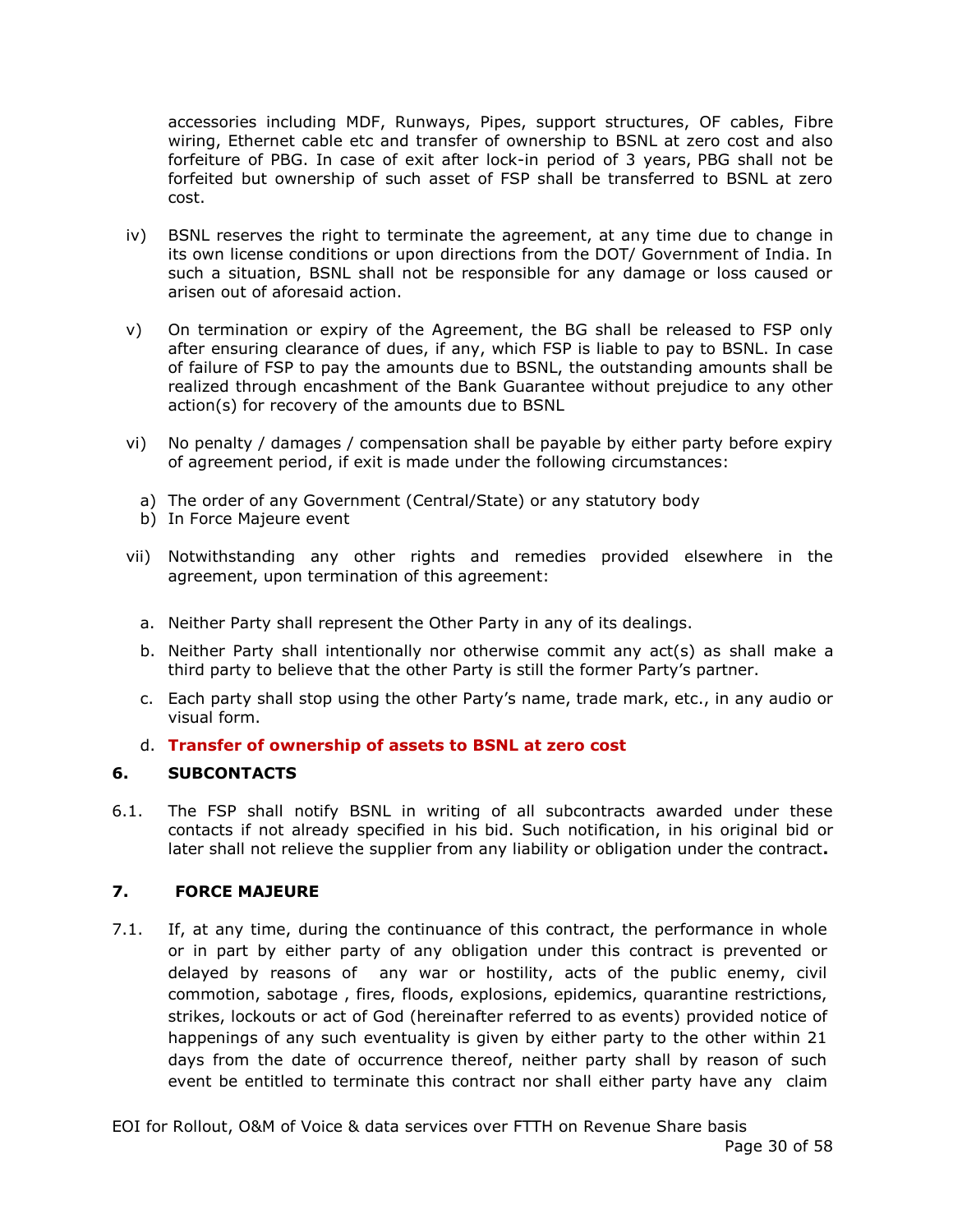accessories including MDF, Runways, Pipes, support structures, OF cables, Fibre wiring, Ethernet cable etc and transfer of ownership to BSNL at zero cost and also forfeiture of PBG. In case of exit after lock-in period of 3 years, PBG shall not be forfeited but ownership of such asset of FSP shall be transferred to BSNL at zero cost.

iv) BSNL reserves the right to terminate the agreement, at any time due to change in its own license conditions or upon directions from the DOT/ Government of India. In such a situation, BSNL shall not be responsible for any damage or loss caused or arisen out of aforesaid action.

v) On termination or expiry of the Agreement, the BG shall be released to FSP only after ensuring clearance of dues, if any, which FSP is liable to pay to BSNL. In case of failure of FSP to pay the amounts due to BSNL, the outstanding amounts shall be realized through encashment of the Bank Guarantee without prejudice to any other action(s) for recovery of the amounts due to BSNL

vi) No penalty / damages / compensation shall be payable by either party before expiry of agreement period, if exit is made under the following circumstances:

a) The order of any Government (Central/State) or any statutory body
b) In Force Majeure event

vii) Notwithstanding any other rights and remedies provided elsewhere in the agreement, upon termination of this agreement:

a. Neither Party shall represent the Other Party in any of its dealings.

b. Neither Party shall intentionally nor otherwise commit any act(s) as shall make a third party to believe that the other Party is still the former Party's partner.

c. Each party shall stop using the other Party's name, trade mark, etc., in any audio or visual form.

d. **Transfer of ownership of assets to BSNL at zero cost**

## 6. SUBCONTACTS

6.1. The FSP shall notify BSNL in writing of all subcontracts awarded under these contacts if not already specified in his bid. Such notification, in his original bid or later shall not relieve the supplier from any liability or obligation under the contract**.**

## 7. FORCE MAJEURE

7.1. If, at any time, during the continuance of this contract, the performance in whole or in part by either party of any obligation under this contract is prevented or delayed by reasons of any war or hostility, acts of the public enemy, civil commotion, sabotage , fires, floods, explosions, epidemics, quarantine restrictions, strikes, lockouts or act of God (hereinafter referred to as events) provided notice of happenings of any such eventuality is given by either party to the other within 21 days from the date of occurrence thereof, neither party shall by reason of such event be entitled to terminate this contract nor shall either party have any claim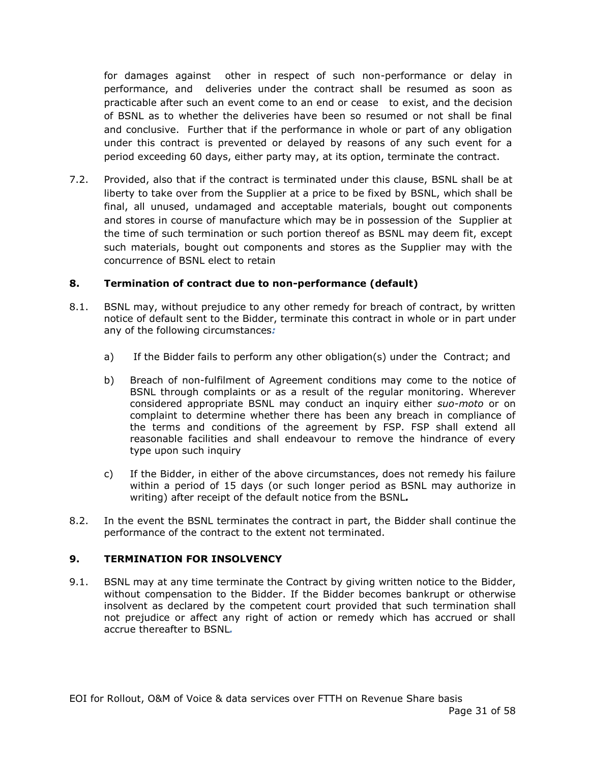for damages against other in respect of such non-performance or delay in performance, and deliveries under the contract shall be resumed as soon as practicable after such an event come to an end or cease to exist, and the decision of BSNL as to whether the deliveries have been so resumed or not shall be final and conclusive. Further that if the performance in whole or part of any obligation under this contract is prevented or delayed by reasons of any such event for a period exceeding 60 days, either party may, at its option, terminate the contract.

7.2. Provided, also that if the contract is terminated under this clause, BSNL shall be at liberty to take over from the Supplier at a price to be fixed by BSNL, which shall be final, all unused, undamaged and acceptable materials, bought out components and stores in course of manufacture which may be in possession of the Supplier at the time of such termination or such portion thereof as BSNL may deem fit, except such materials, bought out components and stores as the Supplier may with the concurrence of BSNL elect to retain

## 8. Termination of contract due to non-performance (default)

8.1. BSNL may, without prejudice to any other remedy for breach of contract, by written notice of default sent to the Bidder, terminate this contract in whole or in part under any of the following circumstances:

a) If the Bidder fails to perform any other obligation(s) under the Contract; and

b) Breach of non-fulfilment of Agreement conditions may come to the notice of BSNL through complaints or as a result of the regular monitoring. Wherever considered appropriate BSNL may conduct an inquiry either *suo-moto* or on complaint to determine whether there has been any breach in compliance of the terms and conditions of the agreement by FSP. FSP shall extend all reasonable facilities and shall endeavour to remove the hindrance of every type upon such inquiry

c) If the Bidder, in either of the above circumstances, does not remedy his failure within a period of 15 days (or such longer period as BSNL may authorize in writing) after receipt of the default notice from the BSNL.

8.2. In the event the BSNL terminates the contract in part, the Bidder shall continue the performance of the contract to the extent not terminated.

## 9. TERMINATION FOR INSOLVENCY

9.1. BSNL may at any time terminate the Contract by giving written notice to the Bidder, without compensation to the Bidder. If the Bidder becomes bankrupt or otherwise insolvent as declared by the competent court provided that such termination shall not prejudice or affect any right of action or remedy which has accrued or shall accrue thereafter to BSNL.

EOI for Rollout, O&M of Voice & data services over FTTH on Revenue Share basis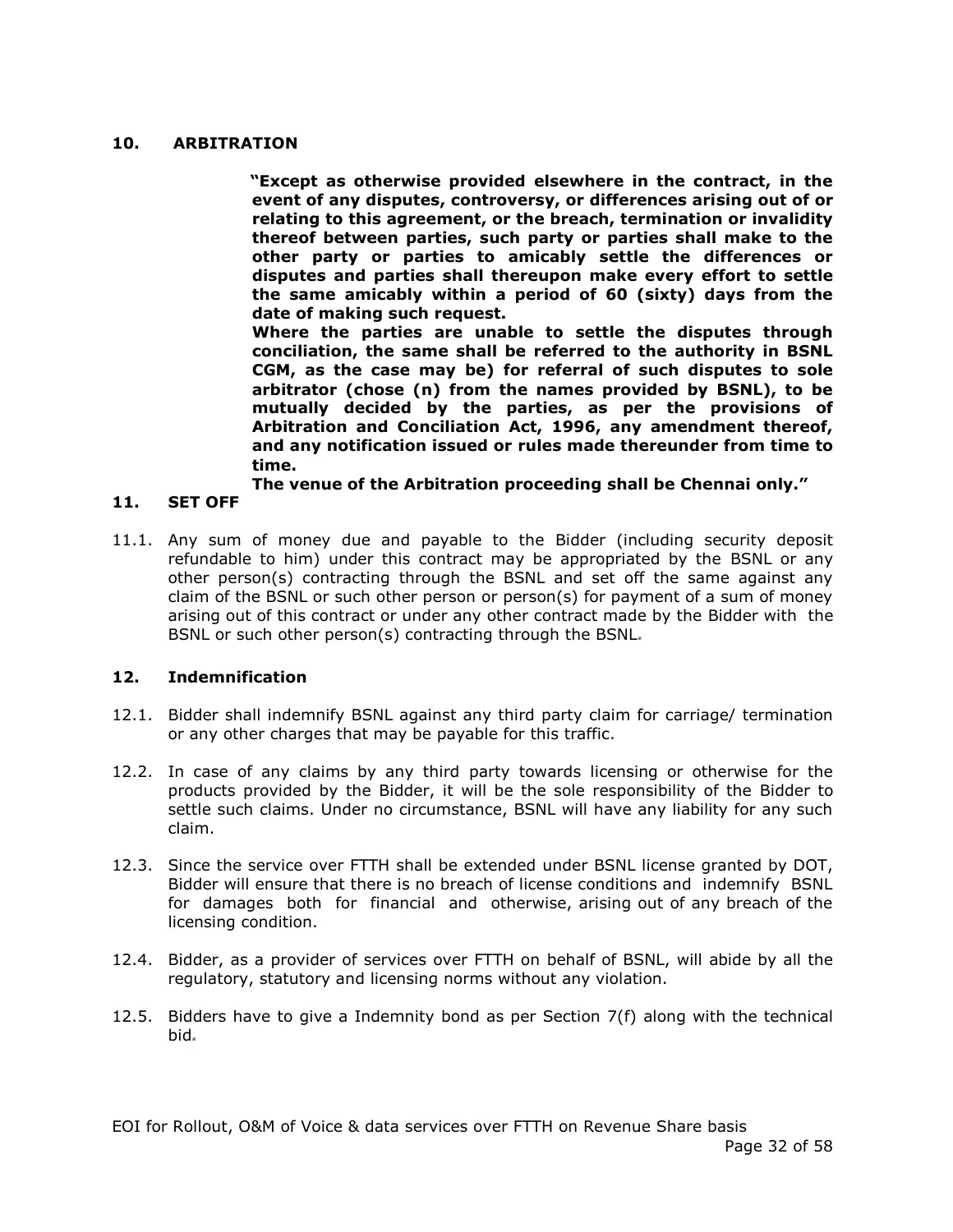## 10. ARBITRATION

**"Except as otherwise provided elsewhere in the contract, in the event of any disputes, controversy, or differences arising out of or relating to this agreement, or the breach, termination or invalidity thereof between parties, such party or parties shall make to the other party or parties to amicably settle the differences or disputes and parties shall thereupon make every effort to settle the same amicably within a period of 60 (sixty) days from the date of making such request.**

**Where the parties are unable to settle the disputes through conciliation, the same shall be referred to the authority in BSNL CGM, as the case may be) for referral of such disputes to sole arbitrator (chose (n) from the names provided by BSNL), to be mutually decided by the parties, as per the provisions of Arbitration and Conciliation Act, 1996, any amendment thereof, and any notification issued or rules made thereunder from time to time.**

**The venue of the Arbitration proceeding shall be Chennai only."**

## 11. SET OFF

11.1. Any sum of money due and payable to the Bidder (including security deposit refundable to him) under this contract may be appropriated by the BSNL or any other person(s) contracting through the BSNL and set off the same against any claim of the BSNL or such other person or person(s) for payment of a sum of money arising out of this contract or under any other contract made by the Bidder with the BSNL or such other person(s) contracting through the BSNL.

## 12. Indemnification

12.1. Bidder shall indemnify BSNL against any third party claim for carriage/ termination or any other charges that may be payable for this traffic.

12.2. In case of any claims by any third party towards licensing or otherwise for the products provided by the Bidder, it will be the sole responsibility of the Bidder to settle such claims. Under no circumstance, BSNL will have any liability for any such claim.

12.3. Since the service over FTTH shall be extended under BSNL license granted by DOT, Bidder will ensure that there is no breach of license conditions and indemnify BSNL for damages both for financial and otherwise, arising out of any breach of the licensing condition.

12.4. Bidder, as a provider of services over FTTH on behalf of BSNL, will abide by all the regulatory, statutory and licensing norms without any violation.

12.5. Bidders have to give a Indemnity bond as per Section 7(f) along with the technical bid.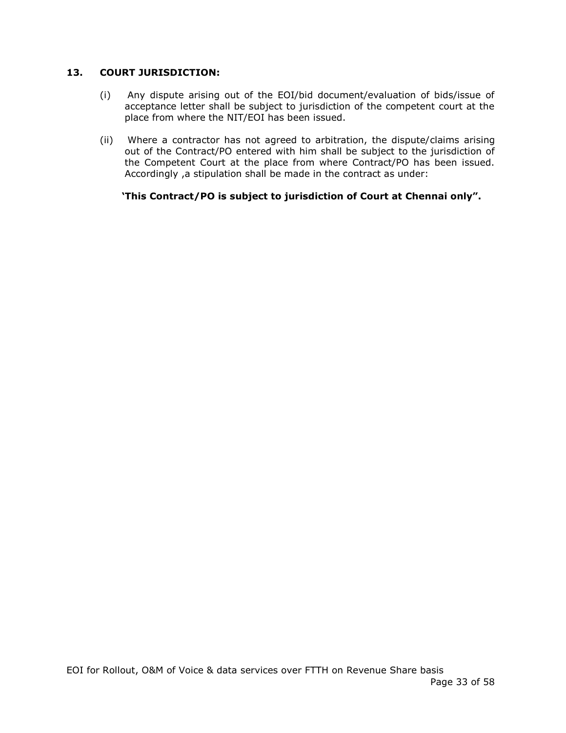### 13. COURT JURISDICTION:

(i) Any dispute arising out of the EOI/bid document/evaluation of bids/issue of acceptance letter shall be subject to jurisdiction of the competent court at the place from where the NIT/EOI has been issued.

(ii) Where a contractor has not agreed to arbitration, the dispute/claims arising out of the Contract/PO entered with him shall be subject to the jurisdiction of the Competent Court at the place from where Contract/PO has been issued. Accordingly ,a stipulation shall be made in the contract as under:

**'This Contract/PO is subject to jurisdiction of Court at Chennai only".**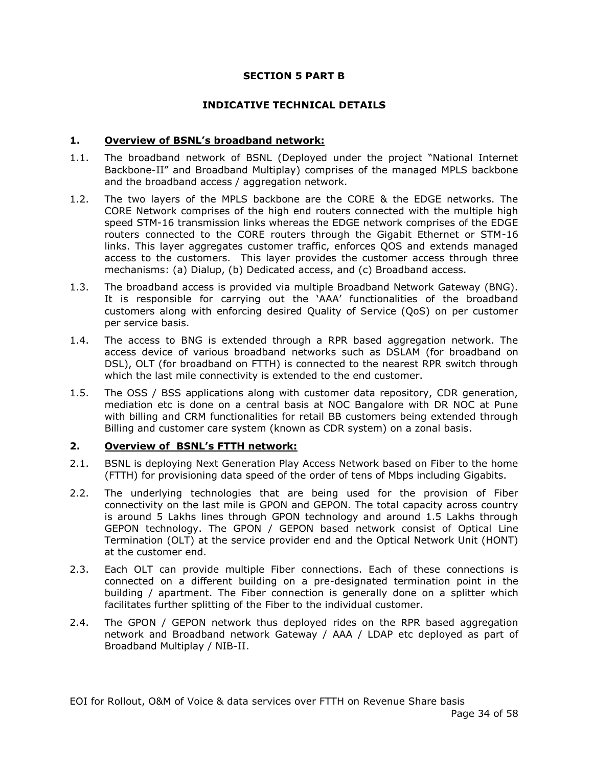**SECTION 5 PART B**

**INDICATIVE TECHNICAL DETAILS**

**1. Overview of BSNL's broadband network:**

1.1. The broadband network of BSNL (Deployed under the project "National Internet Backbone-II" and Broadband Multiplay) comprises of the managed MPLS backbone and the broadband access / aggregation network.

1.2. The two layers of the MPLS backbone are the CORE & the EDGE networks. The CORE Network comprises of the high end routers connected with the multiple high speed STM-16 transmission links whereas the EDGE network comprises of the EDGE routers connected to the CORE routers through the Gigabit Ethernet or STM-16 links. This layer aggregates customer traffic, enforces QOS and extends managed access to the customers. This layer provides the customer access through three mechanisms: (a) Dialup, (b) Dedicated access, and (c) Broadband access.

1.3. The broadband access is provided via multiple Broadband Network Gateway (BNG). It is responsible for carrying out the 'AAA' functionalities of the broadband customers along with enforcing desired Quality of Service (QoS) on per customer per service basis.

1.4. The access to BNG is extended through a RPR based aggregation network. The access device of various broadband networks such as DSLAM (for broadband on DSL), OLT (for broadband on FTTH) is connected to the nearest RPR switch through which the last mile connectivity is extended to the end customer.

1.5. The OSS / BSS applications along with customer data repository, CDR generation, mediation etc is done on a central basis at NOC Bangalore with DR NOC at Pune with billing and CRM functionalities for retail BB customers being extended through Billing and customer care system (known as CDR system) on a zonal basis.

**2. Overview of BSNL's FTTH network:**

2.1. BSNL is deploying Next Generation Play Access Network based on Fiber to the home (FTTH) for provisioning data speed of the order of tens of Mbps including Gigabits.

2.2. The underlying technologies that are being used for the provision of Fiber connectivity on the last mile is GPON and GEPON. The total capacity across country is around 5 Lakhs lines through GPON technology and around 1.5 Lakhs through GEPON technology. The GPON / GEPON based network consist of Optical Line Termination (OLT) at the service provider end and the Optical Network Unit (HONT) at the customer end.

2.3. Each OLT can provide multiple Fiber connections. Each of these connections is connected on a different building on a pre-designated termination point in the building / apartment. The Fiber connection is generally done on a splitter which facilitates further splitting of the Fiber to the individual customer.

2.4. The GPON / GEPON network thus deployed rides on the RPR based aggregation network and Broadband network Gateway / AAA / LDAP etc deployed as part of Broadband Multiplay / NIB-II.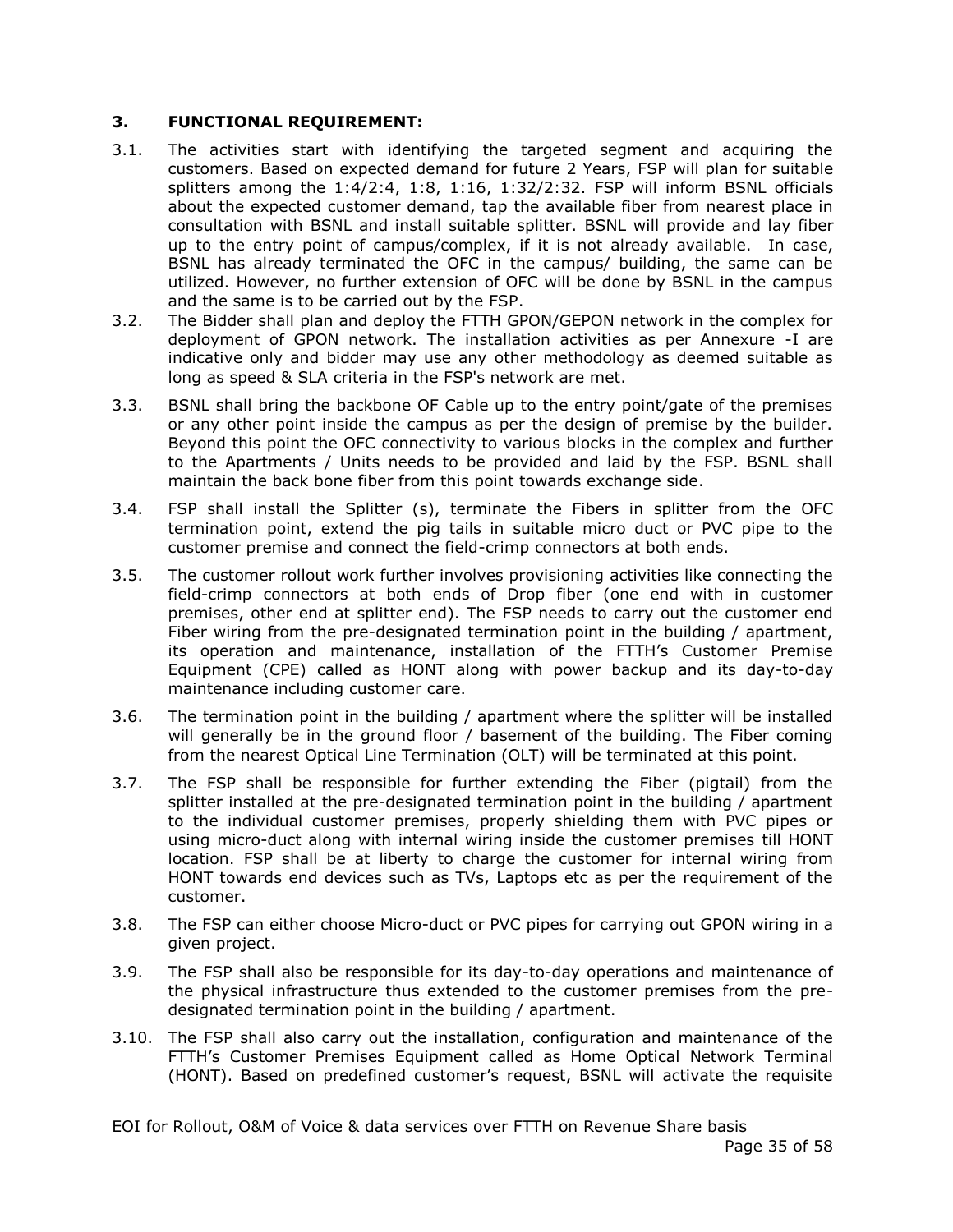### 3. FUNCTIONAL REQUIREMENT:

3.1. The activities start with identifying the targeted segment and acquiring the customers. Based on expected demand for future 2 Years, FSP will plan for suitable splitters among the 1:4/2:4, 1:8, 1:16, 1:32/2:32. FSP will inform BSNL officials about the expected customer demand, tap the available fiber from nearest place in consultation with BSNL and install suitable splitter. BSNL will provide and lay fiber up to the entry point of campus/complex, if it is not already available. In case, BSNL has already terminated the OFC in the campus/ building, the same can be utilized. However, no further extension of OFC will be done by BSNL in the campus and the same is to be carried out by the FSP.

3.2. The Bidder shall plan and deploy the FTTH GPON/GEPON network in the complex for deployment of GPON network. The installation activities as per Annexure -I are indicative only and bidder may use any other methodology as deemed suitable as long as speed & SLA criteria in the FSP's network are met.

3.3. BSNL shall bring the backbone OF Cable up to the entry point/gate of the premises or any other point inside the campus as per the design of premise by the builder. Beyond this point the OFC connectivity to various blocks in the complex and further to the Apartments / Units needs to be provided and laid by the FSP. BSNL shall maintain the back bone fiber from this point towards exchange side.

3.4. FSP shall install the Splitter (s), terminate the Fibers in splitter from the OFC termination point, extend the pig tails in suitable micro duct or PVC pipe to the customer premise and connect the field-crimp connectors at both ends.

3.5. The customer rollout work further involves provisioning activities like connecting the field-crimp connectors at both ends of Drop fiber (one end with in customer premises, other end at splitter end). The FSP needs to carry out the customer end Fiber wiring from the pre-designated termination point in the building / apartment, its operation and maintenance, installation of the FTTH's Customer Premise Equipment (CPE) called as HONT along with power backup and its day-to-day maintenance including customer care.

3.6. The termination point in the building / apartment where the splitter will be installed will generally be in the ground floor / basement of the building. The Fiber coming from the nearest Optical Line Termination (OLT) will be terminated at this point.

3.7. The FSP shall be responsible for further extending the Fiber (pigtail) from the splitter installed at the pre-designated termination point in the building / apartment to the individual customer premises, properly shielding them with PVC pipes or using micro-duct along with internal wiring inside the customer premises till HONT location. FSP shall be at liberty to charge the customer for internal wiring from HONT towards end devices such as TVs, Laptops etc as per the requirement of the customer.

3.8. The FSP can either choose Micro-duct or PVC pipes for carrying out GPON wiring in a given project.

3.9. The FSP shall also be responsible for its day-to-day operations and maintenance of the physical infrastructure thus extended to the customer premises from the pre-designated termination point in the building / apartment.

3.10. The FSP shall also carry out the installation, configuration and maintenance of the FTTH's Customer Premises Equipment called as Home Optical Network Terminal (HONT). Based on predefined customer's request, BSNL will activate the requisite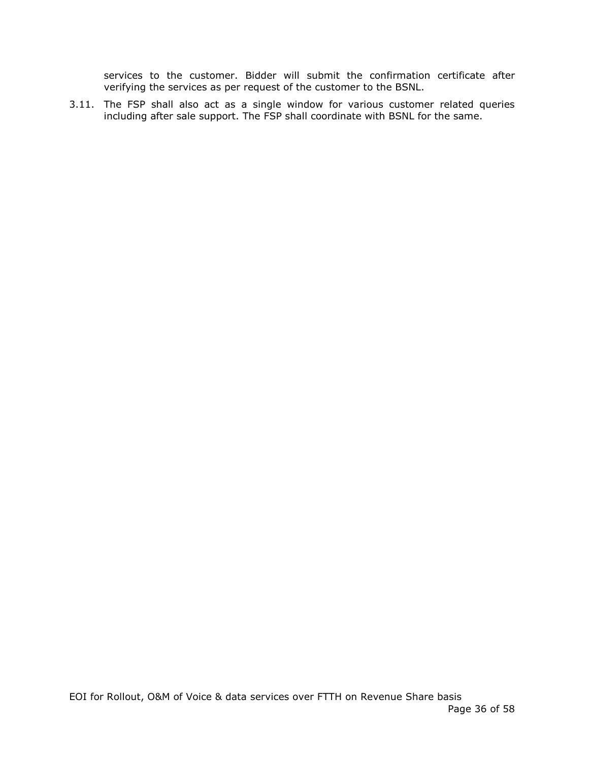services to the customer. Bidder will submit the confirmation certificate after verifying the services as per request of the customer to the BSNL.

3.11. The FSP shall also act as a single window for various customer related queries including after sale support. The FSP shall coordinate with BSNL for the same.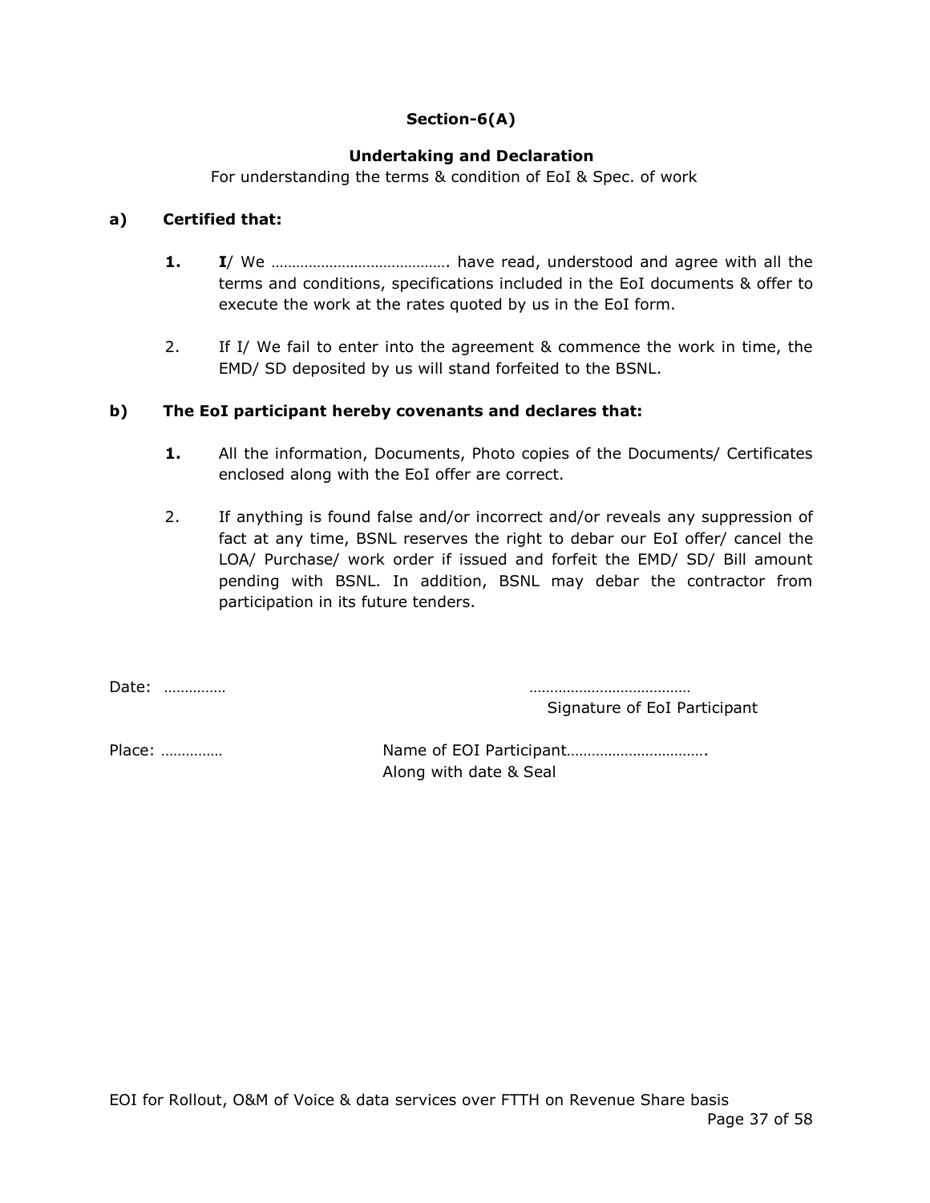## Section-6(A)

### Undertaking and Declaration

For understanding the terms & condition of EoI & Spec. of work

**a) Certified that:**

**1.** **I**/ We ……………………………………. have read, understood and agree with all the terms and conditions, specifications included in the EoI documents & offer to execute the work at the rates quoted by us in the EoI form.

2. If I/ We fail to enter into the agreement & commence the work in time, the EMD/ SD deposited by us will stand forfeited to the BSNL.

**b) The EoI participant hereby covenants and declares that:**

**1.** All the information, Documents, Photo copies of the Documents/ Certificates enclosed along with the EoI offer are correct.

2. If anything is found false and/or incorrect and/or reveals any suppression of fact at any time, BSNL reserves the right to debar our EoI offer/ cancel the LOA/ Purchase/ work order if issued and forfeit the EMD/ SD/ Bill amount pending with BSNL. In addition, BSNL may debar the contractor from participation in its future tenders.

Date: ……………

…………………………………
Signature of EoI Participant

Place: ……………

Name of EOI Participant…………………………….
Along with date & Seal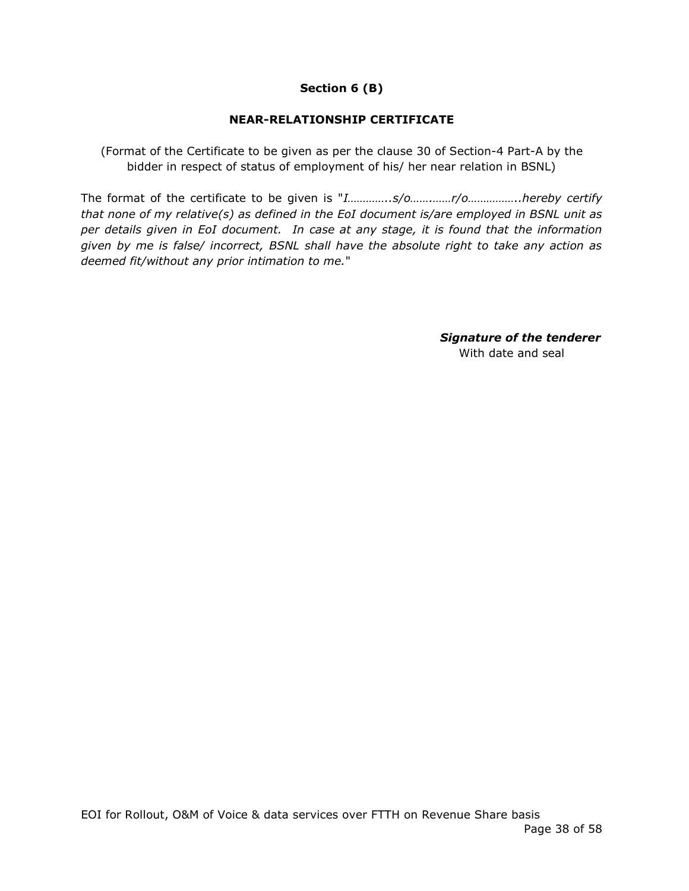## Section 6 (B)

### NEAR-RELATIONSHIP CERTIFICATE

(Format of the Certificate to be given as per the clause 30 of Section-4 Part-A by the bidder in respect of status of employment of his/ her near relation in BSNL)

The format of the certificate to be given is "*I…………..s/o…….……r/o……………..hereby certify that none of my relative(s) as defined in the EoI document is/are employed in BSNL unit as per details given in EoI document. In case at any stage, it is found that the information given by me is false/ incorrect, BSNL shall have the absolute right to take any action as deemed fit/without any prior intimation to me.*"

***Signature of the tenderer***
With date and seal

EOI for Rollout, O&M of Voice & data services over FTTH on Revenue Share basis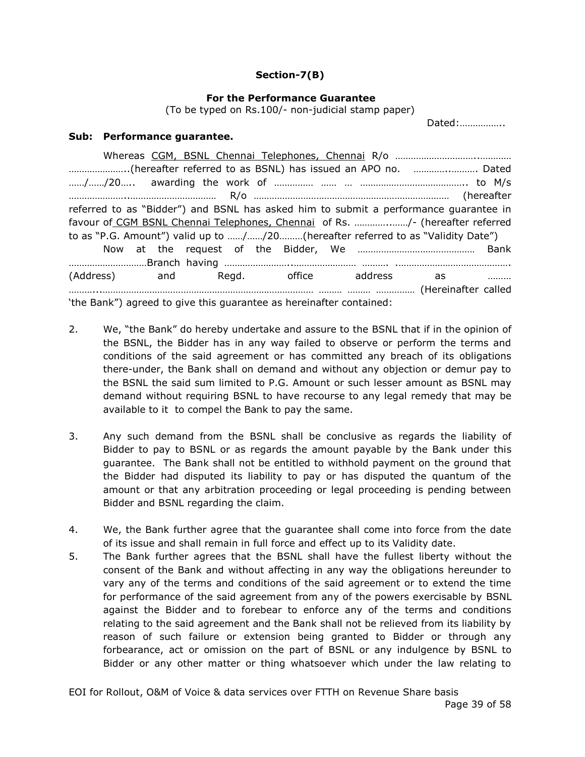**Section-7(B)**

**For the Performance Guarantee**

(To be typed on Rs.100/- non-judicial stamp paper)

Dated:……………..

**Sub: Performance guarantee.**

Whereas <u>CGM, BSNL Chennai Telephones, Chennai</u> R/o ………………………..………… …………………..(hereafter referred to as BSNL) has issued an APO no. ………..………. Dated ……/……/20….. awarding the work of …………… …… … ………………………………….. to M/s …………………..…………………………… R/o ………………………………………………………………… (hereafter referred to as "Bidder") and BSNL has asked him to submit a performance guarantee in favour of <u>CGM BSNL Chennai Telephones, Chennai</u> of Rs. …………..……/- (hereafter referred to as "P.G. Amount") valid up to ……/……/20………(hereafter referred to as "Validity Date")

Now at the request of the Bidder, We ……………………………………… Bank …………………………Branch having …………………..…………………… ………. ……………………………………. (Address) and Regd. office address as ……… ………..……………………………………………………………………… ……… ……… …………… (Hereinafter called 'the Bank") agreed to give this guarantee as hereinafter contained:

2. We, "the Bank" do hereby undertake and assure to the BSNL that if in the opinion of the BSNL, the Bidder has in any way failed to observe or perform the terms and conditions of the said agreement or has committed any breach of its obligations there-under, the Bank shall on demand and without any objection or demur pay to the BSNL the said sum limited to P.G. Amount or such lesser amount as BSNL may demand without requiring BSNL to have recourse to any legal remedy that may be available to it to compel the Bank to pay the same.

3. Any such demand from the BSNL shall be conclusive as regards the liability of Bidder to pay to BSNL or as regards the amount payable by the Bank under this guarantee. The Bank shall not be entitled to withhold payment on the ground that the Bidder had disputed its liability to pay or has disputed the quantum of the amount or that any arbitration proceeding or legal proceeding is pending between Bidder and BSNL regarding the claim.

4. We, the Bank further agree that the guarantee shall come into force from the date of its issue and shall remain in full force and effect up to its Validity date.

5. The Bank further agrees that the BSNL shall have the fullest liberty without the consent of the Bank and without affecting in any way the obligations hereunder to vary any of the terms and conditions of the said agreement or to extend the time for performance of the said agreement from any of the powers exercisable by BSNL against the Bidder and to forebear to enforce any of the terms and conditions relating to the said agreement and the Bank shall not be relieved from its liability by reason of such failure or extension being granted to Bidder or through any forbearance, act or omission on the part of BSNL or any indulgence by BSNL to Bidder or any other matter or thing whatsoever which under the law relating to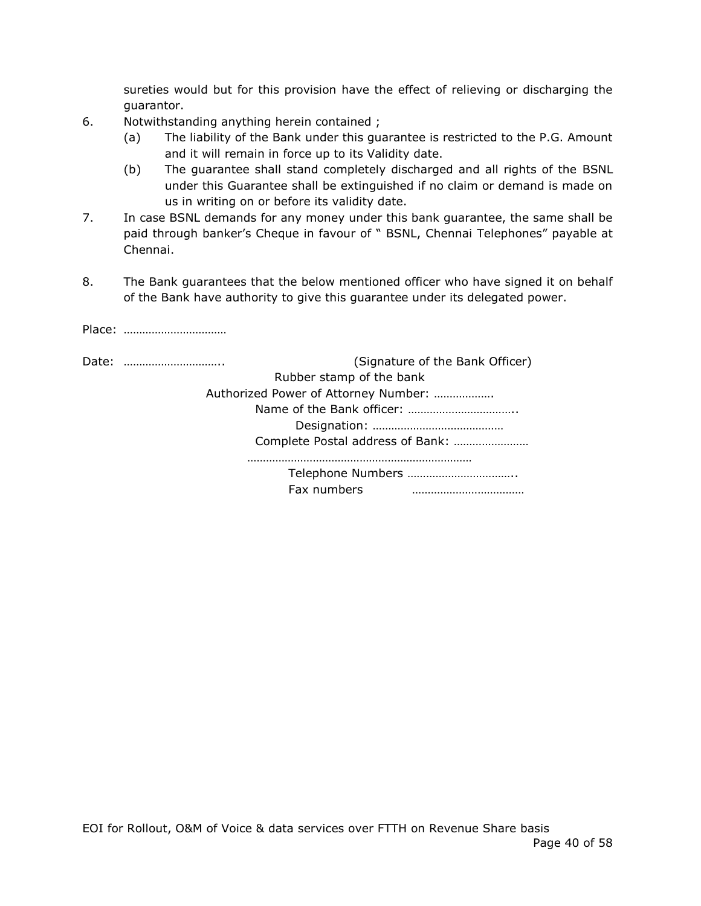sureties would but for this provision have the effect of relieving or discharging the guarantor.

6. Notwithstanding anything herein contained ;
   (a) The liability of the Bank under this guarantee is restricted to the P.G. Amount and it will remain in force up to its Validity date.
   (b) The guarantee shall stand completely discharged and all rights of the BSNL under this Guarantee shall be extinguished if no claim or demand is made on us in writing on or before its validity date.
7. In case BSNL demands for any money under this bank guarantee, the same shall be paid through banker's Cheque in favour of " BSNL, Chennai Telephones" payable at Chennai.
8. The Bank guarantees that the below mentioned officer who have signed it on behalf of the Bank have authority to give this guarantee under its delegated power.

Place: ……………………………

Date: ………………………….. (Signature of the Bank Officer)

Rubber stamp of the bank

Authorized Power of Attorney Number: ……………….

Name of the Bank officer: ……………………………..

Designation: ……………………………………

Complete Postal address of Bank: ……………………

……………………………………………………………

Telephone Numbers ……………………………..

Fax numbers ………………………………

EOI for Rollout, O&M of Voice & data services over FTTH on Revenue Share basis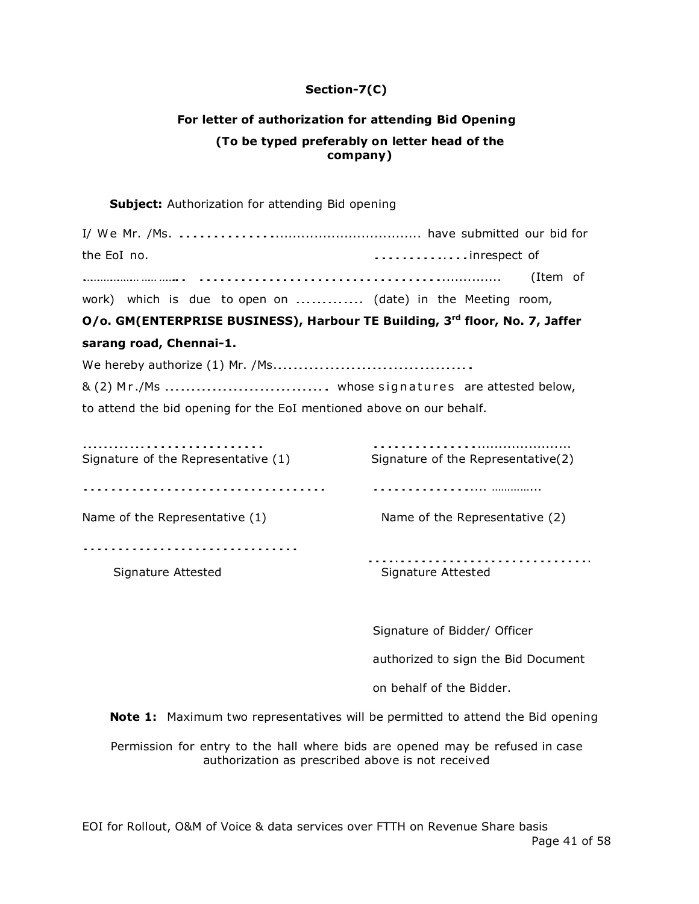**Section-7(C)**

**For letter of authorization for attending Bid Opening**

**(To be typed preferably on letter head of the company)**

**Subject:** Authorization for attending Bid opening

I/ We Mr. /Ms. ................................................ have submitted our bid for the EoI no. ..............inrespect of ................................................................ (Item of work) which is due to open on ............. (date) in the Meeting room, **O/o. GM(ENTERPRISE BUSINESS), Harbour TE Building, 3rd floor, No. 7, Jaffer sarang road, Chennai-1.**

We hereby authorize (1) Mr. /Ms.......................................
& (2) Mr./Ms ................................ whose signatures are attested below, to attend the bid opening for the EoI mentioned above on our behalf.

| ............................. | ...................................... |
|---|---|
| Signature of the Representative (1) | Signature of the Representative(2) |
| ..................................... | ............................. |
| Name of the Representative (1) | Name of the Representative (2) |
| ................................. | ................................... |
| Signature Attested | Signature Attested |

Signature of Bidder/ Officer
authorized to sign the Bid Document
on behalf of the Bidder.

**Note 1:** Maximum two representatives will be permitted to attend the Bid opening

Permission for entry to the hall where bids are opened may be refused in case authorization as prescribed above is not received

EOI for Rollout, O&M of Voice & data services over FTTH on Revenue Share basis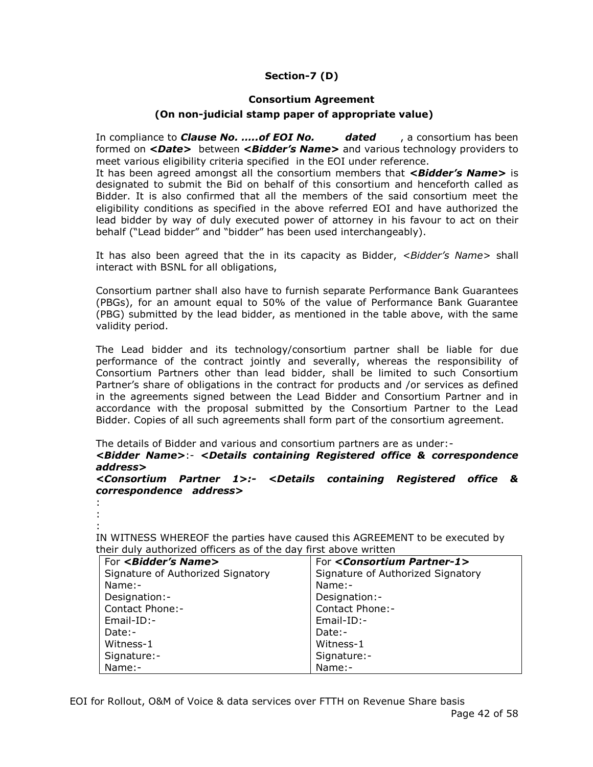**Section-7 (D)**

**Consortium Agreement**

**(On non-judicial stamp paper of appropriate value)**

In compliance to ***Clause No. .....of EOI No. dated*** , a consortium has been formed on ***<Date>*** between ***<Bidder's Name>*** and various technology providers to meet various eligibility criteria specified in the EOI under reference.

It has been agreed amongst all the consortium members that ***<Bidder's Name>*** is designated to submit the Bid on behalf of this consortium and henceforth called as Bidder. It is also confirmed that all the members of the said consortium meet the eligibility conditions as specified in the above referred EOI and have authorized the lead bidder by way of duly executed power of attorney in his favour to act on their behalf ("Lead bidder" and "bidder" has been used interchangeably).

It has also been agreed that the in its capacity as Bidder, *<Bidder's Name>* shall interact with BSNL for all obligations,

Consortium partner shall also have to furnish separate Performance Bank Guarantees (PBGs), for an amount equal to 50% of the value of Performance Bank Guarantee (PBG) submitted by the lead bidder, as mentioned in the table above, with the same validity period.

The Lead bidder and its technology/consortium partner shall be liable for due performance of the contract jointly and severally, whereas the responsibility of Consortium Partners other than lead bidder, shall be limited to such Consortium Partner's share of obligations in the contract for products and /or services as defined in the agreements signed between the Lead Bidder and Consortium Partner and in accordance with the proposal submitted by the Consortium Partner to the Lead Bidder. Copies of all such agreements shall form part of the consortium agreement.

The details of Bidder and various and consortium partners are as under:-

***<Bidder Name>***:- ***<Details containing Registered office & correspondence address>***

***<Consortium Partner 1>:- <Details containing Registered office & correspondence address>***

:

:

:

IN WITNESS WHEREOF the parties have caused this AGREEMENT to be executed by their duly authorized officers as of the day first above written

| For ***<Bidder's Name>*** | For ***<Consortium Partner-1>*** |
|---|---|
| Signature of Authorized Signatory | Signature of Authorized Signatory |
| Name:- | Name:- |
| Designation:- | Designation:- |
| Contact Phone:- | Contact Phone:- |
| Email-ID:- | Email-ID:- |
| Date:- | Date:- |
| Witness-1 | Witness-1 |
| Signature:- | Signature:- |
| Name:- | Name:- |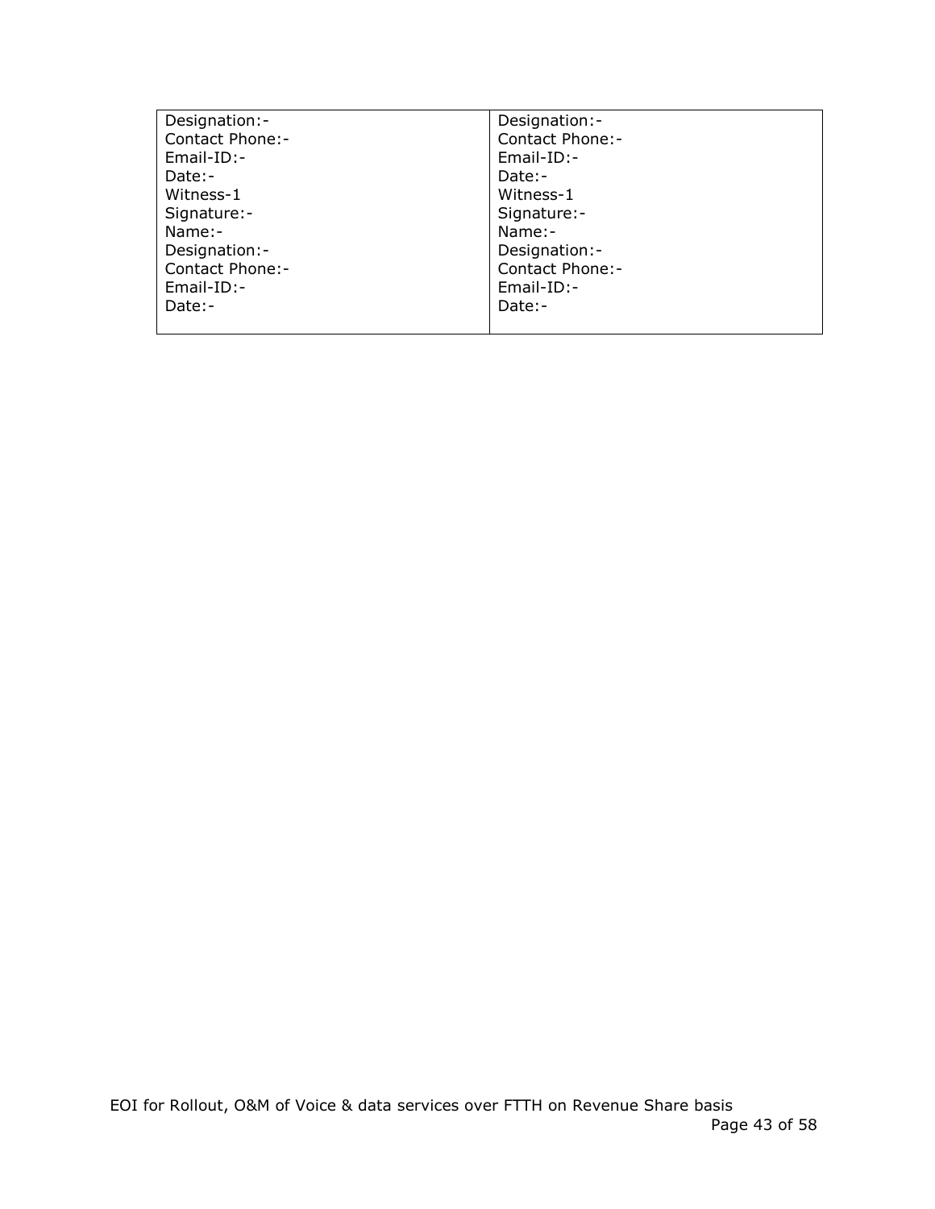| Designation:-<br>Contact Phone:-<br>Email-ID:-<br>Date:-<br>Witness-1<br>Signature:-<br>Name:-<br>Designation:-<br>Contact Phone:-<br>Email-ID:-<br>Date:- | Designation:-<br>Contact Phone:-<br>Email-ID:-<br>Date:-<br>Witness-1<br>Signature:-<br>Name:-<br>Designation:-<br>Contact Phone:-<br>Email-ID:-<br>Date:- |
|---|---|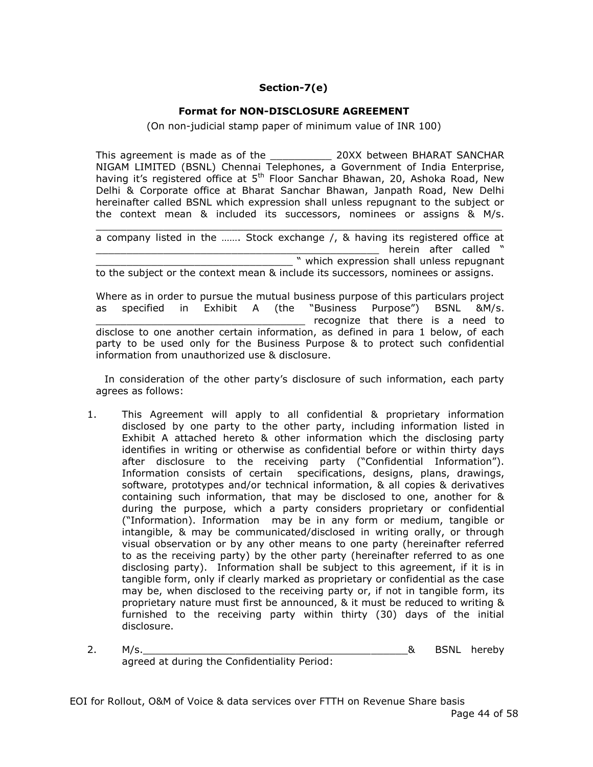## Section-7(e)

### Format for NON-DISCLOSURE AGREEMENT

(On non-judicial stamp paper of minimum value of INR 100)

This agreement is made as of the __________ 20XX between BHARAT SANCHAR NIGAM LIMITED (BSNL) Chennai Telephones, a Government of India Enterprise, having it's registered office at 5th Floor Sanchar Bhawan, 20, Ashoka Road, New Delhi & Corporate office at Bharat Sanchar Bhawan, Janpath Road, New Delhi hereinafter called BSNL which expression shall unless repugnant to the subject or the context mean & included its successors, nominees or assigns & M/s. ________________________________________________________________ a company listed in the ……. Stock exchange /, & having its registered office at ____________________________________________ herein after called " ________________________________ " which expression shall unless repugnant to the subject or the context mean & include its successors, nominees or assigns.

Where as in order to pursue the mutual business purpose of this particulars project as specified in Exhibit A (the "Business Purpose") BSNL &M/s. __________________________________ recognize that there is a need to disclose to one another certain information, as defined in para 1 below, of each party to be used only for the Business Purpose & to protect such confidential information from unauthorized use & disclosure.

In consideration of the other party's disclosure of such information, each party agrees as follows:

1. This Agreement will apply to all confidential & proprietary information disclosed by one party to the other party, including information listed in Exhibit A attached hereto & other information which the disclosing party identifies in writing or otherwise as confidential before or within thirty days after disclosure to the receiving party ("Confidential Information"). Information consists of certain specifications, designs, plans, drawings, software, prototypes and/or technical information, & all copies & derivatives containing such information, that may be disclosed to one, another for & during the purpose, which a party considers proprietary or confidential ("Information). Information may be in any form or medium, tangible or intangible, & may be communicated/disclosed in writing orally, or through visual observation or by any other means to one party (hereinafter referred to as the receiving party) by the other party (hereinafter referred to as one disclosing party). Information shall be subject to this agreement, if it is in tangible form, only if clearly marked as proprietary or confidential as the case may be, when disclosed to the receiving party or, if not in tangible form, its proprietary nature must first be announced, & it must be reduced to writing & furnished to the receiving party within thirty (30) days of the initial disclosure.

2. M/s.__________________________________________& BSNL hereby agreed at during the Confidentiality Period: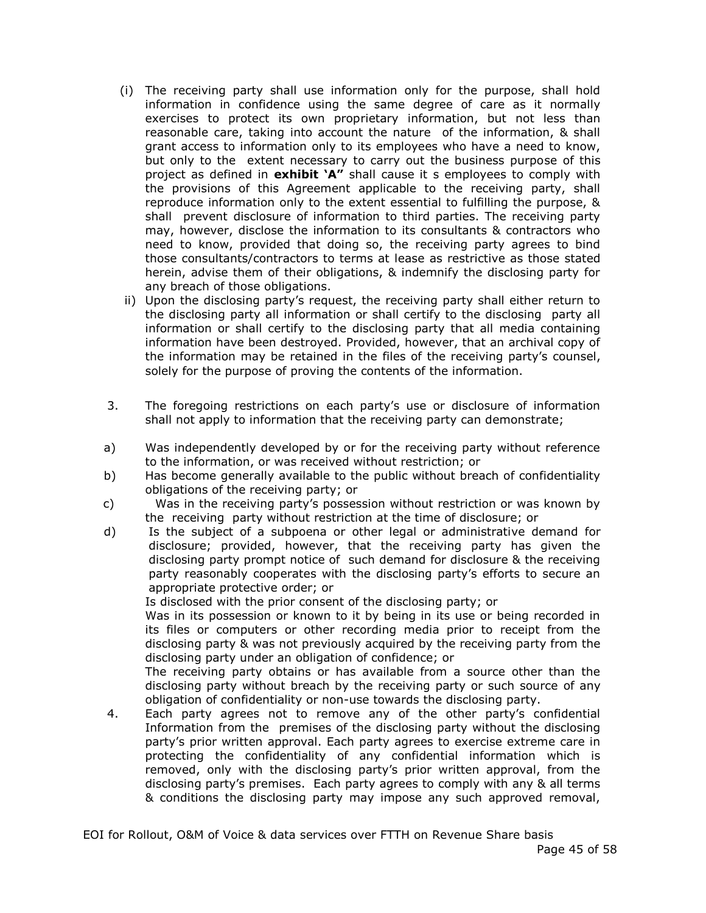(i) The receiving party shall use information only for the purpose, shall hold information in confidence using the same degree of care as it normally exercises to protect its own proprietary information, but not less than reasonable care, taking into account the nature of the information, & shall grant access to information only to its employees who have a need to know, but only to the extent necessary to carry out the business purpose of this project as defined in **exhibit 'A"** shall cause it s employees to comply with the provisions of this Agreement applicable to the receiving party, shall reproduce information only to the extent essential to fulfilling the purpose, & shall prevent disclosure of information to third parties. The receiving party may, however, disclose the information to its consultants & contractors who need to know, provided that doing so, the receiving party agrees to bind those consultants/contractors to terms at lease as restrictive as those stated herein, advise them of their obligations, & indemnify the disclosing party for any breach of those obligations.

ii) Upon the disclosing party's request, the receiving party shall either return to the disclosing party all information or shall certify to the disclosing party all information or shall certify to the disclosing party that all media containing information have been destroyed. Provided, however, that an archival copy of the information may be retained in the files of the receiving party's counsel, solely for the purpose of proving the contents of the information.

3. The foregoing restrictions on each party's use or disclosure of information shall not apply to information that the receiving party can demonstrate;

a) Was independently developed by or for the receiving party without reference to the information, or was received without restriction; or

b) Has become generally available to the public without breach of confidentiality obligations of the receiving party; or

c) Was in the receiving party's possession without restriction or was known by the receiving party without restriction at the time of disclosure; or

d) Is the subject of a subpoena or other legal or administrative demand for disclosure; provided, however, that the receiving party has given the disclosing party prompt notice of such demand for disclosure & the receiving party reasonably cooperates with the disclosing party's efforts to secure an appropriate protective order; or

Is disclosed with the prior consent of the disclosing party; or

Was in its possession or known to it by being in its use or being recorded in its files or computers or other recording media prior to receipt from the disclosing party & was not previously acquired by the receiving party from the disclosing party under an obligation of confidence; or

The receiving party obtains or has available from a source other than the disclosing party without breach by the receiving party or such source of any obligation of confidentiality or non-use towards the disclosing party.

4. Each party agrees not to remove any of the other party's confidential Information from the premises of the disclosing party without the disclosing party's prior written approval. Each party agrees to exercise extreme care in protecting the confidentiality of any confidential information which is removed, only with the disclosing party's prior written approval, from the disclosing party's premises. Each party agrees to comply with any & all terms & conditions the disclosing party may impose any such approved removal,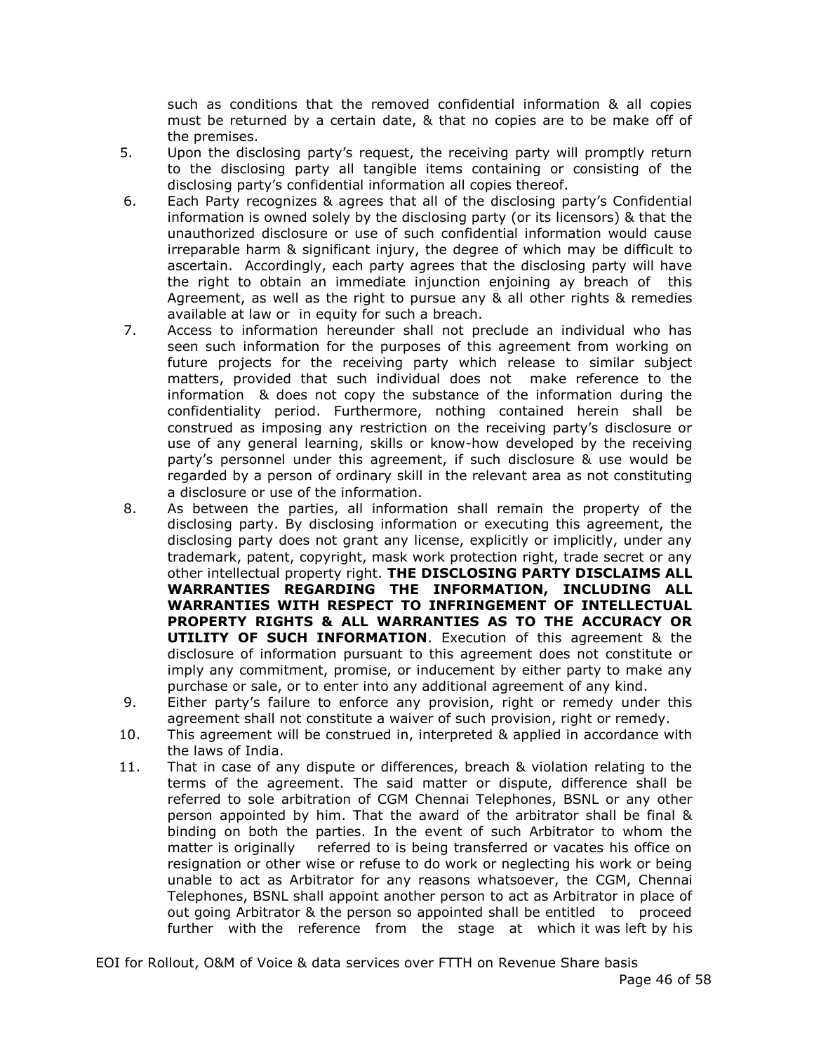such as conditions that the removed confidential information & all copies must be returned by a certain date, & that no copies are to be make off of the premises.

5. Upon the disclosing party's request, the receiving party will promptly return to the disclosing party all tangible items containing or consisting of the disclosing party's confidential information all copies thereof.
6. Each Party recognizes & agrees that all of the disclosing party's Confidential information is owned solely by the disclosing party (or its licensors) & that the unauthorized disclosure or use of such confidential information would cause irreparable harm & significant injury, the degree of which may be difficult to ascertain. Accordingly, each party agrees that the disclosing party will have the right to obtain an immediate injunction enjoining ay breach of this Agreement, as well as the right to pursue any & all other rights & remedies available at law or in equity for such a breach.
7. Access to information hereunder shall not preclude an individual who has seen such information for the purposes of this agreement from working on future projects for the receiving party which release to similar subject matters, provided that such individual does not make reference to the information & does not copy the substance of the information during the confidentiality period. Furthermore, nothing contained herein shall be construed as imposing any restriction on the receiving party's disclosure or use of any general learning, skills or know-how developed by the receiving party's personnel under this agreement, if such disclosure & use would be regarded by a person of ordinary skill in the relevant area as not constituting a disclosure or use of the information.
8. As between the parties, all information shall remain the property of the disclosing party. By disclosing information or executing this agreement, the disclosing party does not grant any license, explicitly or implicitly, under any trademark, patent, copyright, mask work protection right, trade secret or any other intellectual property right. **THE DISCLOSING PARTY DISCLAIMS ALL WARRANTIES REGARDING THE INFORMATION, INCLUDING ALL WARRANTIES WITH RESPECT TO INFRINGEMENT OF INTELLECTUAL PROPERTY RIGHTS & ALL WARRANTIES AS TO THE ACCURACY OR UTILITY OF SUCH INFORMATION**. Execution of this agreement & the disclosure of information pursuant to this agreement does not constitute or imply any commitment, promise, or inducement by either party to make any purchase or sale, or to enter into any additional agreement of any kind.
9. Either party's failure to enforce any provision, right or remedy under this agreement shall not constitute a waiver of such provision, right or remedy.
10. This agreement will be construed in, interpreted & applied in accordance with the laws of India.
11. That in case of any dispute or differences, breach & violation relating to the terms of the agreement. The said matter or dispute, difference shall be referred to sole arbitration of CGM Chennai Telephones, BSNL or any other person appointed by him. That the award of the arbitrator shall be final & binding on both the parties. In the event of such Arbitrator to whom the matter is originally referred to is being transferred or vacates his office on resignation or other wise or refuse to do work or neglecting his work or being unable to act as Arbitrator for any reasons whatsoever, the CGM, Chennai Telephones, BSNL shall appoint another person to act as Arbitrator in place of out going Arbitrator & the person so appointed shall be entitled to proceed further with the reference from the stage at which it was left by his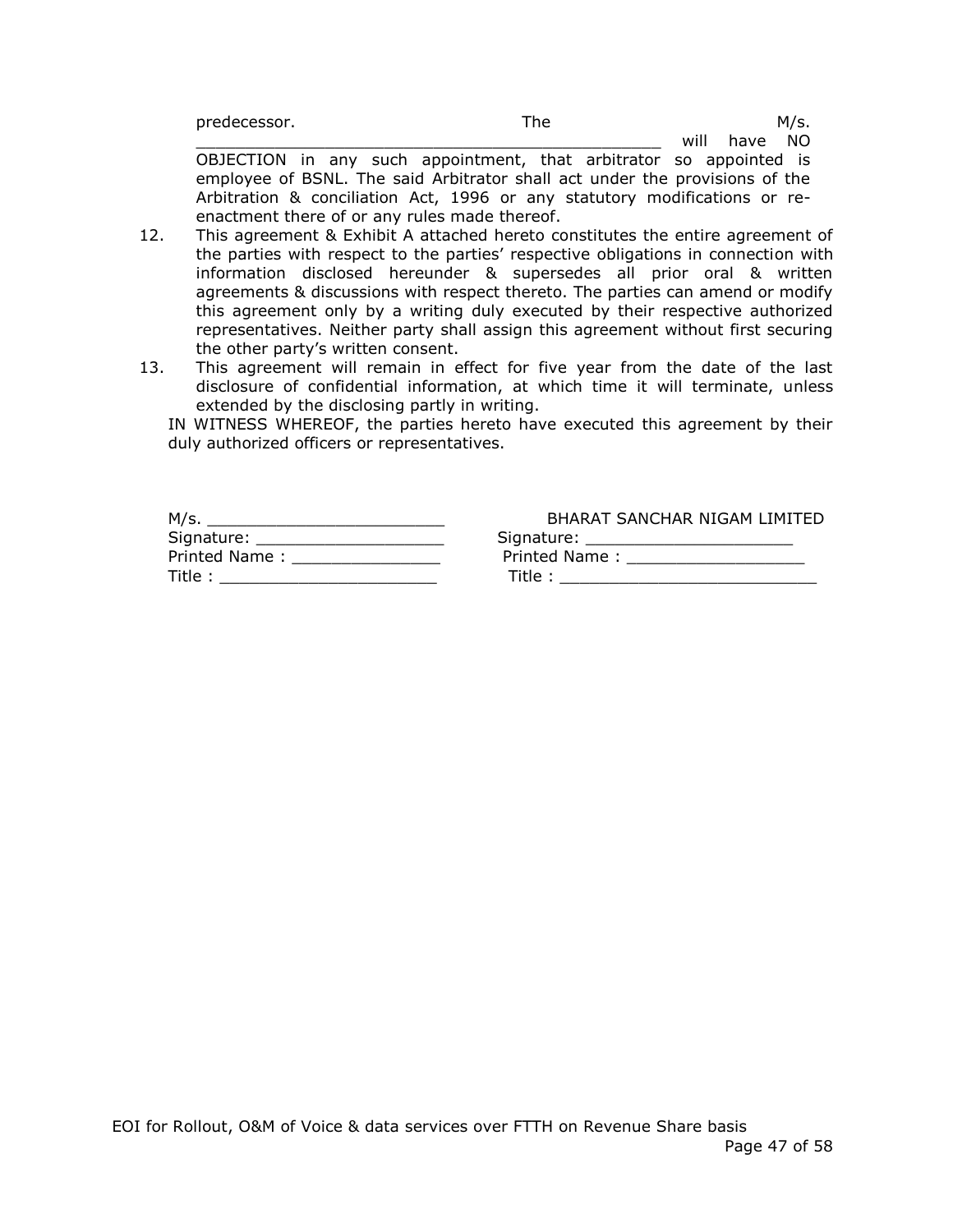predecessor. The M/s. _______________________________________________ will have NO OBJECTION in any such appointment, that arbitrator so appointed is employee of BSNL. The said Arbitrator shall act under the provisions of the Arbitration & conciliation Act, 1996 or any statutory modifications or re-enactment there of or any rules made thereof.

12. This agreement & Exhibit A attached hereto constitutes the entire agreement of the parties with respect to the parties' respective obligations in connection with information disclosed hereunder & supersedes all prior oral & written agreements & discussions with respect thereto. The parties can amend or modify this agreement only by a writing duly executed by their respective authorized representatives. Neither party shall assign this agreement without first securing the other party's written consent.
13. This agreement will remain in effect for five year from the date of the last disclosure of confidential information, at which time it will terminate, unless extended by the disclosing partly in writing.

IN WITNESS WHEREOF, the parties hereto have executed this agreement by their duly authorized officers or representatives.

| M/s. ________________________ | BHARAT SANCHAR NIGAM LIMITED |
|---|---|
| Signature: ___________________ | Signature: _____________________ |
| Printed Name : _______________ | Printed Name : __________________ |
| Title : ______________________ | Title : __________________________ |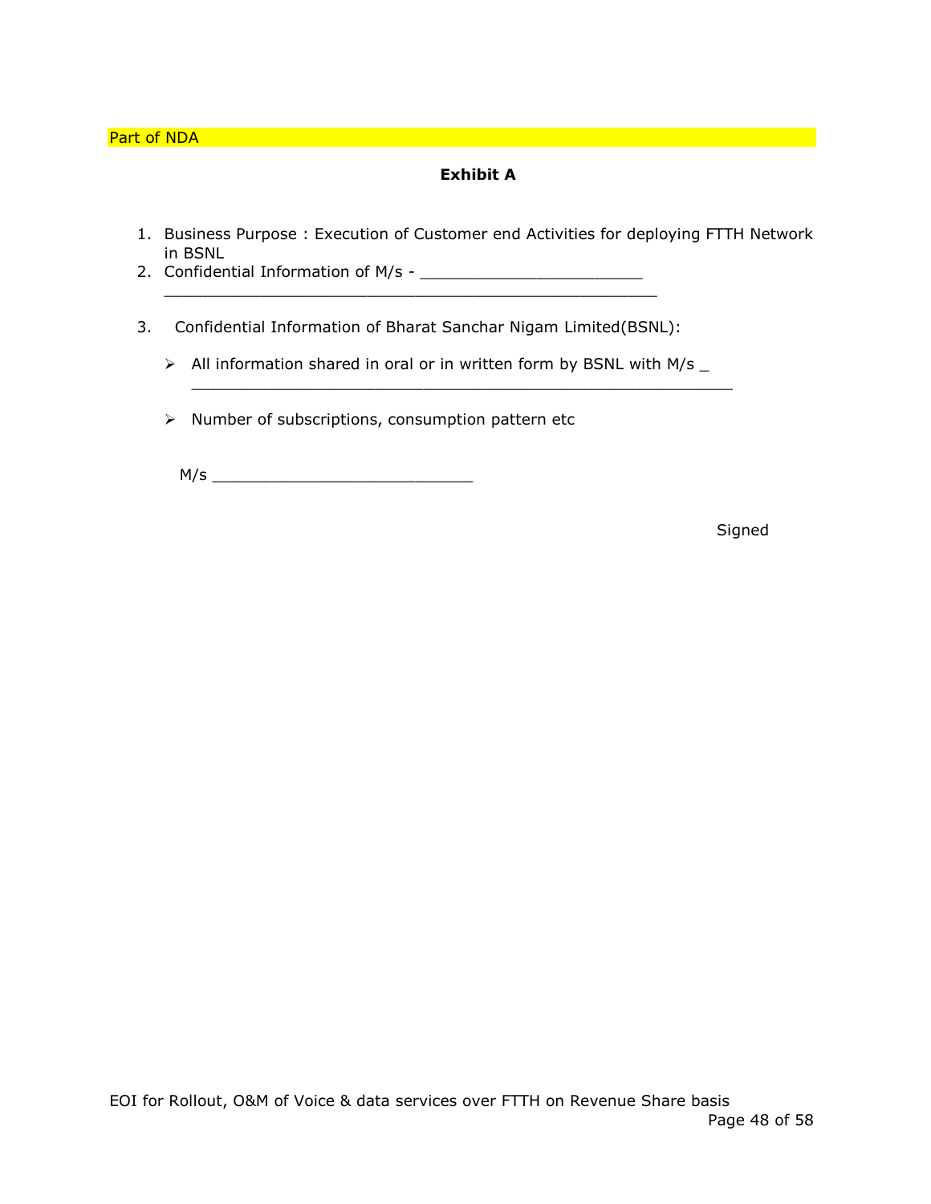Part of NDA

**Exhibit A**

1. Business Purpose : Execution of Customer end Activities for deploying FTTH Network in BSNL
2. Confidential Information of M/s - _______________________ _______________________________________________________

3. Confidential Information of Bharat Sanchar Nigam Limited(BSNL):

   - All information shared in oral or in written form by BSNL with M/s _ ____________________________________________________________

   - Number of subscriptions, consumption pattern etc

M/s ___________________________

Signed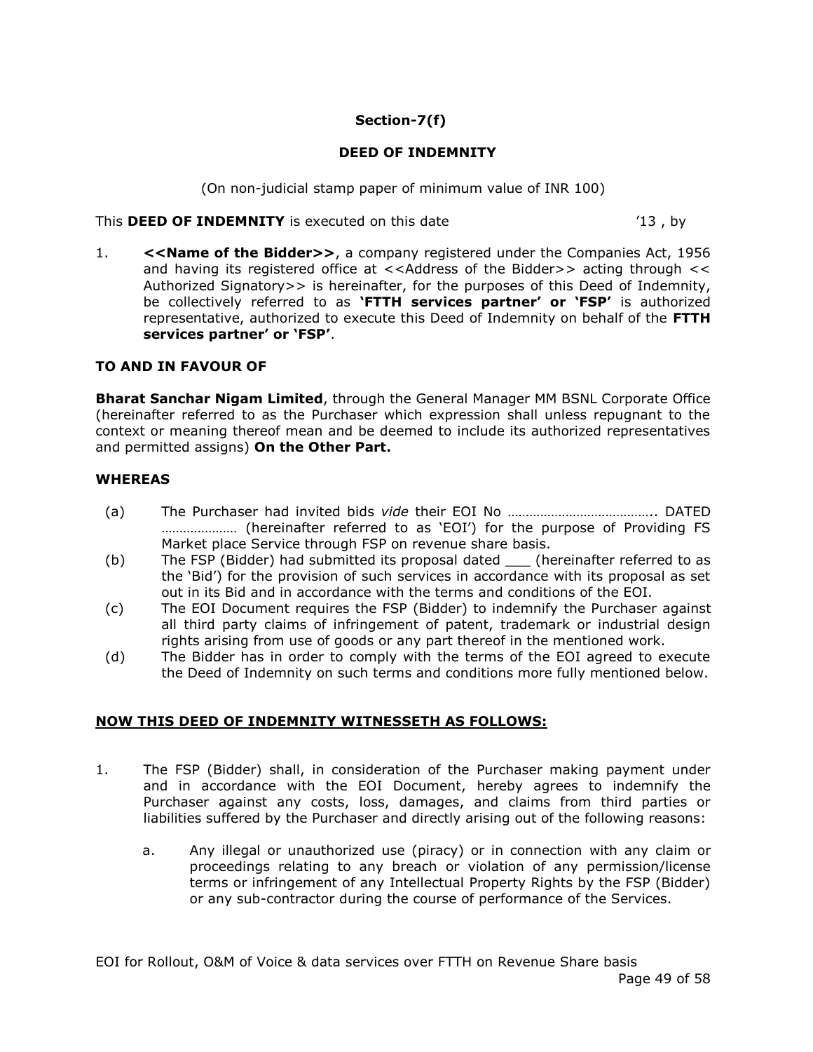**Section-7(f)**

**DEED OF INDEMNITY**

(On non-judicial stamp paper of minimum value of INR 100)

This **DEED OF INDEMNITY** is executed on this date '13 , by

1. **<<Name of the Bidder>>**, a company registered under the Companies Act, 1956 and having its registered office at <<Address of the Bidder>> acting through << Authorized Signatory>> is hereinafter, for the purposes of this Deed of Indemnity, be collectively referred to as **'FTTH services partner' or 'FSP'** is authorized representative, authorized to execute this Deed of Indemnity on behalf of the **FTTH services partner' or 'FSP'**.

**TO AND IN FAVOUR OF**

**Bharat Sanchar Nigam Limited**, through the General Manager MM BSNL Corporate Office (hereinafter referred to as the Purchaser which expression shall unless repugnant to the context or meaning thereof mean and be deemed to include its authorized representatives and permitted assigns) **On the Other Part.**

**WHEREAS**

(a) The Purchaser had invited bids *vide* their EOI No ………………………………….. DATED ………………… (hereinafter referred to as 'EOI') for the purpose of Providing FS Market place Service through FSP on revenue share basis.

(b) The FSP (Bidder) had submitted its proposal dated ___ (hereinafter referred to as the 'Bid') for the provision of such services in accordance with its proposal as set out in its Bid and in accordance with the terms and conditions of the EOI.

(c) The EOI Document requires the FSP (Bidder) to indemnify the Purchaser against all third party claims of infringement of patent, trademark or industrial design rights arising from use of goods or any part thereof in the mentioned work.

(d) The Bidder has in order to comply with the terms of the EOI agreed to execute the Deed of Indemnity on such terms and conditions more fully mentioned below.

**<u>NOW THIS DEED OF INDEMNITY WITNESSETH AS FOLLOWS:</u>**

1. The FSP (Bidder) shall, in consideration of the Purchaser making payment under and in accordance with the EOI Document, hereby agrees to indemnify the Purchaser against any costs, loss, damages, and claims from third parties or liabilities suffered by the Purchaser and directly arising out of the following reasons:

   a. Any illegal or unauthorized use (piracy) or in connection with any claim or proceedings relating to any breach or violation of any permission/license terms or infringement of any Intellectual Property Rights by the FSP (Bidder) or any sub-contractor during the course of performance of the Services.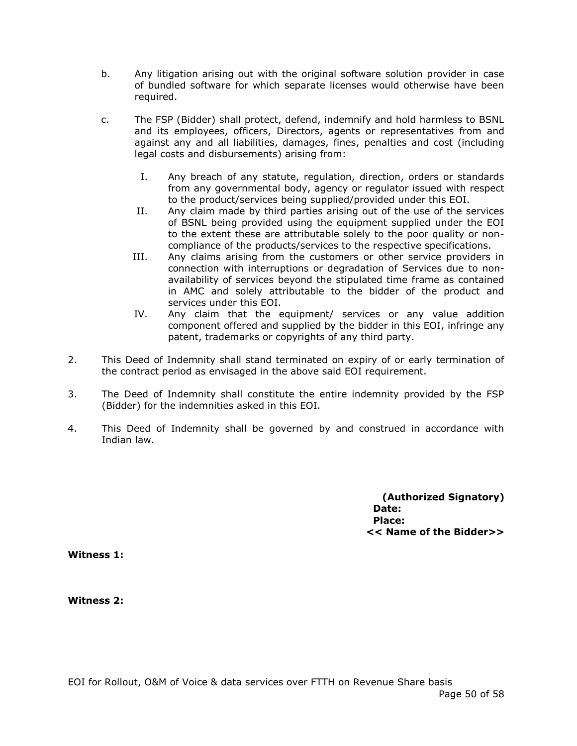b. Any litigation arising out with the original software solution provider in case of bundled software for which separate licenses would otherwise have been required.

c. The FSP (Bidder) shall protect, defend, indemnify and hold harmless to BSNL and its employees, officers, Directors, agents or representatives from and against any and all liabilities, damages, fines, penalties and cost (including legal costs and disbursements) arising from:

   I. Any breach of any statute, regulation, direction, orders or standards from any governmental body, agency or regulator issued with respect to the product/services being supplied/provided under this EOI.
   
   II. Any claim made by third parties arising out of the use of the services of BSNL being provided using the equipment supplied under the EOI to the extent these are attributable solely to the poor quality or non-compliance of the products/services to the respective specifications.
   
   III. Any claims arising from the customers or other service providers in connection with interruptions or degradation of Services due to non-availability of services beyond the stipulated time frame as contained in AMC and solely attributable to the bidder of the product and services under this EOI.
   
   IV. Any claim that the equipment/ services or any value addition component offered and supplied by the bidder in this EOI, infringe any patent, trademarks or copyrights of any third party.

2. This Deed of Indemnity shall stand terminated on expiry of or early termination of the contract period as envisaged in the above said EOI requirement.

3. The Deed of Indemnity shall constitute the entire indemnity provided by the FSP (Bidder) for the indemnities asked in this EOI.

4. This Deed of Indemnity shall be governed by and construed in accordance with Indian law.

**(Authorized Signatory)**
**Date:**
**Place:**
**<< Name of the Bidder>>**

**Witness 1:**

**Witness 2:**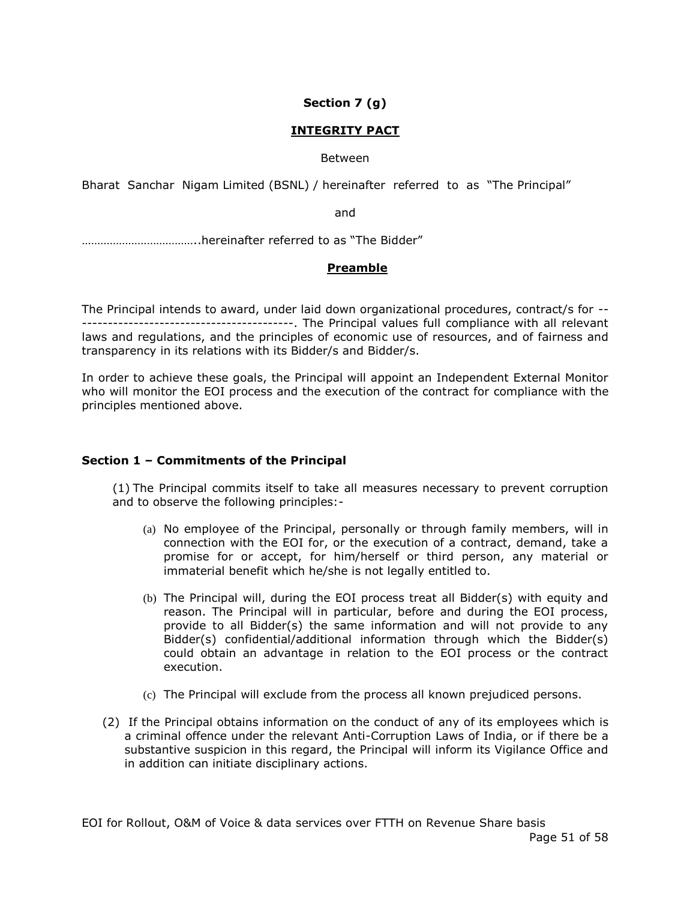**Section 7 (g)**

**INTEGRITY PACT**

Between

Bharat Sanchar Nigam Limited (BSNL) / hereinafter referred to as "The Principal"

and

………………………………..hereinafter referred to as "The Bidder"

**Preamble**

The Principal intends to award, under laid down organizational procedures, contract/s for -------------------------------------------. The Principal values full compliance with all relevant laws and regulations, and the principles of economic use of resources, and of fairness and transparency in its relations with its Bidder/s and Bidder/s.

In order to achieve these goals, the Principal will appoint an Independent External Monitor who will monitor the EOI process and the execution of the contract for compliance with the principles mentioned above.

**Section 1 – Commitments of the Principal**

(1) The Principal commits itself to take all measures necessary to prevent corruption and to observe the following principles:-

(a) No employee of the Principal, personally or through family members, will in connection with the EOI for, or the execution of a contract, demand, take a promise for or accept, for him/herself or third person, any material or immaterial benefit which he/she is not legally entitled to.

(b) The Principal will, during the EOI process treat all Bidder(s) with equity and reason. The Principal will in particular, before and during the EOI process, provide to all Bidder(s) the same information and will not provide to any Bidder(s) confidential/additional information through which the Bidder(s) could obtain an advantage in relation to the EOI process or the contract execution.

(c) The Principal will exclude from the process all known prejudiced persons.

(2) If the Principal obtains information on the conduct of any of its employees which is a criminal offence under the relevant Anti-Corruption Laws of India, or if there be a substantive suspicion in this regard, the Principal will inform its Vigilance Office and in addition can initiate disciplinary actions.

EOI for Rollout, O&M of Voice & data services over FTTH on Revenue Share basis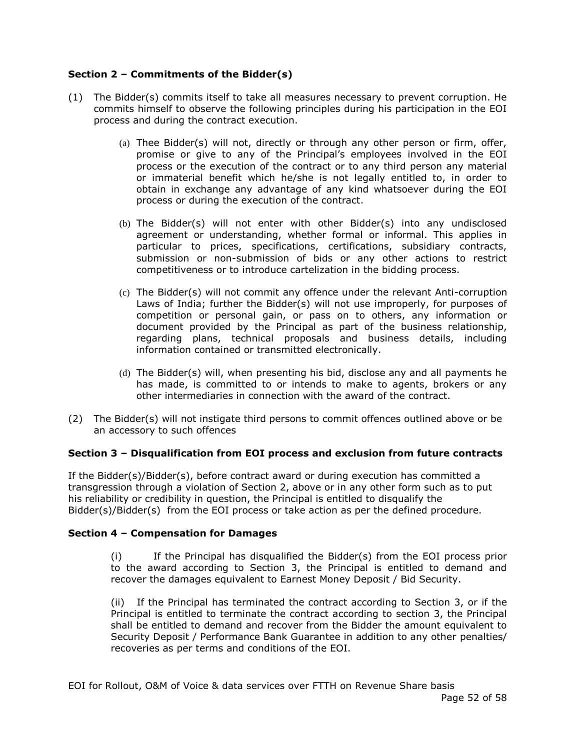**Section 2 – Commitments of the Bidder(s)**

(1) The Bidder(s) commits itself to take all measures necessary to prevent corruption. He commits himself to observe the following principles during his participation in the EOI process and during the contract execution.

   (a) Thee Bidder(s) will not, directly or through any other person or firm, offer, promise or give to any of the Principal's employees involved in the EOI process or the execution of the contract or to any third person any material or immaterial benefit which he/she is not legally entitled to, in order to obtain in exchange any advantage of any kind whatsoever during the EOI process or during the execution of the contract.

   (b) The Bidder(s) will not enter with other Bidder(s) into any undisclosed agreement or understanding, whether formal or informal. This applies in particular to prices, specifications, certifications, subsidiary contracts, submission or non-submission of bids or any other actions to restrict competitiveness or to introduce cartelization in the bidding process.

   (c) The Bidder(s) will not commit any offence under the relevant Anti-corruption Laws of India; further the Bidder(s) will not use improperly, for purposes of competition or personal gain, or pass on to others, any information or document provided by the Principal as part of the business relationship, regarding plans, technical proposals and business details, including information contained or transmitted electronically.

   (d) The Bidder(s) will, when presenting his bid, disclose any and all payments he has made, is committed to or intends to make to agents, brokers or any other intermediaries in connection with the award of the contract.

(2) The Bidder(s) will not instigate third persons to commit offences outlined above or be an accessory to such offences

**Section 3 – Disqualification from EOI process and exclusion from future contracts**

If the Bidder(s)/Bidder(s), before contract award or during execution has committed a transgression through a violation of Section 2, above or in any other form such as to put his reliability or credibility in question, the Principal is entitled to disqualify the Bidder(s)/Bidder(s) from the EOI process or take action as per the defined procedure.

**Section 4 – Compensation for Damages**

(i) If the Principal has disqualified the Bidder(s) from the EOI process prior to the award according to Section 3, the Principal is entitled to demand and recover the damages equivalent to Earnest Money Deposit / Bid Security.

(ii) If the Principal has terminated the contract according to Section 3, or if the Principal is entitled to terminate the contract according to section 3, the Principal shall be entitled to demand and recover from the Bidder the amount equivalent to Security Deposit / Performance Bank Guarantee in addition to any other penalties/ recoveries as per terms and conditions of the EOI.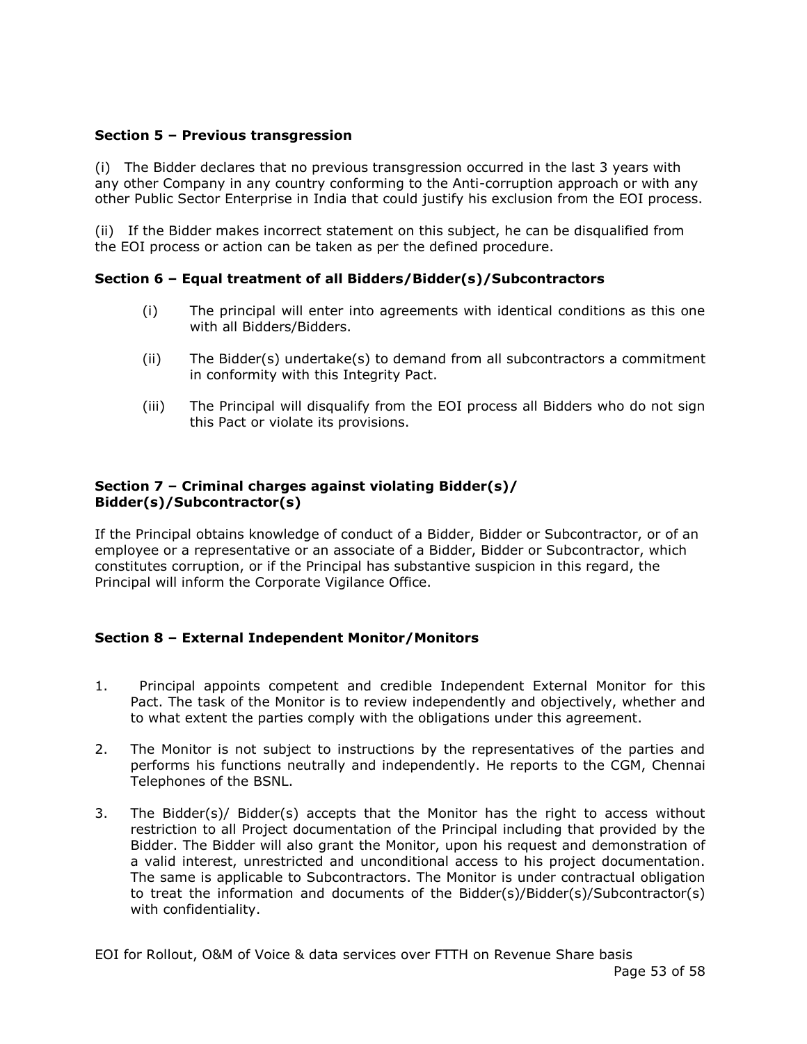**Section 5 – Previous transgression**

(i) The Bidder declares that no previous transgression occurred in the last 3 years with any other Company in any country conforming to the Anti-corruption approach or with any other Public Sector Enterprise in India that could justify his exclusion from the EOI process.

(ii) If the Bidder makes incorrect statement on this subject, he can be disqualified from the EOI process or action can be taken as per the defined procedure.

**Section 6 – Equal treatment of all Bidders/Bidder(s)/Subcontractors**

(i) The principal will enter into agreements with identical conditions as this one with all Bidders/Bidders.

(ii) The Bidder(s) undertake(s) to demand from all subcontractors a commitment in conformity with this Integrity Pact.

(iii) The Principal will disqualify from the EOI process all Bidders who do not sign this Pact or violate its provisions.

**Section 7 – Criminal charges against violating Bidder(s)/ Bidder(s)/Subcontractor(s)**

If the Principal obtains knowledge of conduct of a Bidder, Bidder or Subcontractor, or of an employee or a representative or an associate of a Bidder, Bidder or Subcontractor, which constitutes corruption, or if the Principal has substantive suspicion in this regard, the Principal will inform the Corporate Vigilance Office.

**Section 8 – External Independent Monitor/Monitors**

1. Principal appoints competent and credible Independent External Monitor for this Pact. The task of the Monitor is to review independently and objectively, whether and to what extent the parties comply with the obligations under this agreement.

2. The Monitor is not subject to instructions by the representatives of the parties and performs his functions neutrally and independently. He reports to the CGM, Chennai Telephones of the BSNL.

3. The Bidder(s)/ Bidder(s) accepts that the Monitor has the right to access without restriction to all Project documentation of the Principal including that provided by the Bidder. The Bidder will also grant the Monitor, upon his request and demonstration of a valid interest, unrestricted and unconditional access to his project documentation. The same is applicable to Subcontractors. The Monitor is under contractual obligation to treat the information and documents of the Bidder(s)/Bidder(s)/Subcontractor(s) with confidentiality.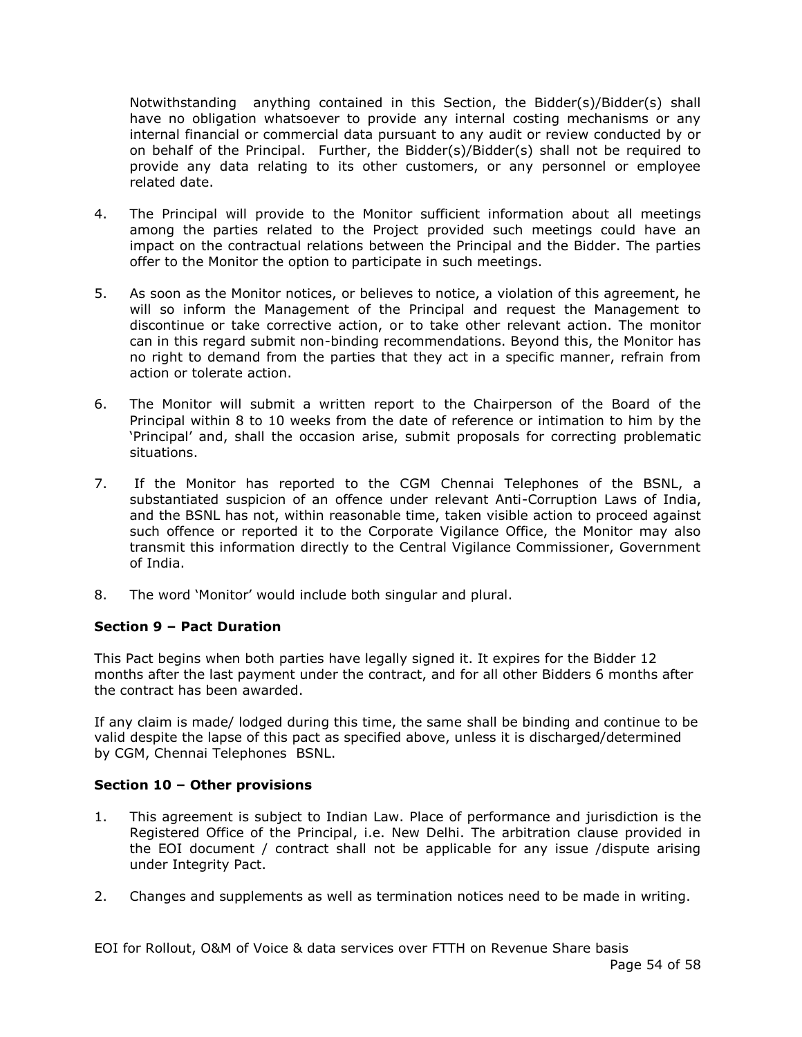Notwithstanding anything contained in this Section, the Bidder(s)/Bidder(s) shall have no obligation whatsoever to provide any internal costing mechanisms or any internal financial or commercial data pursuant to any audit or review conducted by or on behalf of the Principal. Further, the Bidder(s)/Bidder(s) shall not be required to provide any data relating to its other customers, or any personnel or employee related date.

4. The Principal will provide to the Monitor sufficient information about all meetings among the parties related to the Project provided such meetings could have an impact on the contractual relations between the Principal and the Bidder. The parties offer to the Monitor the option to participate in such meetings.

5. As soon as the Monitor notices, or believes to notice, a violation of this agreement, he will so inform the Management of the Principal and request the Management to discontinue or take corrective action, or to take other relevant action. The monitor can in this regard submit non-binding recommendations. Beyond this, the Monitor has no right to demand from the parties that they act in a specific manner, refrain from action or tolerate action.

6. The Monitor will submit a written report to the Chairperson of the Board of the Principal within 8 to 10 weeks from the date of reference or intimation to him by the 'Principal' and, shall the occasion arise, submit proposals for correcting problematic situations.

7. If the Monitor has reported to the CGM Chennai Telephones of the BSNL, a substantiated suspicion of an offence under relevant Anti-Corruption Laws of India, and the BSNL has not, within reasonable time, taken visible action to proceed against such offence or reported it to the Corporate Vigilance Office, the Monitor may also transmit this information directly to the Central Vigilance Commissioner, Government of India.

8. The word 'Monitor' would include both singular and plural.

**Section 9 – Pact Duration**

This Pact begins when both parties have legally signed it. It expires for the Bidder 12 months after the last payment under the contract, and for all other Bidders 6 months after the contract has been awarded.

If any claim is made/ lodged during this time, the same shall be binding and continue to be valid despite the lapse of this pact as specified above, unless it is discharged/determined by CGM, Chennai Telephones BSNL.

**Section 10 – Other provisions**

1. This agreement is subject to Indian Law. Place of performance and jurisdiction is the Registered Office of the Principal, i.e. New Delhi. The arbitration clause provided in the EOI document / contract shall not be applicable for any issue /dispute arising under Integrity Pact.

2. Changes and supplements as well as termination notices need to be made in writing.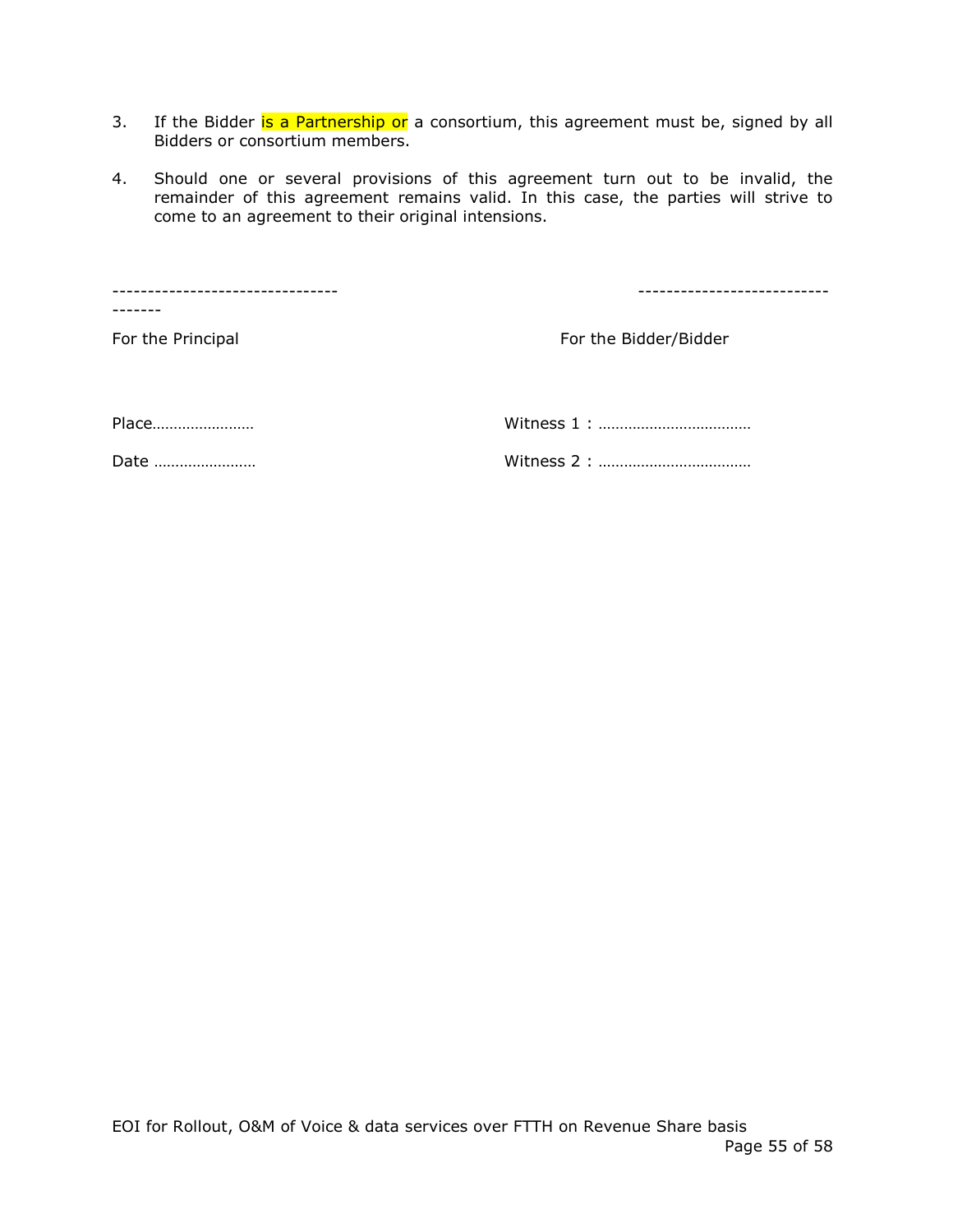3. If the Bidder is a Partnership or a consortium, this agreement must be, signed by all Bidders or consortium members.

4. Should one or several provisions of this agreement turn out to be invalid, the remainder of this agreement remains valid. In this case, the parties will strive to come to an agreement to their original intensions.

--------------------------------------- ---------------------------

For the Principal For the Bidder/Bidder

Place…………………… Witness 1 : ………………………………

Date …………………… Witness 2 : ………………………………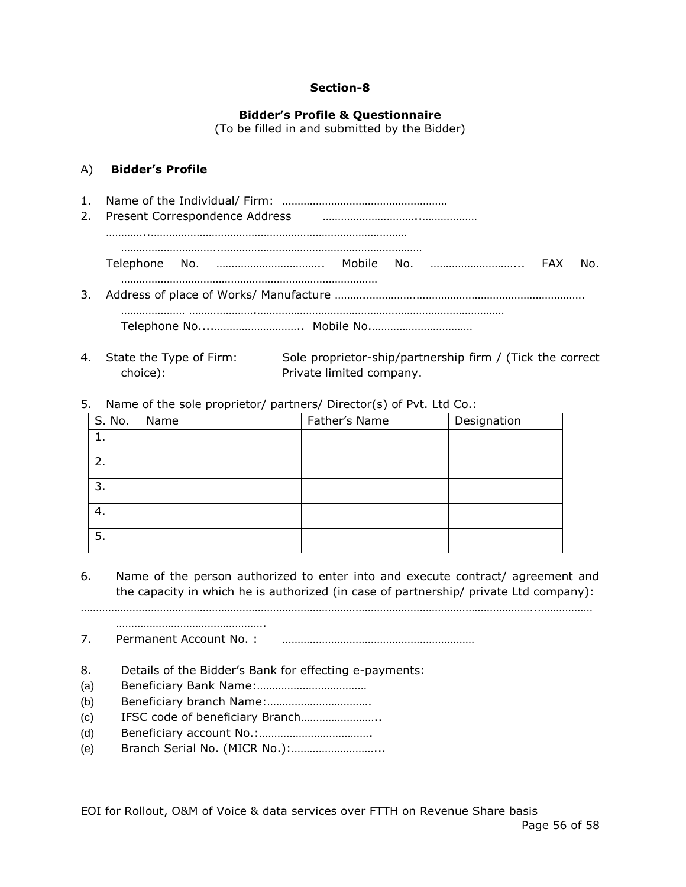**Section-8**

**Bidder's Profile & Questionnaire**
(To be filled in and submitted by the Bidder)

A) **Bidder's Profile**

1. Name of the Individual/ Firm: ………………………………………………
2. Present Correspondence Address ………………………….………………
   …………..……………………………………………………………………
   ………………………..…………………………………………………………
   Telephone No. …………………………….. Mobile No. ………………………... FAX No. …………………………………………………………………………
3. Address of place of Works/ Manufacture ………..……………..……………………………………………….
   ………………… …………………..……………………………………………………………………
   Telephone No....……………………….. Mobile No.……………………………
4. State the Type of Firm: (Tick the correct choice): Sole proprietor-ship/partnership firm / Private limited company.
5. Name of the sole proprietor/ partners/ Director(s) of Pvt. Ltd Co.:

| S. No. | Name | Father's Name | Designation |
|---|---|---|---|
| 1. | | | |
| 2. | | | |
| 3. | | | |
| 4. | | | |
| 5. | | | |

6. Name of the person authorized to enter into and execute contract/ agreement and the capacity in which he is authorized (in case of partnership/ private Ltd company):
   …………………………………………………………………………………………………………………..………………
   ………………………………………….
7. Permanent Account No. : ………………………………………………………
8. Details of the Bidder's Bank for effecting e-payments:
   (a) Beneficiary Bank Name:………………………………
   (b) Beneficiary branch Name:…………………………….
   (c) IFSC code of beneficiary Branch……………………..
   (d) Beneficiary account No.:……………………………….
   (e) Branch Serial No. (MICR No.):………………………...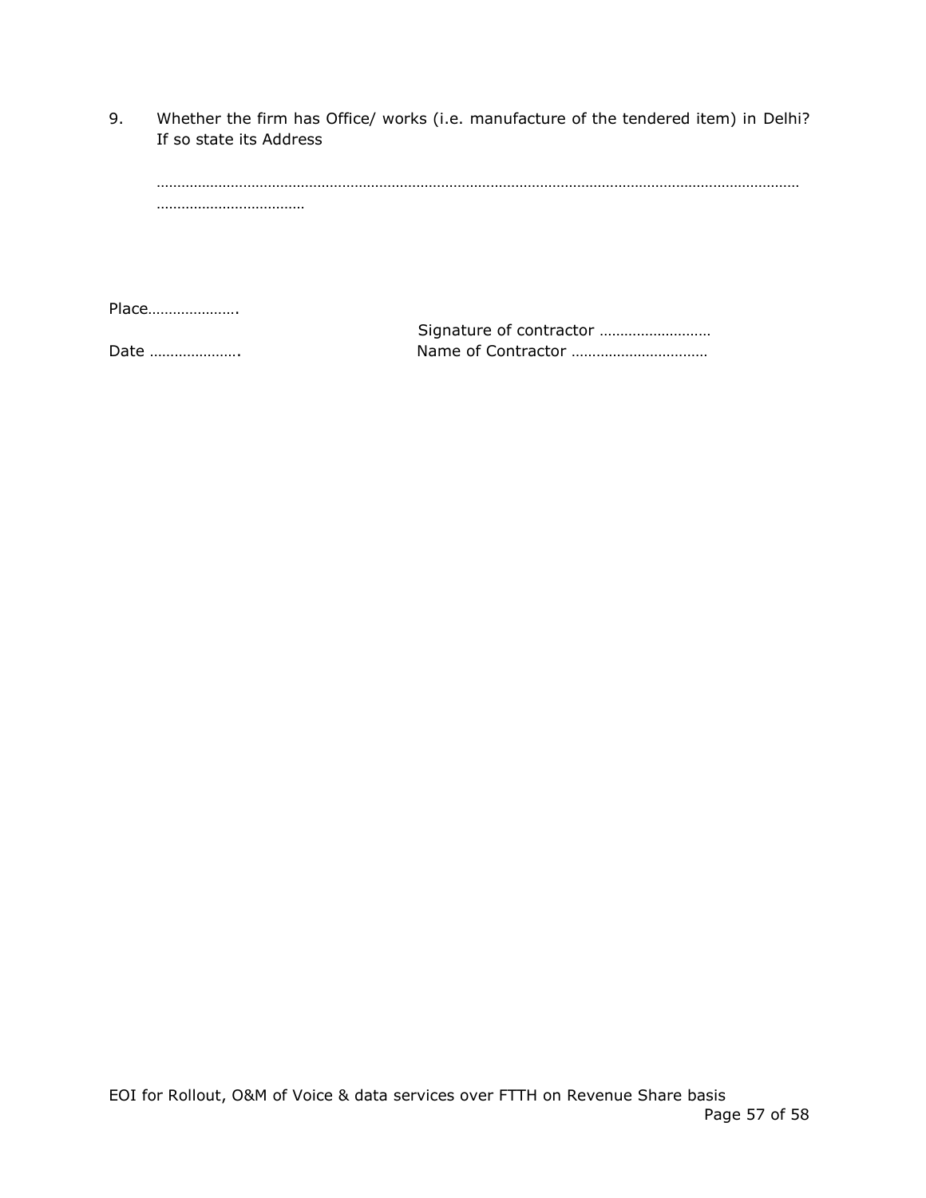9. Whether the firm has Office/ works (i.e. manufacture of the tended item) in Delhi? If so state its Address

……………………………………………………………………………………………………………………………………………
………………………………

Place………………….

Signature of contractor ………………………

Date ………………….

Name of Contractor ……………………………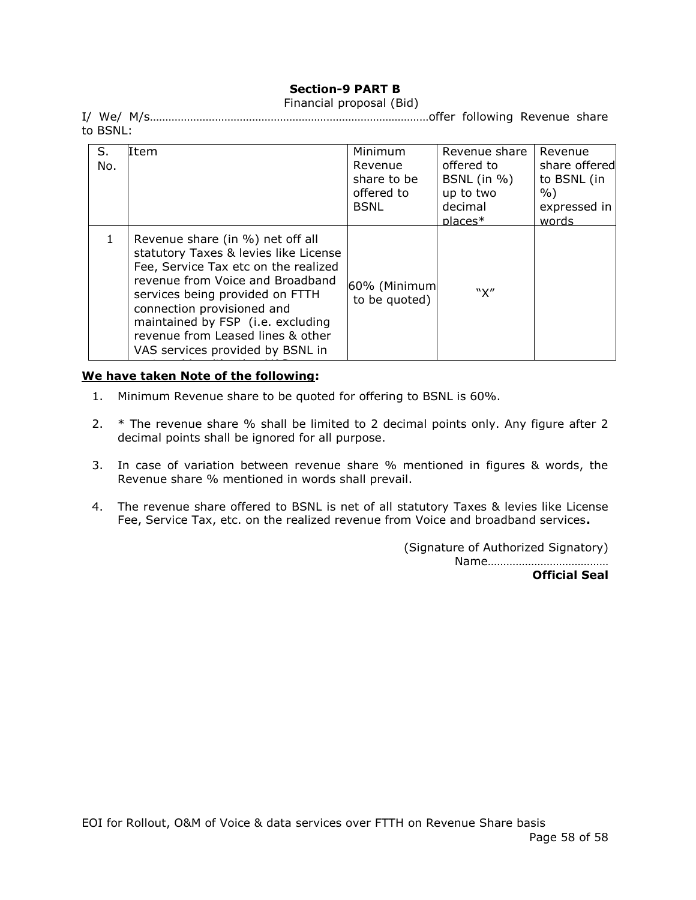## Section-9 PART B

Financial proposal (Bid)

I/ We/ M/s………………………………………………………………………………offer following Revenue share to BSNL:

| S. No. | Item | Minimum Revenue share to be offered to BSNL | Revenue share offered to BSNL (in %) up to two decimal places* | Revenue share offered to BSNL (in %) expressed in words |
|---|---|---|---|---|
| 1 | Revenue share (in %) net off all statutory Taxes & levies like License Fee, Service Tax etc on the realized revenue from Voice and Broadband services being provided on FTTH connection provisioned and maintained by FSP (i.e. excluding revenue from Leased lines & other VAS services provided by BSNL in | 60% (Minimum to be quoted) | "X" | |

**<u>We have taken Note of the following</u>:**

1. Minimum Revenue share to be quoted for offering to BSNL is 60%.
2. * The revenue share % shall be limited to 2 decimal points only. Any figure after 2 decimal points shall be ignored for all purpose.
3. In case of variation between revenue share % mentioned in figures & words, the Revenue share % mentioned in words shall prevail.
4. The revenue share offered to BSNL is net of all statutory Taxes & levies like License Fee, Service Tax, etc. on the realized revenue from Voice and broadband services**.**

(Signature of Authorized Signatory)
Name…………………………………
**Official Seal**